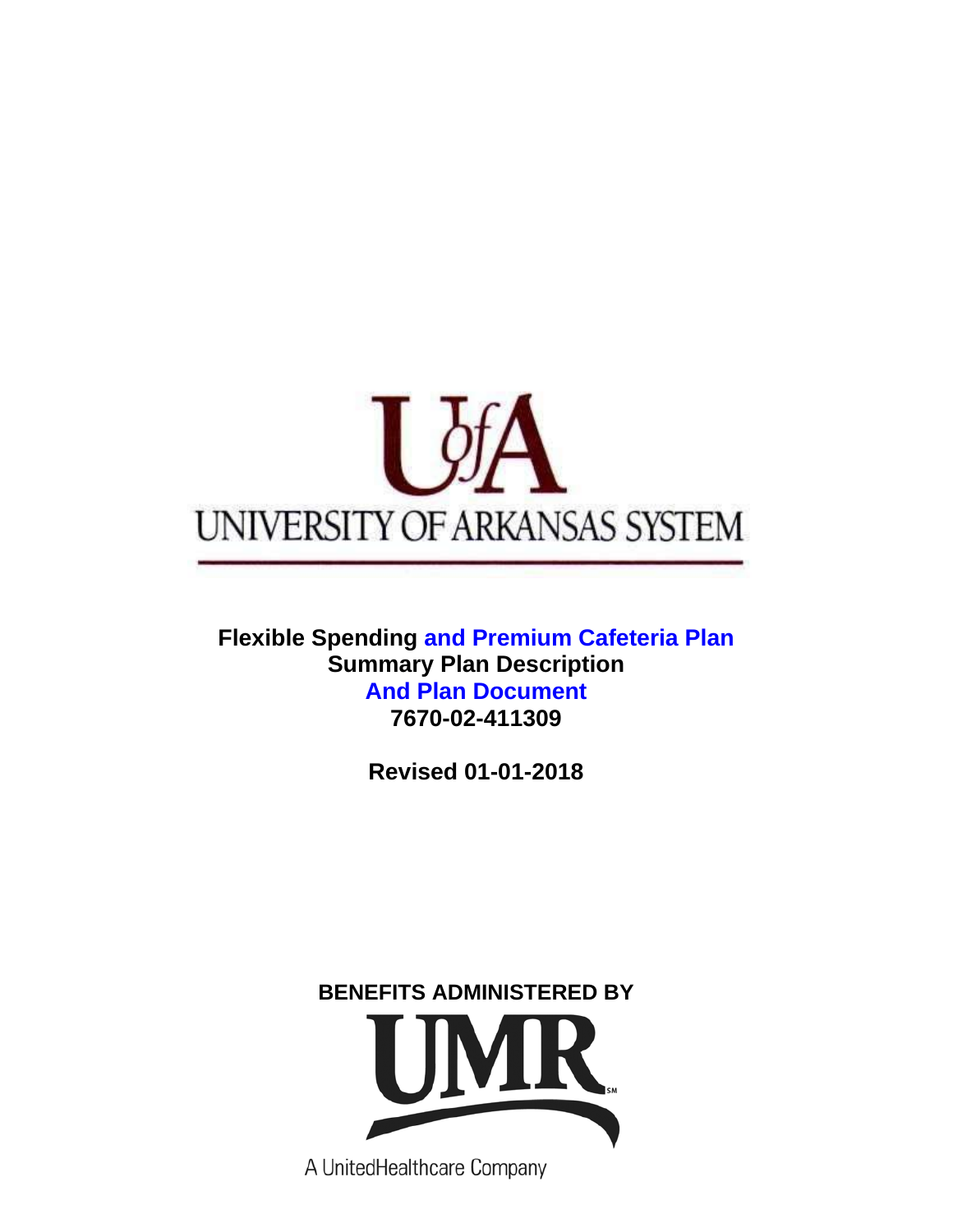UofA

UNIVERSITY OF ARKANSAS SYSTEM

**Flexible Spending and Premium Cafeteria Plan**
**Summary Plan Description**
**And Plan Document**
**7670-02-411309**

**Revised 01-01-2018**

**BENEFITS ADMINISTERED BY**

UMR

A UnitedHealthcare Company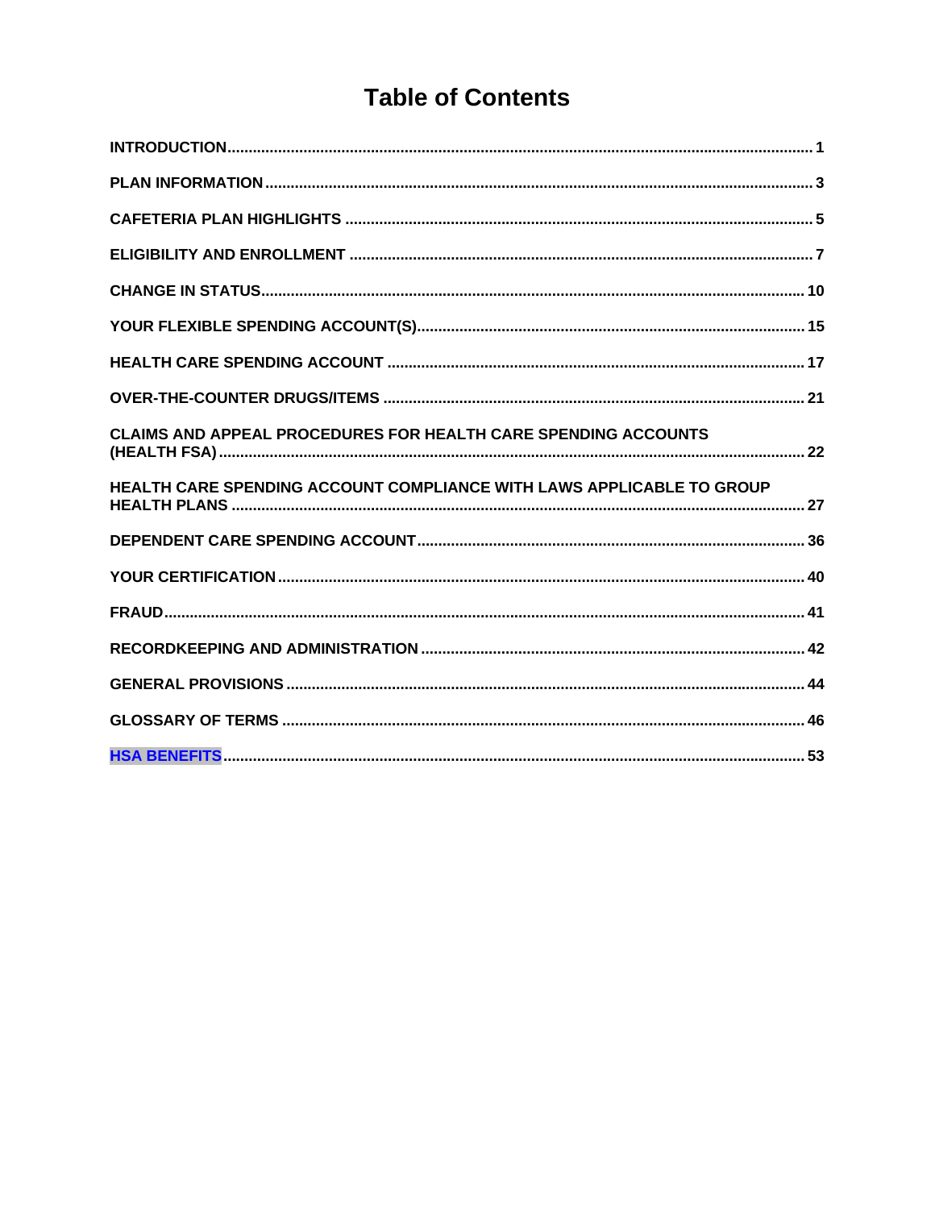# Table of Contents

| | |
|---|---|
| **INTRODUCTION** | **1** |
| **PLAN INFORMATION** | **3** |
| **CAFETERIA PLAN HIGHLIGHTS** | **5** |
| **ELIGIBILITY AND ENROLLMENT** | **7** |
| **CHANGE IN STATUS** | **10** |
| **YOUR FLEXIBLE SPENDING ACCOUNT(S)** | **15** |
| **HEALTH CARE SPENDING ACCOUNT** | **17** |
| **OVER-THE-COUNTER DRUGS/ITEMS** | **21** |
| **CLAIMS AND APPEAL PROCEDURES FOR HEALTH CARE SPENDING ACCOUNTS (HEALTH FSA)** | **22** |
| **HEALTH CARE SPENDING ACCOUNT COMPLIANCE WITH LAWS APPLICABLE TO GROUP HEALTH PLANS** | **27** |
| **DEPENDENT CARE SPENDING ACCOUNT** | **36** |
| **YOUR CERTIFICATION** | **40** |
| **FRAUD** | **41** |
| **RECORDKEEPING AND ADMINISTRATION** | **42** |
| **GENERAL PROVISIONS** | **44** |
| **GLOSSARY OF TERMS** | **46** |
| **HSA BENEFITS** | **53** |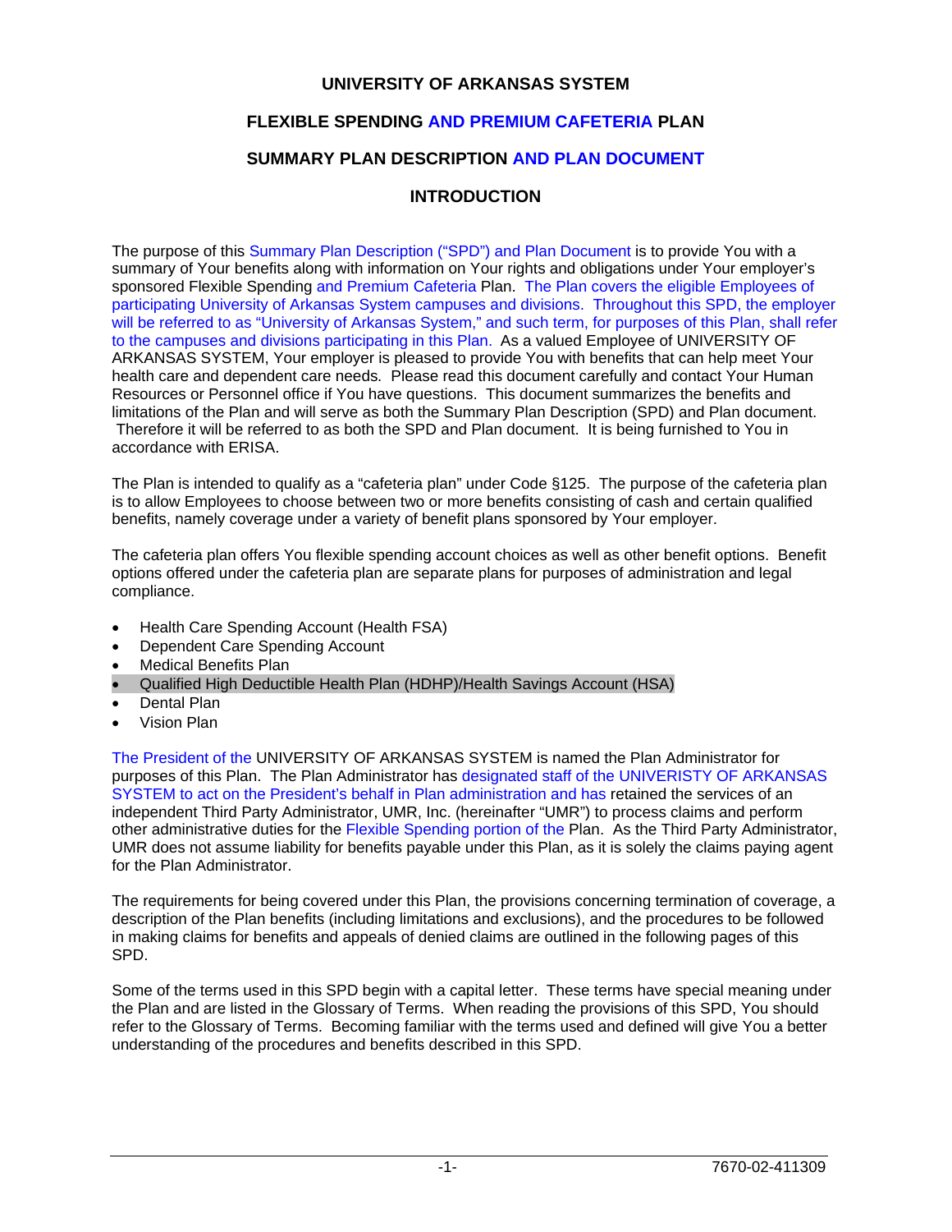# UNIVERSITY OF ARKANSAS SYSTEM

## FLEXIBLE SPENDING AND PREMIUM CAFETERIA PLAN

## SUMMARY PLAN DESCRIPTION AND PLAN DOCUMENT

## INTRODUCTION

The purpose of this Summary Plan Description ("SPD") and Plan Document is to provide You with a summary of Your benefits along with information on Your rights and obligations under Your employer's sponsored Flexible Spending and Premium Cafeteria Plan. The Plan covers the eligible Employees of participating University of Arkansas System campuses and divisions. Throughout this SPD, the employer will be referred to as "University of Arkansas System," and such term, for purposes of this Plan, shall refer to the campuses and divisions participating in this Plan. As a valued Employee of UNIVERSITY OF ARKANSAS SYSTEM, Your employer is pleased to provide You with benefits that can help meet Your health care and dependent care needs. Please read this document carefully and contact Your Human Resources or Personnel office if You have questions. This document summarizes the benefits and limitations of the Plan and will serve as both the Summary Plan Description (SPD) and Plan document. Therefore it will be referred to as both the SPD and Plan document. It is being furnished to You in accordance with ERISA.

The Plan is intended to qualify as a "cafeteria plan" under Code §125. The purpose of the cafeteria plan is to allow Employees to choose between two or more benefits consisting of cash and certain qualified benefits, namely coverage under a variety of benefit plans sponsored by Your employer.

The cafeteria plan offers You flexible spending account choices as well as other benefit options. Benefit options offered under the cafeteria plan are separate plans for purposes of administration and legal compliance.

- Health Care Spending Account (Health FSA)
- Dependent Care Spending Account
- Medical Benefits Plan
- Qualified High Deductible Health Plan (HDHP)/Health Savings Account (HSA)
- Dental Plan
- Vision Plan

The President of the UNIVERSITY OF ARKANSAS SYSTEM is named the Plan Administrator for purposes of this Plan. The Plan Administrator has designated staff of the UNIVERISTY OF ARKANSAS SYSTEM to act on the President's behalf in Plan administration and has retained the services of an independent Third Party Administrator, UMR, Inc. (hereinafter "UMR") to process claims and perform other administrative duties for the Flexible Spending portion of the Plan. As the Third Party Administrator, UMR does not assume liability for benefits payable under this Plan, as it is solely the claims paying agent for the Plan Administrator.

The requirements for being covered under this Plan, the provisions concerning termination of coverage, a description of the Plan benefits (including limitations and exclusions), and the procedures to be followed in making claims for benefits and appeals of denied claims are outlined in the following pages of this SPD.

Some of the terms used in this SPD begin with a capital letter. These terms have special meaning under the Plan and are listed in the Glossary of Terms. When reading the provisions of this SPD, You should refer to the Glossary of Terms. Becoming familiar with the terms used and defined will give You a better understanding of the procedures and benefits described in this SPD.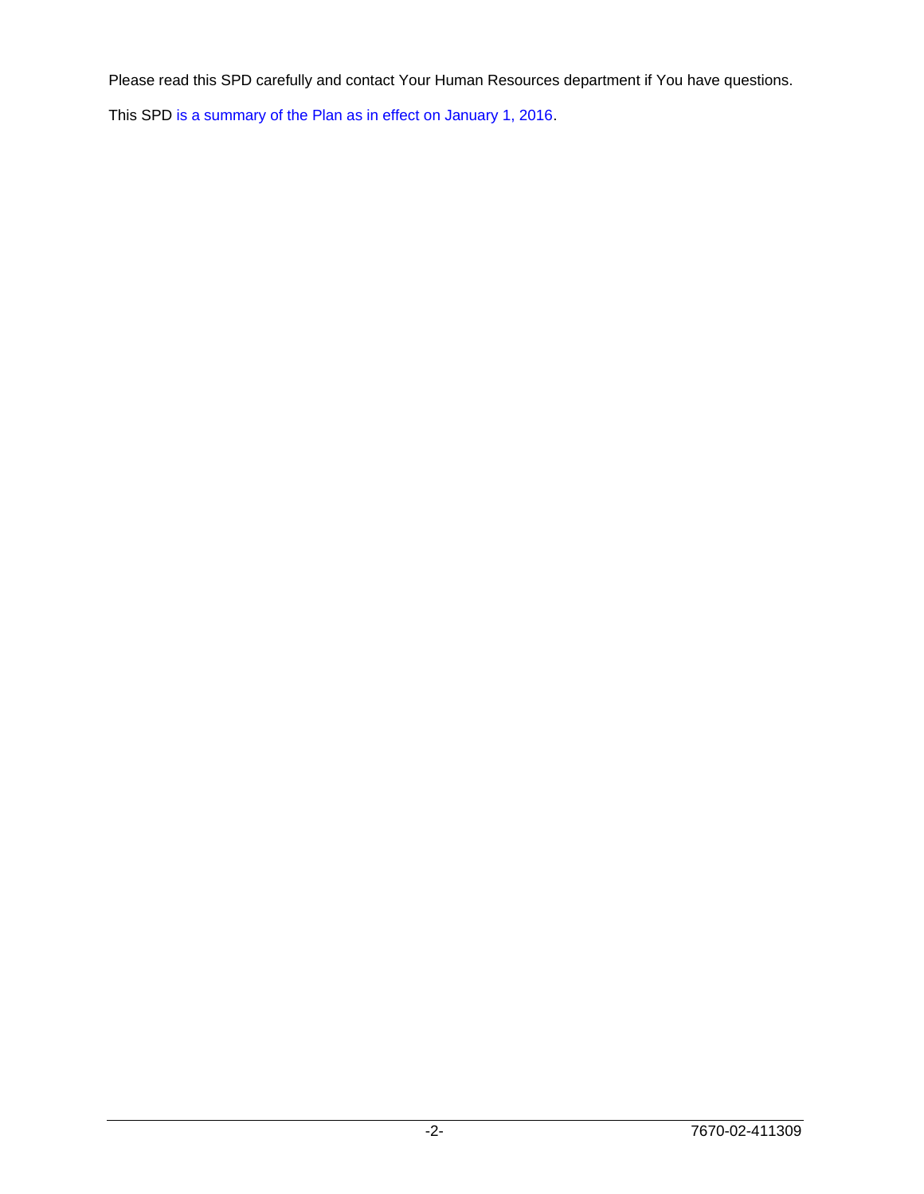Please read this SPD carefully and contact Your Human Resources department if You have questions.

This SPD is a summary of the Plan as in effect on January 1, 2016.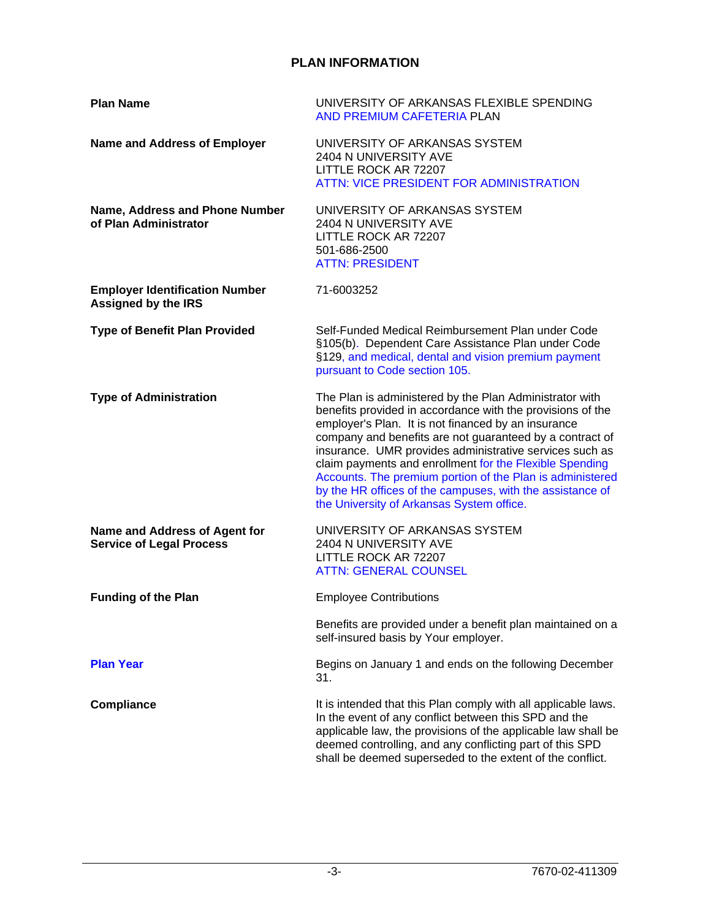# PLAN INFORMATION

| | |
|---|---|
| **Plan Name** | UNIVERSITY OF ARKANSAS FLEXIBLE SPENDING AND PREMIUM CAFETERIA PLAN |
| **Name and Address of Employer** | UNIVERSITY OF ARKANSAS SYSTEM<br>2404 N UNIVERSITY AVE<br>LITTLE ROCK AR 72207<br>ATTN: VICE PRESIDENT FOR ADMINISTRATION |
| **Name, Address and Phone Number of Plan Administrator** | UNIVERSITY OF ARKANSAS SYSTEM<br>2404 N UNIVERSITY AVE<br>LITTLE ROCK AR 72207<br>501-686-2500<br>ATTN: PRESIDENT |
| **Employer Identification Number Assigned by the IRS** | 71-6003252 |
| **Type of Benefit Plan Provided** | Self-Funded Medical Reimbursement Plan under Code §105(b). Dependent Care Assistance Plan under Code §129, and medical, dental and vision premium payment pursuant to Code section 105. |
| **Type of Administration** | The Plan is administered by the Plan Administrator with benefits provided in accordance with the provisions of the employer's Plan. It is not financed by an insurance company and benefits are not guaranteed by a contract of insurance. UMR provides administrative services such as claim payments and enrollment for the Flexible Spending Accounts. The premium portion of the Plan is administered by the HR offices of the campuses, with the assistance of the University of Arkansas System office. |
| **Name and Address of Agent for Service of Legal Process** | UNIVERSITY OF ARKANSAS SYSTEM<br>2404 N UNIVERSITY AVE<br>LITTLE ROCK AR 72207<br>ATTN: GENERAL COUNSEL |
| **Funding of the Plan** | Employee Contributions<br><br>Benefits are provided under a benefit plan maintained on a self-insured basis by Your employer. |
| **Plan Year** | Begins on January 1 and ends on the following December 31. |
| **Compliance** | It is intended that this Plan comply with all applicable laws. In the event of any conflict between this SPD and the applicable law, the provisions of the applicable law shall be deemed controlling, and any conflicting part of this SPD shall be deemed superseded to the extent of the conflict. |

7670-02-411309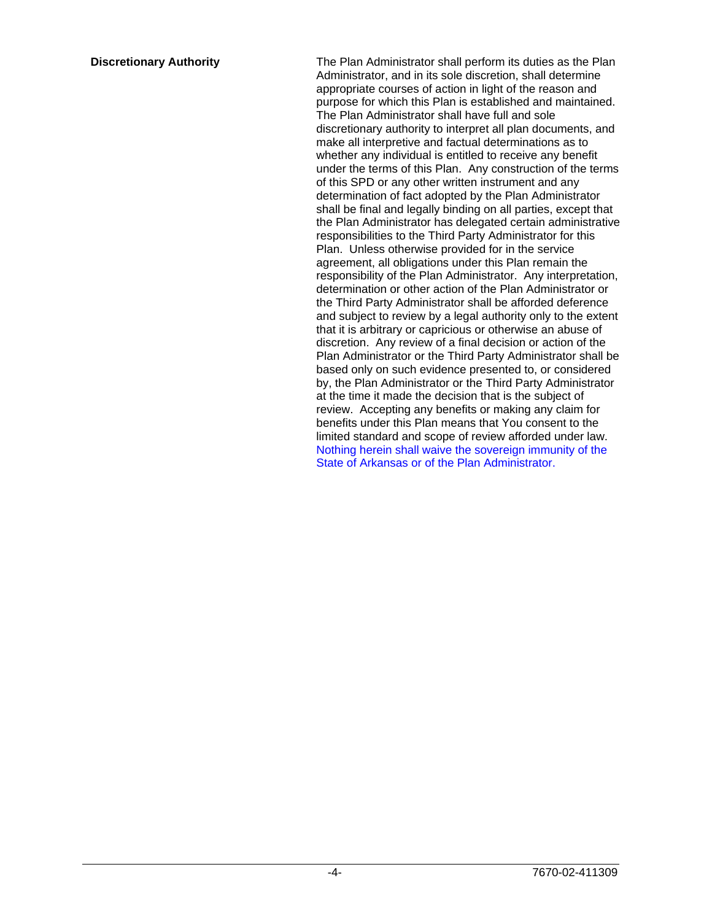**Discretionary Authority**

The Plan Administrator shall perform its duties as the Plan Administrator, and in its sole discretion, shall determine appropriate courses of action in light of the reason and purpose for which this Plan is established and maintained. The Plan Administrator shall have full and sole discretionary authority to interpret all plan documents, and make all interpretive and factual determinations as to whether any individual is entitled to receive any benefit under the terms of this Plan. Any construction of the terms of this SPD or any other written instrument and any determination of fact adopted by the Plan Administrator shall be final and legally binding on all parties, except that the Plan Administrator has delegated certain administrative responsibilities to the Third Party Administrator for this Plan. Unless otherwise provided for in the service agreement, all obligations under this Plan remain the responsibility of the Plan Administrator. Any interpretation, determination or other action of the Plan Administrator or the Third Party Administrator shall be afforded deference and subject to review by a legal authority only to the extent that it is arbitrary or capricious or otherwise an abuse of discretion. Any review of a final decision or action of the Plan Administrator or the Third Party Administrator shall be based only on such evidence presented to, or considered by, the Plan Administrator or the Third Party Administrator at the time it made the decision that is the subject of review. Accepting any benefits or making any claim for benefits under this Plan means that You consent to the limited standard and scope of review afforded under law. Nothing herein shall waive the sovereign immunity of the State of Arkansas or of the Plan Administrator.

7670-02-411309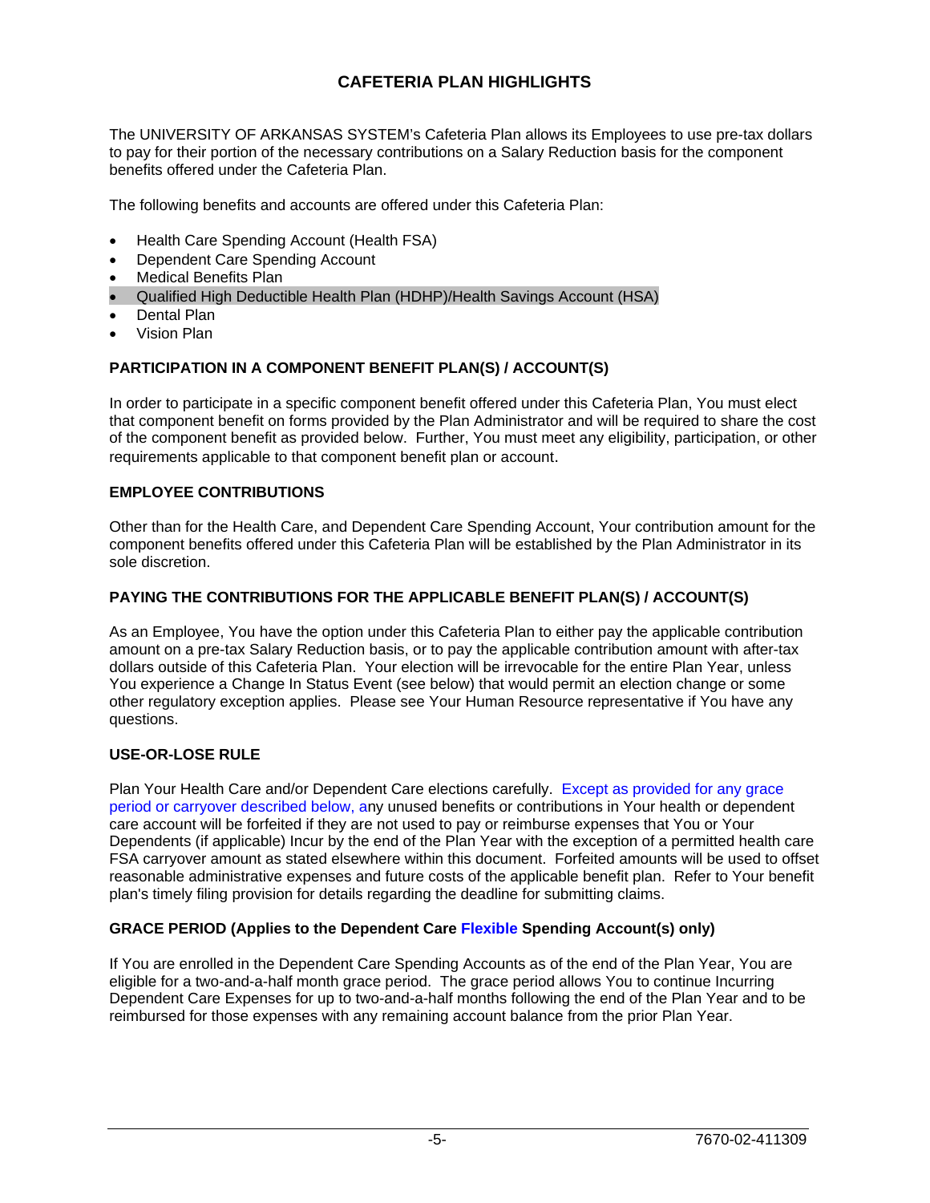## CAFETERIA PLAN HIGHLIGHTS

The UNIVERSITY OF ARKANSAS SYSTEM's Cafeteria Plan allows its Employees to use pre-tax dollars to pay for their portion of the necessary contributions on a Salary Reduction basis for the component benefits offered under the Cafeteria Plan.

The following benefits and accounts are offered under this Cafeteria Plan:

- Health Care Spending Account (Health FSA)
- Dependent Care Spending Account
- Medical Benefits Plan
- Qualified High Deductible Health Plan (HDHP)/Health Savings Account (HSA)
- Dental Plan
- Vision Plan

### PARTICIPATION IN A COMPONENT BENEFIT PLAN(S) / ACCOUNT(S)

In order to participate in a specific component benefit offered under this Cafeteria Plan, You must elect that component benefit on forms provided by the Plan Administrator and will be required to share the cost of the component benefit as provided below. Further, You must meet any eligibility, participation, or other requirements applicable to that component benefit plan or account.

### EMPLOYEE CONTRIBUTIONS

Other than for the Health Care, and Dependent Care Spending Account, Your contribution amount for the component benefits offered under this Cafeteria Plan will be established by the Plan Administrator in its sole discretion.

### PAYING THE CONTRIBUTIONS FOR THE APPLICABLE BENEFIT PLAN(S) / ACCOUNT(S)

As an Employee, You have the option under this Cafeteria Plan to either pay the applicable contribution amount on a pre-tax Salary Reduction basis, or to pay the applicable contribution amount with after-tax dollars outside of this Cafeteria Plan. Your election will be irrevocable for the entire Plan Year, unless You experience a Change In Status Event (see below) that would permit an election change or some other regulatory exception applies. Please see Your Human Resource representative if You have any questions.

### USE-OR-LOSE RULE

Plan Your Health Care and/or Dependent Care elections carefully. Except as provided for any grace period or carryover described below, any unused benefits or contributions in Your health or dependent care account will be forfeited if they are not used to pay or reimburse expenses that You or Your Dependents (if applicable) Incur by the end of the Plan Year with the exception of a permitted health care FSA carryover amount as stated elsewhere within this document. Forfeited amounts will be used to offset reasonable administrative expenses and future costs of the applicable benefit plan. Refer to Your benefit plan's timely filing provision for details regarding the deadline for submitting claims.

### GRACE PERIOD (Applies to the Dependent Care Flexible Spending Account(s) only)

If You are enrolled in the Dependent Care Spending Accounts as of the end of the Plan Year, You are eligible for a two-and-a-half month grace period. The grace period allows You to continue Incurring Dependent Care Expenses for up to two-and-a-half months following the end of the Plan Year and to be reimbursed for those expenses with any remaining account balance from the prior Plan Year.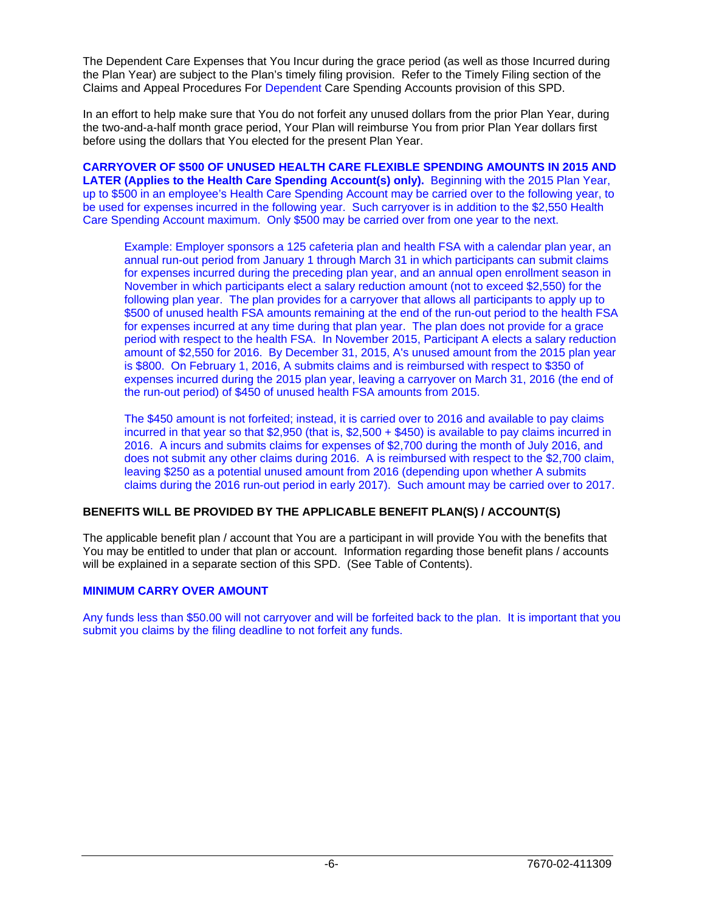The Dependent Care Expenses that You Incur during the grace period (as well as those Incurred during the Plan Year) are subject to the Plan's timely filing provision. Refer to the Timely Filing section of the Claims and Appeal Procedures For Dependent Care Spending Accounts provision of this SPD.

In an effort to help make sure that You do not forfeit any unused dollars from the prior Plan Year, during the two-and-a-half month grace period, Your Plan will reimburse You from prior Plan Year dollars first before using the dollars that You elected for the present Plan Year.

**CARRYOVER OF $500 OF UNUSED HEALTH CARE FLEXIBLE SPENDING AMOUNTS IN 2015 AND LATER (Applies to the Health Care Spending Account(s) only).** Beginning with the 2015 Plan Year, up to $500 in an employee's Health Care Spending Account may be carried over to the following year, to be used for expenses incurred in the following year. Such carryover is in addition to the $2,550 Health Care Spending Account maximum. Only $500 may be carried over from one year to the next.

> Example: Employer sponsors a 125 cafeteria plan and health FSA with a calendar plan year, an annual run-out period from January 1 through March 31 in which participants can submit claims for expenses incurred during the preceding plan year, and an annual open enrollment season in November in which participants elect a salary reduction amount (not to exceed $2,550) for the following plan year. The plan provides for a carryover that allows all participants to apply up to $500 of unused health FSA amounts remaining at the end of the run-out period to the health FSA for expenses incurred at any time during that plan year. The plan does not provide for a grace period with respect to the health FSA. In November 2015, Participant A elects a salary reduction amount of $2,550 for 2016. By December 31, 2015, A's unused amount from the 2015 plan year is $800. On February 1, 2016, A submits claims and is reimbursed with respect to $350 of expenses incurred during the 2015 plan year, leaving a carryover on March 31, 2016 (the end of the run-out period) of $450 of unused health FSA amounts from 2015.
>
> The $450 amount is not forfeited; instead, it is carried over to 2016 and available to pay claims incurred in that year so that $2,950 (that is, $2,500 + $450) is available to pay claims incurred in 2016. A incurs and submits claims for expenses of $2,700 during the month of July 2016, and does not submit any other claims during 2016. A is reimbursed with respect to the $2,700 claim, leaving $250 as a potential unused amount from 2016 (depending upon whether A submits claims during the 2016 run-out period in early 2017). Such amount may be carried over to 2017.

**BENEFITS WILL BE PROVIDED BY THE APPLICABLE BENEFIT PLAN(S) / ACCOUNT(S)**

The applicable benefit plan / account that You are a participant in will provide You with the benefits that You may be entitled to under that plan or account. Information regarding those benefit plans / accounts will be explained in a separate section of this SPD. (See Table of Contents).

**MINIMUM CARRY OVER AMOUNT**

Any funds less than $50.00 will not carryover and will be forfeited back to the plan. It is important that you submit you claims by the filing deadline to not forfeit any funds.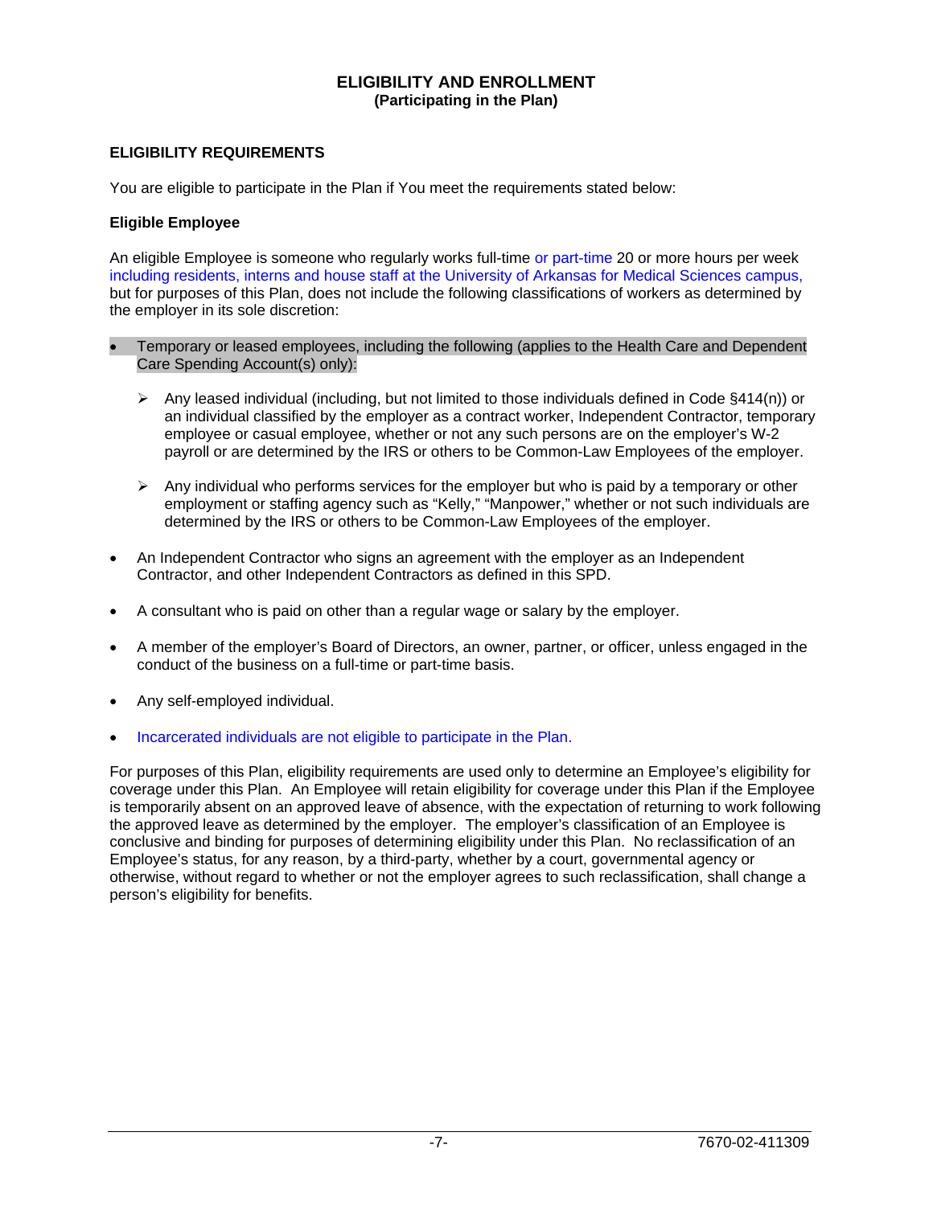# ELIGIBILITY AND ENROLLMENT
**(Participating in the Plan)**

## ELIGIBILITY REQUIREMENTS

You are eligible to participate in the Plan if You meet the requirements stated below:

### Eligible Employee

An eligible Employee is someone who regularly works full-time or part-time 20 or more hours per week including residents, interns and house staff at the University of Arkansas for Medical Sciences campus, but for purposes of this Plan, does not include the following classifications of workers as determined by the employer in its sole discretion:

- Temporary or leased employees, including the following (applies to the Health Care and Dependent Care Spending Account(s) only):
  - Any leased individual (including, but not limited to those individuals defined in Code §414(n)) or an individual classified by the employer as a contract worker, Independent Contractor, temporary employee or casual employee, whether or not any such persons are on the employer's W-2 payroll or are determined by the IRS or others to be Common-Law Employees of the employer.
  - Any individual who performs services for the employer but who is paid by a temporary or other employment or staffing agency such as "Kelly," "Manpower," whether or not such individuals are determined by the IRS or others to be Common-Law Employees of the employer.
- An Independent Contractor who signs an agreement with the employer as an Independent Contractor, and other Independent Contractors as defined in this SPD.
- A consultant who is paid on other than a regular wage or salary by the employer.
- A member of the employer's Board of Directors, an owner, partner, or officer, unless engaged in the conduct of the business on a full-time or part-time basis.
- Any self-employed individual.
- Incarcerated individuals are not eligible to participate in the Plan.

For purposes of this Plan, eligibility requirements are used only to determine an Employee's eligibility for coverage under this Plan. An Employee will retain eligibility for coverage under this Plan if the Employee is temporarily absent on an approved leave of absence, with the expectation of returning to work following the approved leave as determined by the employer. The employer's classification of an Employee is conclusive and binding for purposes of determining eligibility under this Plan. No reclassification of an Employee's status, for any reason, by a third-party, whether by a court, governmental agency or otherwise, without regard to whether or not the employer agrees to such reclassification, shall change a person's eligibility for benefits.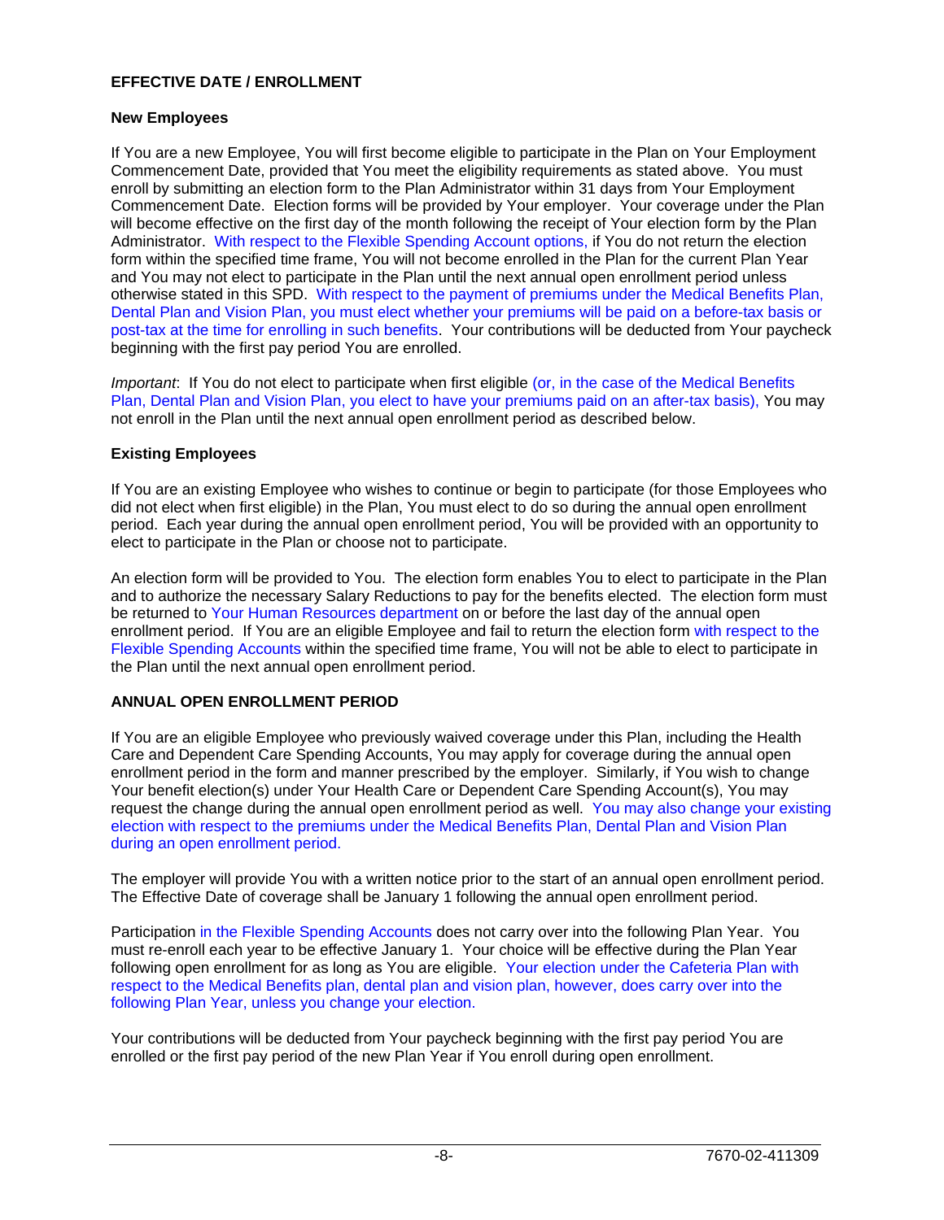## EFFECTIVE DATE / ENROLLMENT

### New Employees

If You are a new Employee, You will first become eligible to participate in the Plan on Your Employment Commencement Date, provided that You meet the eligibility requirements as stated above. You must enroll by submitting an election form to the Plan Administrator within 31 days from Your Employment Commencement Date. Election forms will be provided by Your employer. Your coverage under the Plan will become effective on the first day of the month following the receipt of Your election form by the Plan Administrator. With respect to the Flexible Spending Account options, if You do not return the election form within the specified time frame, You will not become enrolled in the Plan for the current Plan Year and You may not elect to participate in the Plan until the next annual open enrollment period unless otherwise stated in this SPD. With respect to the payment of premiums under the Medical Benefits Plan, Dental Plan and Vision Plan, you must elect whether your premiums will be paid on a before-tax basis or post-tax at the time for enrolling in such benefits. Your contributions will be deducted from Your paycheck beginning with the first pay period You are enrolled.

*Important*: If You do not elect to participate when first eligible (or, in the case of the Medical Benefits Plan, Dental Plan and Vision Plan, you elect to have your premiums paid on an after-tax basis), You may not enroll in the Plan until the next annual open enrollment period as described below.

### Existing Employees

If You are an existing Employee who wishes to continue or begin to participate (for those Employees who did not elect when first eligible) in the Plan, You must elect to do so during the annual open enrollment period. Each year during the annual open enrollment period, You will be provided with an opportunity to elect to participate in the Plan or choose not to participate.

An election form will be provided to You. The election form enables You to elect to participate in the Plan and to authorize the necessary Salary Reductions to pay for the benefits elected. The election form must be returned to Your Human Resources department on or before the last day of the annual open enrollment period. If You are an eligible Employee and fail to return the election form with respect to the Flexible Spending Accounts within the specified time frame, You will not be able to elect to participate in the Plan until the next annual open enrollment period.

## ANNUAL OPEN ENROLLMENT PERIOD

If You are an eligible Employee who previously waived coverage under this Plan, including the Health Care and Dependent Care Spending Accounts, You may apply for coverage during the annual open enrollment period in the form and manner prescribed by the employer. Similarly, if You wish to change Your benefit election(s) under Your Health Care or Dependent Care Spending Account(s), You may request the change during the annual open enrollment period as well. You may also change your existing election with respect to the premiums under the Medical Benefits Plan, Dental Plan and Vision Plan during an open enrollment period.

The employer will provide You with a written notice prior to the start of an annual open enrollment period. The Effective Date of coverage shall be January 1 following the annual open enrollment period.

Participation in the Flexible Spending Accounts does not carry over into the following Plan Year. You must re-enroll each year to be effective January 1. Your choice will be effective during the Plan Year following open enrollment for as long as You are eligible. Your election under the Cafeteria Plan with respect to the Medical Benefits plan, dental plan and vision plan, however, does carry over into the following Plan Year, unless you change your election.

Your contributions will be deducted from Your paycheck beginning with the first pay period You are enrolled or the first pay period of the new Plan Year if You enroll during open enrollment.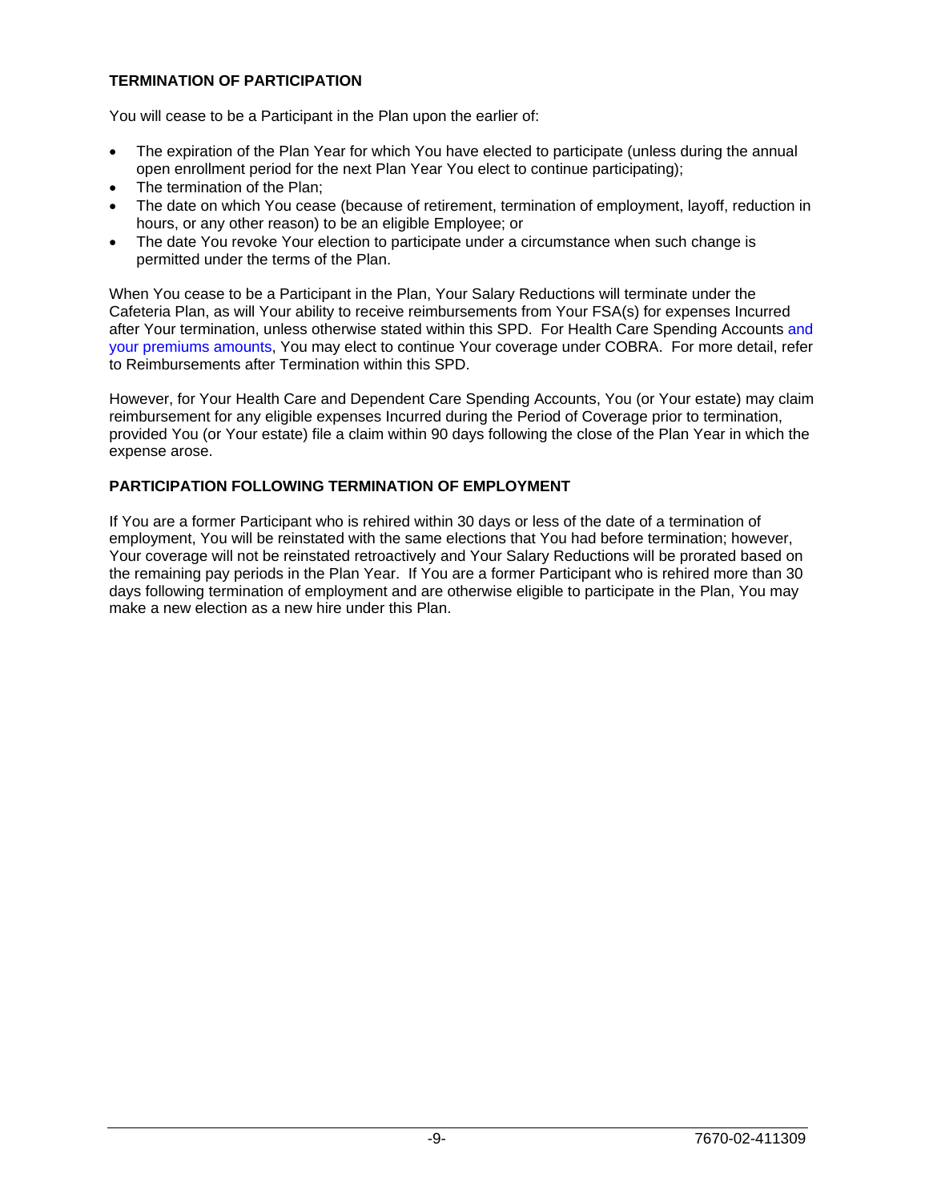## TERMINATION OF PARTICIPATION

You will cease to be a Participant in the Plan upon the earlier of:

- The expiration of the Plan Year for which You have elected to participate (unless during the annual open enrollment period for the next Plan Year You elect to continue participating);
- The termination of the Plan;
- The date on which You cease (because of retirement, termination of employment, layoff, reduction in hours, or any other reason) to be an eligible Employee; or
- The date You revoke Your election to participate under a circumstance when such change is permitted under the terms of the Plan.

When You cease to be a Participant in the Plan, Your Salary Reductions will terminate under the Cafeteria Plan, as will Your ability to receive reimbursements from Your FSA(s) for expenses Incurred after Your termination, unless otherwise stated within this SPD. For Health Care Spending Accounts and your premiums amounts, You may elect to continue Your coverage under COBRA. For more detail, refer to Reimbursements after Termination within this SPD.

However, for Your Health Care and Dependent Care Spending Accounts, You (or Your estate) may claim reimbursement for any eligible expenses Incurred during the Period of Coverage prior to termination, provided You (or Your estate) file a claim within 90 days following the close of the Plan Year in which the expense arose.

## PARTICIPATION FOLLOWING TERMINATION OF EMPLOYMENT

If You are a former Participant who is rehired within 30 days or less of the date of a termination of employment, You will be reinstated with the same elections that You had before termination; however, Your coverage will not be reinstated retroactively and Your Salary Reductions will be prorated based on the remaining pay periods in the Plan Year. If You are a former Participant who is rehired more than 30 days following termination of employment and are otherwise eligible to participate in the Plan, You may make a new election as a new hire under this Plan.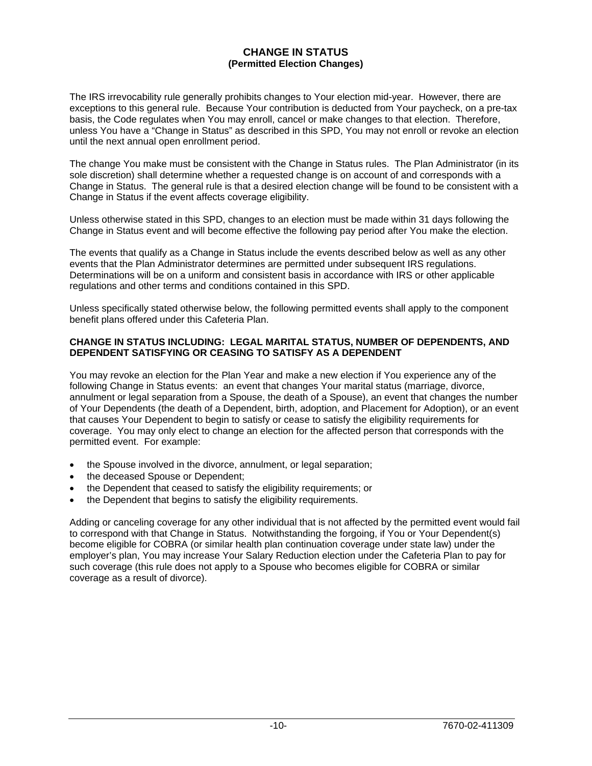## CHANGE IN STATUS
### (Permitted Election Changes)

The IRS irrevocability rule generally prohibits changes to Your election mid-year. However, there are exceptions to this general rule. Because Your contribution is deducted from Your paycheck, on a pre-tax basis, the Code regulates when You may enroll, cancel or make changes to that election. Therefore, unless You have a "Change in Status" as described in this SPD, You may not enroll or revoke an election until the next annual open enrollment period.

The change You make must be consistent with the Change in Status rules. The Plan Administrator (in its sole discretion) shall determine whether a requested change is on account of and corresponds with a Change in Status. The general rule is that a desired election change will be found to be consistent with a Change in Status if the event affects coverage eligibility.

Unless otherwise stated in this SPD, changes to an election must be made within 31 days following the Change in Status event and will become effective the following pay period after You make the election.

The events that qualify as a Change in Status include the events described below as well as any other events that the Plan Administrator determines are permitted under subsequent IRS regulations. Determinations will be on a uniform and consistent basis in accordance with IRS or other applicable regulations and other terms and conditions contained in this SPD.

Unless specifically stated otherwise below, the following permitted events shall apply to the component benefit plans offered under this Cafeteria Plan.

**CHANGE IN STATUS INCLUDING: LEGAL MARITAL STATUS, NUMBER OF DEPENDENTS, AND DEPENDENT SATISFYING OR CEASING TO SATISFY AS A DEPENDENT**

You may revoke an election for the Plan Year and make a new election if You experience any of the following Change in Status events: an event that changes Your marital status (marriage, divorce, annulment or legal separation from a Spouse, the death of a Spouse), an event that changes the number of Your Dependents (the death of a Dependent, birth, adoption, and Placement for Adoption), or an event that causes Your Dependent to begin to satisfy or cease to satisfy the eligibility requirements for coverage. You may only elect to change an election for the affected person that corresponds with the permitted event. For example:

- the Spouse involved in the divorce, annulment, or legal separation;
- the deceased Spouse or Dependent;
- the Dependent that ceased to satisfy the eligibility requirements; or
- the Dependent that begins to satisfy the eligibility requirements.

Adding or canceling coverage for any other individual that is not affected by the permitted event would fail to correspond with that Change in Status. Notwithstanding the forgoing, if You or Your Dependent(s) become eligible for COBRA (or similar health plan continuation coverage under state law) under the employer's plan, You may increase Your Salary Reduction election under the Cafeteria Plan to pay for such coverage (this rule does not apply to a Spouse who becomes eligible for COBRA or similar coverage as a result of divorce).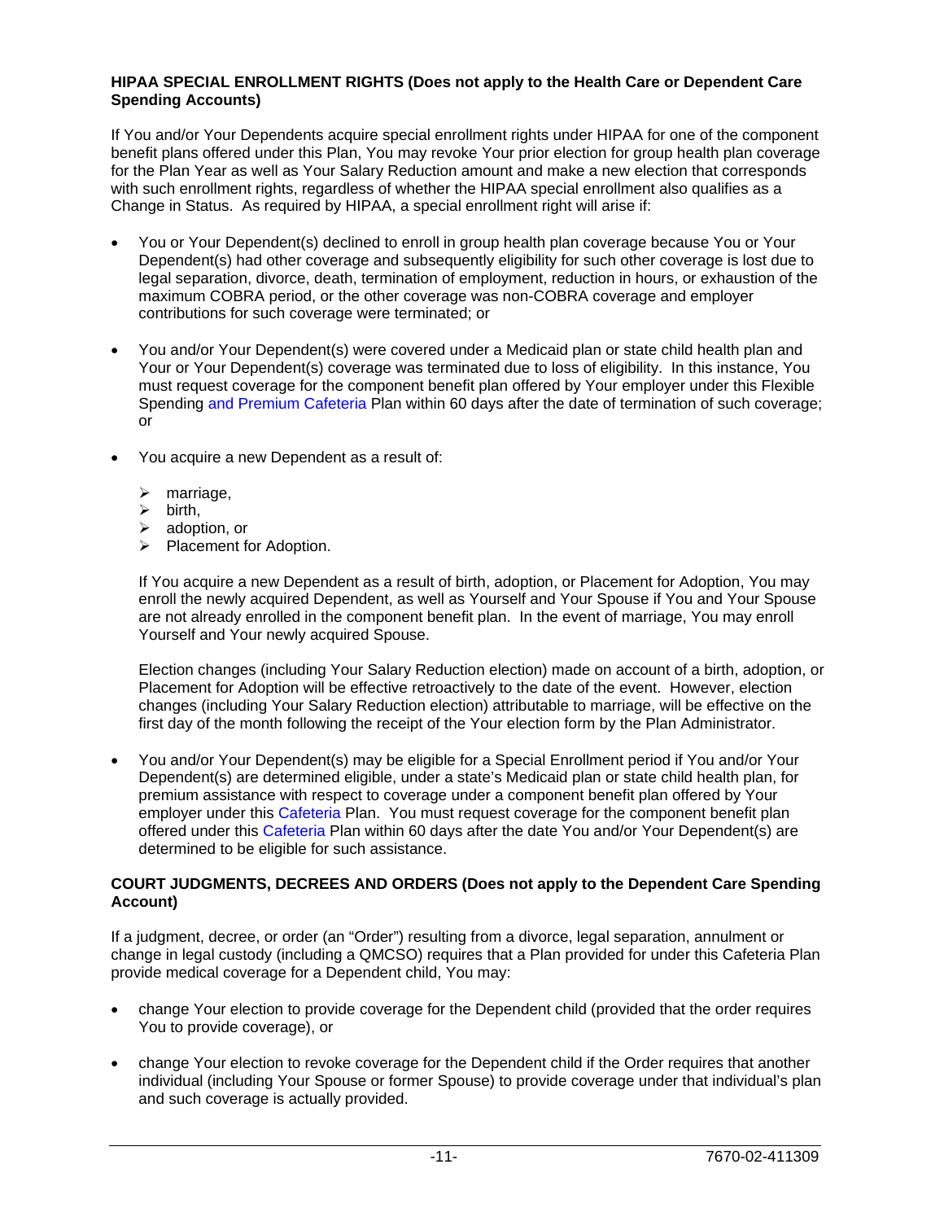**HIPAA SPECIAL ENROLLMENT RIGHTS (Does not apply to the Health Care or Dependent Care Spending Accounts)**

If You and/or Your Dependents acquire special enrollment rights under HIPAA for one of the component benefit plans offered under this Plan, You may revoke Your prior election for group health plan coverage for the Plan Year as well as Your Salary Reduction amount and make a new election that corresponds with such enrollment rights, regardless of whether the HIPAA special enrollment also qualifies as a Change in Status. As required by HIPAA, a special enrollment right will arise if:

- You or Your Dependent(s) declined to enroll in group health plan coverage because You or Your Dependent(s) had other coverage and subsequently eligibility for such other coverage is lost due to legal separation, divorce, death, termination of employment, reduction in hours, or exhaustion of the maximum COBRA period, or the other coverage was non-COBRA coverage and employer contributions for such coverage were terminated; or

- You and/or Your Dependent(s) were covered under a Medicaid plan or state child health plan and Your or Your Dependent(s) coverage was terminated due to loss of eligibility. In this instance, You must request coverage for the component benefit plan offered by Your employer under this Flexible Spending and Premium Cafeteria Plan within 60 days after the date of termination of such coverage; or

- You acquire a new Dependent as a result of:

  - marriage,
  - birth,
  - adoption, or
  - Placement for Adoption.

  If You acquire a new Dependent as a result of birth, adoption, or Placement for Adoption, You may enroll the newly acquired Dependent, as well as Yourself and Your Spouse if You and Your Spouse are not already enrolled in the component benefit plan. In the event of marriage, You may enroll Yourself and Your newly acquired Spouse.

  Election changes (including Your Salary Reduction election) made on account of a birth, adoption, or Placement for Adoption will be effective retroactively to the date of the event. However, election changes (including Your Salary Reduction election) attributable to marriage, will be effective on the first day of the month following the receipt of the Your election form by the Plan Administrator.

- You and/or Your Dependent(s) may be eligible for a Special Enrollment period if You and/or Your Dependent(s) are determined eligible, under a state's Medicaid plan or state child health plan, for premium assistance with respect to coverage under a component benefit plan offered by Your employer under this Cafeteria Plan. You must request coverage for the component benefit plan offered under this Cafeteria Plan within 60 days after the date You and/or Your Dependent(s) are determined to be eligible for such assistance.

**COURT JUDGMENTS, DECREES AND ORDERS (Does not apply to the Dependent Care Spending Account)**

If a judgment, decree, or order (an "Order") resulting from a divorce, legal separation, annulment or change in legal custody (including a QMCSO) requires that a Plan provided for under this Cafeteria Plan provide medical coverage for a Dependent child, You may:

- change Your election to provide coverage for the Dependent child (provided that the order requires You to provide coverage), or

- change Your election to revoke coverage for the Dependent child if the Order requires that another individual (including Your Spouse or former Spouse) to provide coverage under that individual's plan and such coverage is actually provided.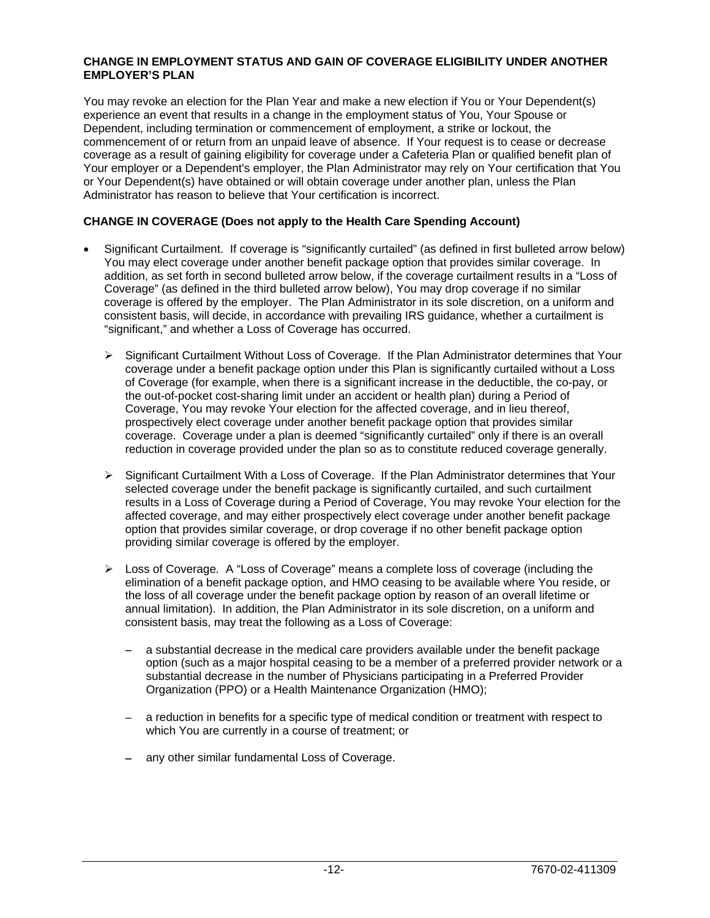**CHANGE IN EMPLOYMENT STATUS AND GAIN OF COVERAGE ELIGIBILITY UNDER ANOTHER EMPLOYER'S PLAN**

You may revoke an election for the Plan Year and make a new election if You or Your Dependent(s) experience an event that results in a change in the employment status of You, Your Spouse or Dependent, including termination or commencement of employment, a strike or lockout, the commencement of or return from an unpaid leave of absence. If Your request is to cease or decrease coverage as a result of gaining eligibility for coverage under a Cafeteria Plan or qualified benefit plan of Your employer or a Dependent's employer, the Plan Administrator may rely on Your certification that You or Your Dependent(s) have obtained or will obtain coverage under another plan, unless the Plan Administrator has reason to believe that Your certification is incorrect.

**CHANGE IN COVERAGE (Does not apply to the Health Care Spending Account)**

- Significant Curtailment. If coverage is "significantly curtailed" (as defined in first bulleted arrow below) You may elect coverage under another benefit package option that provides similar coverage. In addition, as set forth in second bulleted arrow below, if the coverage curtailment results in a "Loss of Coverage" (as defined in the third bulleted arrow below), You may drop coverage if no similar coverage is offered by the employer. The Plan Administrator in its sole discretion, on a uniform and consistent basis, will decide, in accordance with prevailing IRS guidance, whether a curtailment is "significant," and whether a Loss of Coverage has occurred.

  - Significant Curtailment Without Loss of Coverage. If the Plan Administrator determines that Your coverage under a benefit package option under this Plan is significantly curtailed without a Loss of Coverage (for example, when there is a significant increase in the deductible, the co-pay, or the out-of-pocket cost-sharing limit under an accident or health plan) during a Period of Coverage, You may revoke Your election for the affected coverage, and in lieu thereof, prospectively elect coverage under another benefit package option that provides similar coverage. Coverage under a plan is deemed "significantly curtailed" only if there is an overall reduction in coverage provided under the plan so as to constitute reduced coverage generally.

  - Significant Curtailment With a Loss of Coverage. If the Plan Administrator determines that Your selected coverage under the benefit package is significantly curtailed, and such curtailment results in a Loss of Coverage during a Period of Coverage, You may revoke Your election for the affected coverage, and may either prospectively elect coverage under another benefit package option that provides similar coverage, or drop coverage if no other benefit package option providing similar coverage is offered by the employer.

  - Loss of Coverage. A "Loss of Coverage" means a complete loss of coverage (including the elimination of a benefit package option, and HMO ceasing to be available where You reside, or the loss of all coverage under the benefit package option by reason of an overall lifetime or annual limitation). In addition, the Plan Administrator in its sole discretion, on a uniform and consistent basis, may treat the following as a Loss of Coverage:

    - a substantial decrease in the medical care providers available under the benefit package option (such as a major hospital ceasing to be a member of a preferred provider network or a substantial decrease in the number of Physicians participating in a Preferred Provider Organization (PPO) or a Health Maintenance Organization (HMO);

    - a reduction in benefits for a specific type of medical condition or treatment with respect to which You are currently in a course of treatment; or

    - any other similar fundamental Loss of Coverage.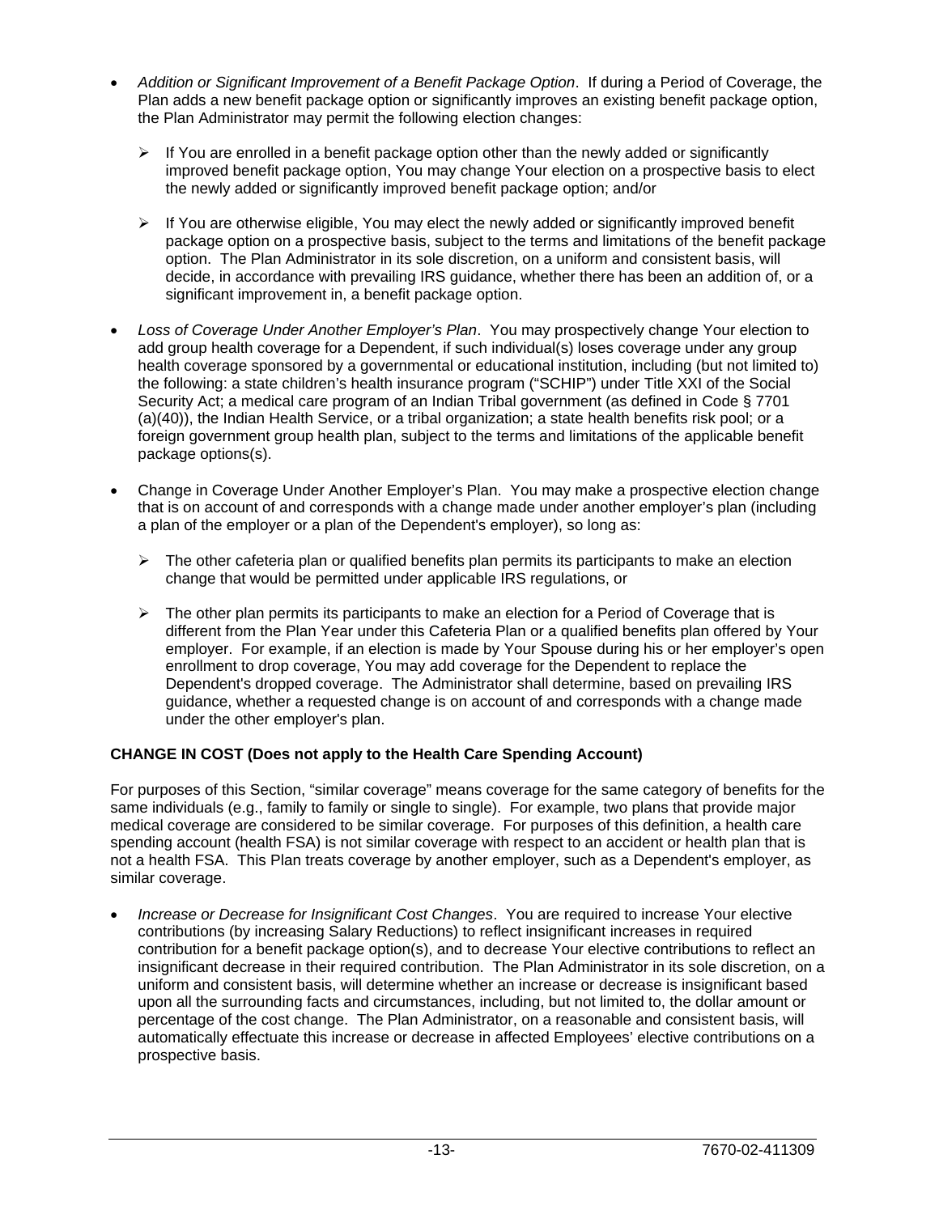- *Addition or Significant Improvement of a Benefit Package Option*. If during a Period of Coverage, the Plan adds a new benefit package option or significantly improves an existing benefit package option, the Plan Administrator may permit the following election changes:

  - If You are enrolled in a benefit package option other than the newly added or significantly improved benefit package option, You may change Your election on a prospective basis to elect the newly added or significantly improved benefit package option; and/or

  - If You are otherwise eligible, You may elect the newly added or significantly improved benefit package option on a prospective basis, subject to the terms and limitations of the benefit package option. The Plan Administrator in its sole discretion, on a uniform and consistent basis, will decide, in accordance with prevailing IRS guidance, whether there has been an addition of, or a significant improvement in, a benefit package option.

- *Loss of Coverage Under Another Employer's Plan*. You may prospectively change Your election to add group health coverage for a Dependent, if such individual(s) loses coverage under any group health coverage sponsored by a governmental or educational institution, including (but not limited to) the following: a state children's health insurance program ("SCHIP") under Title XXI of the Social Security Act; a medical care program of an Indian Tribal government (as defined in Code § 7701 (a)(40)), the Indian Health Service, or a tribal organization; a state health benefits risk pool; or a foreign government group health plan, subject to the terms and limitations of the applicable benefit package options(s).

- Change in Coverage Under Another Employer's Plan. You may make a prospective election change that is on account of and corresponds with a change made under another employer's plan (including a plan of the employer or a plan of the Dependent's employer), so long as:

  - The other cafeteria plan or qualified benefits plan permits its participants to make an election change that would be permitted under applicable IRS regulations, or

  - The other plan permits its participants to make an election for a Period of Coverage that is different from the Plan Year under this Cafeteria Plan or a qualified benefits plan offered by Your employer. For example, if an election is made by Your Spouse during his or her employer's open enrollment to drop coverage, You may add coverage for the Dependent to replace the Dependent's dropped coverage. The Administrator shall determine, based on prevailing IRS guidance, whether a requested change is on account of and corresponds with a change made under the other employer's plan.

**CHANGE IN COST (Does not apply to the Health Care Spending Account)**

For purposes of this Section, "similar coverage" means coverage for the same category of benefits for the same individuals (e.g., family to family or single to single). For example, two plans that provide major medical coverage are considered to be similar coverage. For purposes of this definition, a health care spending account (health FSA) is not similar coverage with respect to an accident or health plan that is not a health FSA. This Plan treats coverage by another employer, such as a Dependent's employer, as similar coverage.

- *Increase or Decrease for Insignificant Cost Changes*. You are required to increase Your elective contributions (by increasing Salary Reductions) to reflect insignificant increases in required contribution for a benefit package option(s), and to decrease Your elective contributions to reflect an insignificant decrease in their required contribution. The Plan Administrator in its sole discretion, on a uniform and consistent basis, will determine whether an increase or decrease is insignificant based upon all the surrounding facts and circumstances, including, but not limited to, the dollar amount or percentage of the cost change. The Plan Administrator, on a reasonable and consistent basis, will automatically effectuate this increase or decrease in affected Employees' elective contributions on a prospective basis.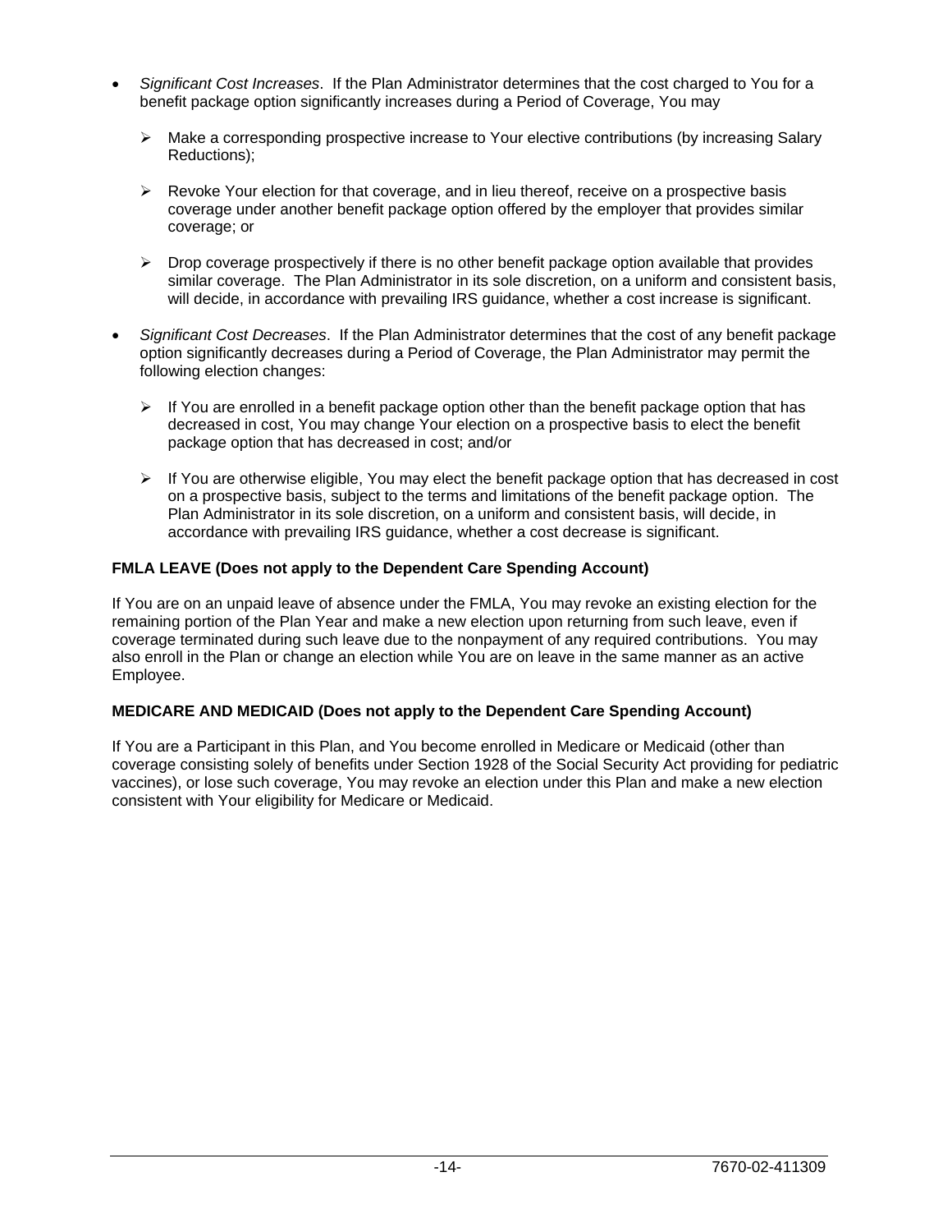- *Significant Cost Increases*. If the Plan Administrator determines that the cost charged to You for a benefit package option significantly increases during a Period of Coverage, You may

  - Make a corresponding prospective increase to Your elective contributions (by increasing Salary Reductions);

  - Revoke Your election for that coverage, and in lieu thereof, receive on a prospective basis coverage under another benefit package option offered by the employer that provides similar coverage; or

  - Drop coverage prospectively if there is no other benefit package option available that provides similar coverage. The Plan Administrator in its sole discretion, on a uniform and consistent basis, will decide, in accordance with prevailing IRS guidance, whether a cost increase is significant.

- *Significant Cost Decreases*. If the Plan Administrator determines that the cost of any benefit package option significantly decreases during a Period of Coverage, the Plan Administrator may permit the following election changes:

  - If You are enrolled in a benefit package option other than the benefit package option that has decreased in cost, You may change Your election on a prospective basis to elect the benefit package option that has decreased in cost; and/or

  - If You are otherwise eligible, You may elect the benefit package option that has decreased in cost on a prospective basis, subject to the terms and limitations of the benefit package option. The Plan Administrator in its sole discretion, on a uniform and consistent basis, will decide, in accordance with prevailing IRS guidance, whether a cost decrease is significant.

**FMLA LEAVE (Does not apply to the Dependent Care Spending Account)**

If You are on an unpaid leave of absence under the FMLA, You may revoke an existing election for the remaining portion of the Plan Year and make a new election upon returning from such leave, even if coverage terminated during such leave due to the nonpayment of any required contributions. You may also enroll in the Plan or change an election while You are on leave in the same manner as an active Employee.

**MEDICARE AND MEDICAID (Does not apply to the Dependent Care Spending Account)**

If You are a Participant in this Plan, and You become enrolled in Medicare or Medicaid (other than coverage consisting solely of benefits under Section 1928 of the Social Security Act providing for pediatric vaccines), or lose such coverage, You may revoke an election under this Plan and make a new election consistent with Your eligibility for Medicare or Medicaid.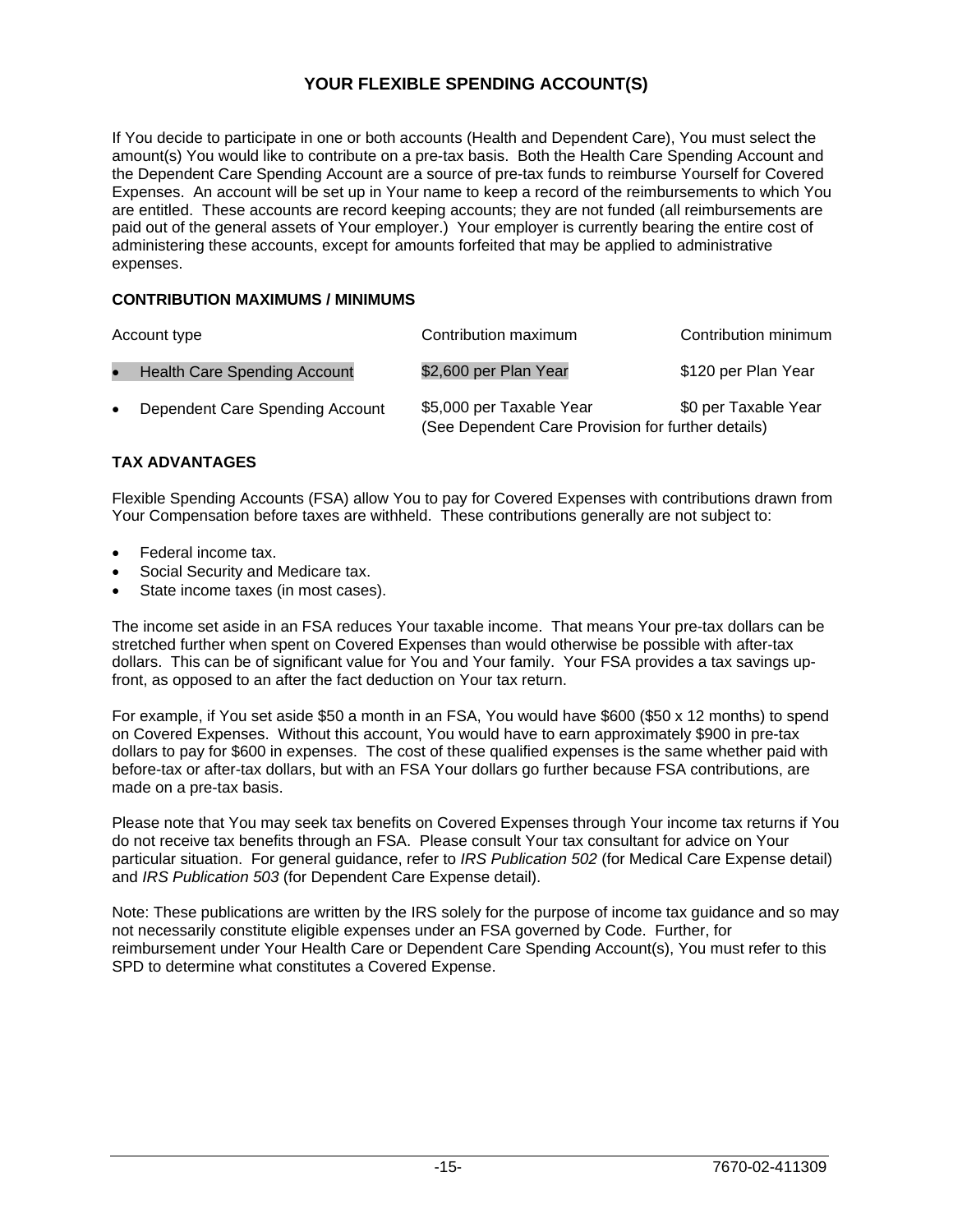# YOUR FLEXIBLE SPENDING ACCOUNT(S)

If You decide to participate in one or both accounts (Health and Dependent Care), You must select the amount(s) You would like to contribute on a pre-tax basis. Both the Health Care Spending Account and the Dependent Care Spending Account are a source of pre-tax funds to reimburse Yourself for Covered Expenses. An account will be set up in Your name to keep a record of the reimbursements to which You are entitled. These accounts are record keeping accounts; they are not funded (all reimbursements are paid out of the general assets of Your employer.) Your employer is currently bearing the entire cost of administering these accounts, except for amounts forfeited that may be applied to administrative expenses.

## CONTRIBUTION MAXIMUMS / MINIMUMS

| Account type | Contribution maximum | Contribution minimum |
|---|---|---|
| • Health Care Spending Account | $2,600 per Plan Year | $120 per Plan Year |
| • Dependent Care Spending Account | $5,000 per Taxable Year (See Dependent Care Provision for further details) | $0 per Taxable Year |

## TAX ADVANTAGES

Flexible Spending Accounts (FSA) allow You to pay for Covered Expenses with contributions drawn from Your Compensation before taxes are withheld. These contributions generally are not subject to:

- Federal income tax.
- Social Security and Medicare tax.
- State income taxes (in most cases).

The income set aside in an FSA reduces Your taxable income. That means Your pre-tax dollars can be stretched further when spent on Covered Expenses than would otherwise be possible with after-tax dollars. This can be of significant value for You and Your family. Your FSA provides a tax savings up-front, as opposed to an after the fact deduction on Your tax return.

For example, if You set aside $50 a month in an FSA, You would have $600 ($50 x 12 months) to spend on Covered Expenses. Without this account, You would have to earn approximately $900 in pre-tax dollars to pay for $600 in expenses. The cost of these qualified expenses is the same whether paid with before-tax or after-tax dollars, but with an FSA Your dollars go further because FSA contributions, are made on a pre-tax basis.

Please note that You may seek tax benefits on Covered Expenses through Your income tax returns if You do not receive tax benefits through an FSA. Please consult Your tax consultant for advice on Your particular situation. For general guidance, refer to *IRS Publication 502* (for Medical Care Expense detail) and *IRS Publication 503* (for Dependent Care Expense detail).

Note: These publications are written by the IRS solely for the purpose of income tax guidance and so may not necessarily constitute eligible expenses under an FSA governed by Code. Further, for reimbursement under Your Health Care or Dependent Care Spending Account(s), You must refer to this SPD to determine what constitutes a Covered Expense.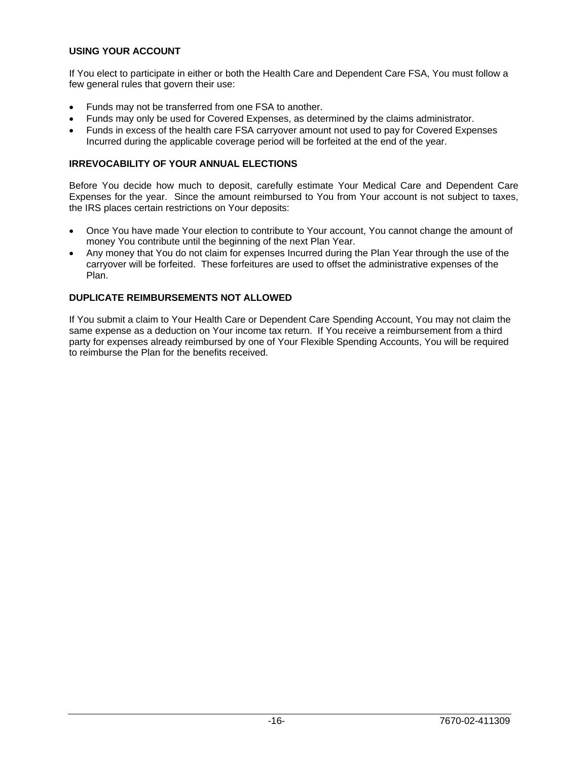### USING YOUR ACCOUNT

If You elect to participate in either or both the Health Care and Dependent Care FSA, You must follow a few general rules that govern their use:

- Funds may not be transferred from one FSA to another.
- Funds may only be used for Covered Expenses, as determined by the claims administrator.
- Funds in excess of the health care FSA carryover amount not used to pay for Covered Expenses Incurred during the applicable coverage period will be forfeited at the end of the year.

### IRREVOCABILITY OF YOUR ANNUAL ELECTIONS

Before You decide how much to deposit, carefully estimate Your Medical Care and Dependent Care Expenses for the year. Since the amount reimbursed to You from Your account is not subject to taxes, the IRS places certain restrictions on Your deposits:

- Once You have made Your election to contribute to Your account, You cannot change the amount of money You contribute until the beginning of the next Plan Year.
- Any money that You do not claim for expenses Incurred during the Plan Year through the use of the carryover will be forfeited. These forfeitures are used to offset the administrative expenses of the Plan.

### DUPLICATE REIMBURSEMENTS NOT ALLOWED

If You submit a claim to Your Health Care or Dependent Care Spending Account, You may not claim the same expense as a deduction on Your income tax return. If You receive a reimbursement from a third party for expenses already reimbursed by one of Your Flexible Spending Accounts, You will be required to reimburse the Plan for the benefits received.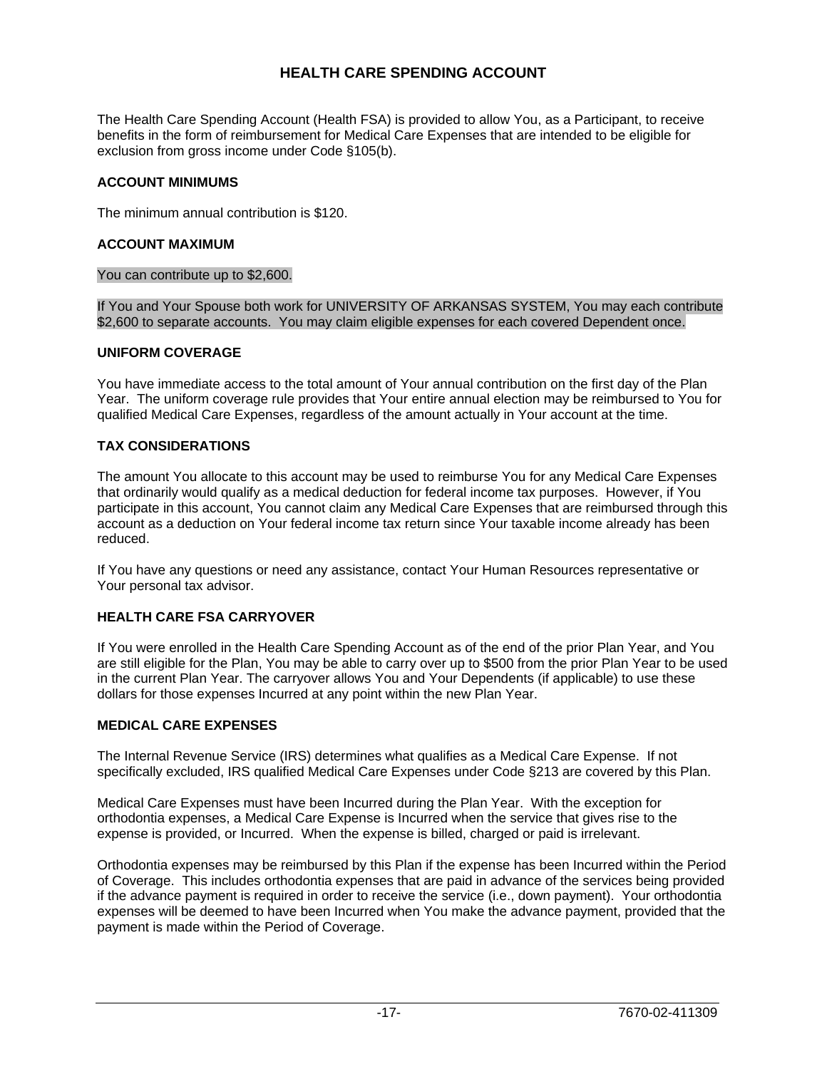# HEALTH CARE SPENDING ACCOUNT

The Health Care Spending Account (Health FSA) is provided to allow You, as a Participant, to receive benefits in the form of reimbursement for Medical Care Expenses that are intended to be eligible for exclusion from gross income under Code §105(b).

### ACCOUNT MINIMUMS

The minimum annual contribution is $120.

### ACCOUNT MAXIMUM

You can contribute up to $2,600.

If You and Your Spouse both work for UNIVERSITY OF ARKANSAS SYSTEM, You may each contribute $2,600 to separate accounts. You may claim eligible expenses for each covered Dependent once.

### UNIFORM COVERAGE

You have immediate access to the total amount of Your annual contribution on the first day of the Plan Year. The uniform coverage rule provides that Your entire annual election may be reimbursed to You for qualified Medical Care Expenses, regardless of the amount actually in Your account at the time.

### TAX CONSIDERATIONS

The amount You allocate to this account may be used to reimburse You for any Medical Care Expenses that ordinarily would qualify as a medical deduction for federal income tax purposes. However, if You participate in this account, You cannot claim any Medical Care Expenses that are reimbursed through this account as a deduction on Your federal income tax return since Your taxable income already has been reduced.

If You have any questions or need any assistance, contact Your Human Resources representative or Your personal tax advisor.

### HEALTH CARE FSA CARRYOVER

If You were enrolled in the Health Care Spending Account as of the end of the prior Plan Year, and You are still eligible for the Plan, You may be able to carry over up to $500 from the prior Plan Year to be used in the current Plan Year. The carryover allows You and Your Dependents (if applicable) to use these dollars for those expenses Incurred at any point within the new Plan Year.

### MEDICAL CARE EXPENSES

The Internal Revenue Service (IRS) determines what qualifies as a Medical Care Expense. If not specifically excluded, IRS qualified Medical Care Expenses under Code §213 are covered by this Plan.

Medical Care Expenses must have been Incurred during the Plan Year. With the exception for orthodontia expenses, a Medical Care Expense is Incurred when the service that gives rise to the expense is provided, or Incurred. When the expense is billed, charged or paid is irrelevant.

Orthodontia expenses may be reimbursed by this Plan if the expense has been Incurred within the Period of Coverage. This includes orthodontia expenses that are paid in advance of the services being provided if the advance payment is required in order to receive the service (i.e., down payment). Your orthodontia expenses will be deemed to have been Incurred when You make the advance payment, provided that the payment is made within the Period of Coverage.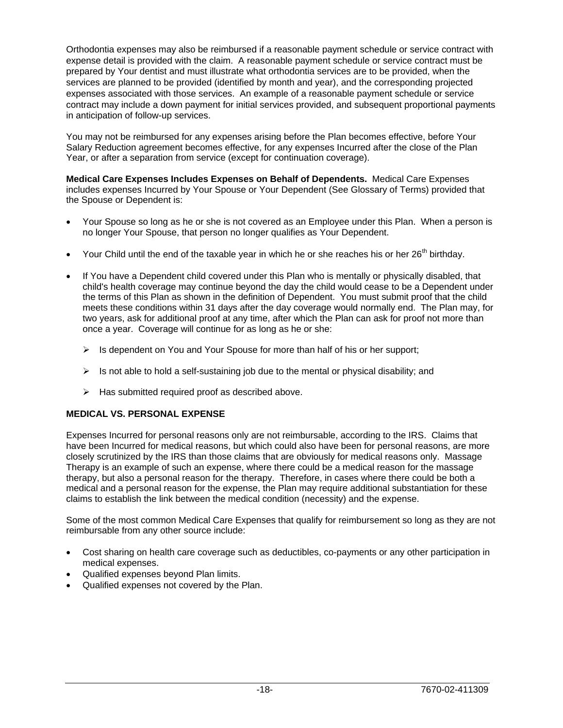Orthodontia expenses may also be reimbursed if a reasonable payment schedule or service contract with expense detail is provided with the claim. A reasonable payment schedule or service contract must be prepared by Your dentist and must illustrate what orthodontia services are to be provided, when the services are planned to be provided (identified by month and year), and the corresponding projected expenses associated with those services. An example of a reasonable payment schedule or service contract may include a down payment for initial services provided, and subsequent proportional payments in anticipation of follow-up services.

You may not be reimbursed for any expenses arising before the Plan becomes effective, before Your Salary Reduction agreement becomes effective, for any expenses Incurred after the close of the Plan Year, or after a separation from service (except for continuation coverage).

**Medical Care Expenses Includes Expenses on Behalf of Dependents.** Medical Care Expenses includes expenses Incurred by Your Spouse or Your Dependent (See Glossary of Terms) provided that the Spouse or Dependent is:

- Your Spouse so long as he or she is not covered as an Employee under this Plan. When a person is no longer Your Spouse, that person no longer qualifies as Your Dependent.
- Your Child until the end of the taxable year in which he or she reaches his or her 26th birthday.
- If You have a Dependent child covered under this Plan who is mentally or physically disabled, that child's health coverage may continue beyond the day the child would cease to be a Dependent under the terms of this Plan as shown in the definition of Dependent. You must submit proof that the child meets these conditions within 31 days after the day coverage would normally end. The Plan may, for two years, ask for additional proof at any time, after which the Plan can ask for proof not more than once a year. Coverage will continue for as long as he or she:
  - Is dependent on You and Your Spouse for more than half of his or her support;
  - Is not able to hold a self-sustaining job due to the mental or physical disability; and
  - Has submitted required proof as described above.

## MEDICAL VS. PERSONAL EXPENSE

Expenses Incurred for personal reasons only are not reimbursable, according to the IRS. Claims that have been Incurred for medical reasons, but which could also have been for personal reasons, are more closely scrutinized by the IRS than those claims that are obviously for medical reasons only. Massage Therapy is an example of such an expense, where there could be a medical reason for the massage therapy, but also a personal reason for the therapy. Therefore, in cases where there could be both a medical and a personal reason for the expense, the Plan may require additional substantiation for these claims to establish the link between the medical condition (necessity) and the expense.

Some of the most common Medical Care Expenses that qualify for reimbursement so long as they are not reimbursable from any other source include:

- Cost sharing on health care coverage such as deductibles, co-payments or any other participation in medical expenses.
- Qualified expenses beyond Plan limits.
- Qualified expenses not covered by the Plan.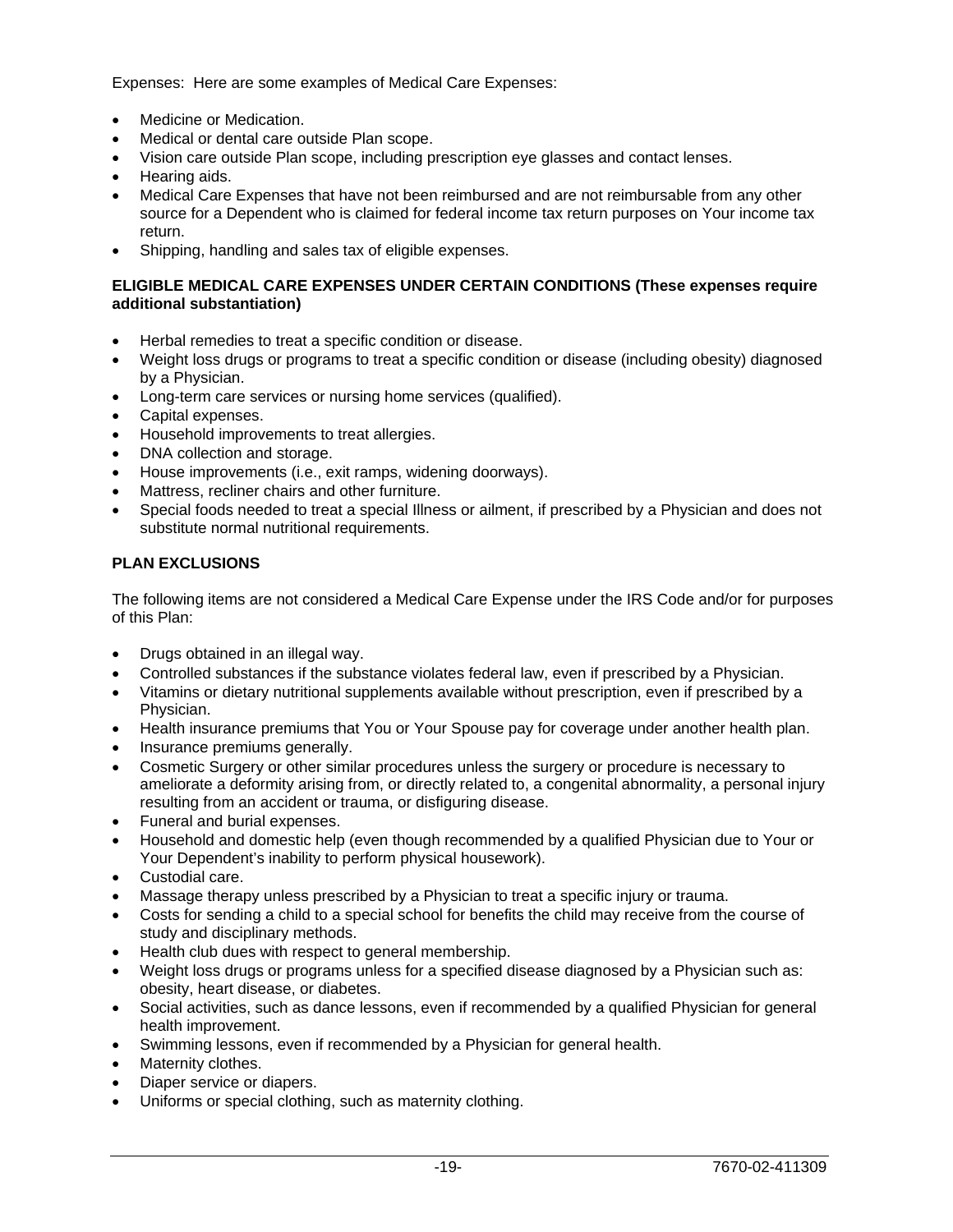Expenses: Here are some examples of Medical Care Expenses:

- Medicine or Medication.
- Medical or dental care outside Plan scope.
- Vision care outside Plan scope, including prescription eye glasses and contact lenses.
- Hearing aids.
- Medical Care Expenses that have not been reimbursed and are not reimbursable from any other source for a Dependent who is claimed for federal income tax return purposes on Your income tax return.
- Shipping, handling and sales tax of eligible expenses.

**ELIGIBLE MEDICAL CARE EXPENSES UNDER CERTAIN CONDITIONS (These expenses require additional substantiation)**

- Herbal remedies to treat a specific condition or disease.
- Weight loss drugs or programs to treat a specific condition or disease (including obesity) diagnosed by a Physician.
- Long-term care services or nursing home services (qualified).
- Capital expenses.
- Household improvements to treat allergies.
- DNA collection and storage.
- House improvements (i.e., exit ramps, widening doorways).
- Mattress, recliner chairs and other furniture.
- Special foods needed to treat a special Illness or ailment, if prescribed by a Physician and does not substitute normal nutritional requirements.

**PLAN EXCLUSIONS**

The following items are not considered a Medical Care Expense under the IRS Code and/or for purposes of this Plan:

- Drugs obtained in an illegal way.
- Controlled substances if the substance violates federal law, even if prescribed by a Physician.
- Vitamins or dietary nutritional supplements available without prescription, even if prescribed by a Physician.
- Health insurance premiums that You or Your Spouse pay for coverage under another health plan.
- Insurance premiums generally.
- Cosmetic Surgery or other similar procedures unless the surgery or procedure is necessary to ameliorate a deformity arising from, or directly related to, a congenital abnormality, a personal injury resulting from an accident or trauma, or disfiguring disease.
- Funeral and burial expenses.
- Household and domestic help (even though recommended by a qualified Physician due to Your or Your Dependent's inability to perform physical housework).
- Custodial care.
- Massage therapy unless prescribed by a Physician to treat a specific injury or trauma.
- Costs for sending a child to a special school for benefits the child may receive from the course of study and disciplinary methods.
- Health club dues with respect to general membership.
- Weight loss drugs or programs unless for a specified disease diagnosed by a Physician such as: obesity, heart disease, or diabetes.
- Social activities, such as dance lessons, even if recommended by a qualified Physician for general health improvement.
- Swimming lessons, even if recommended by a Physician for general health.
- Maternity clothes.
- Diaper service or diapers.
- Uniforms or special clothing, such as maternity clothing.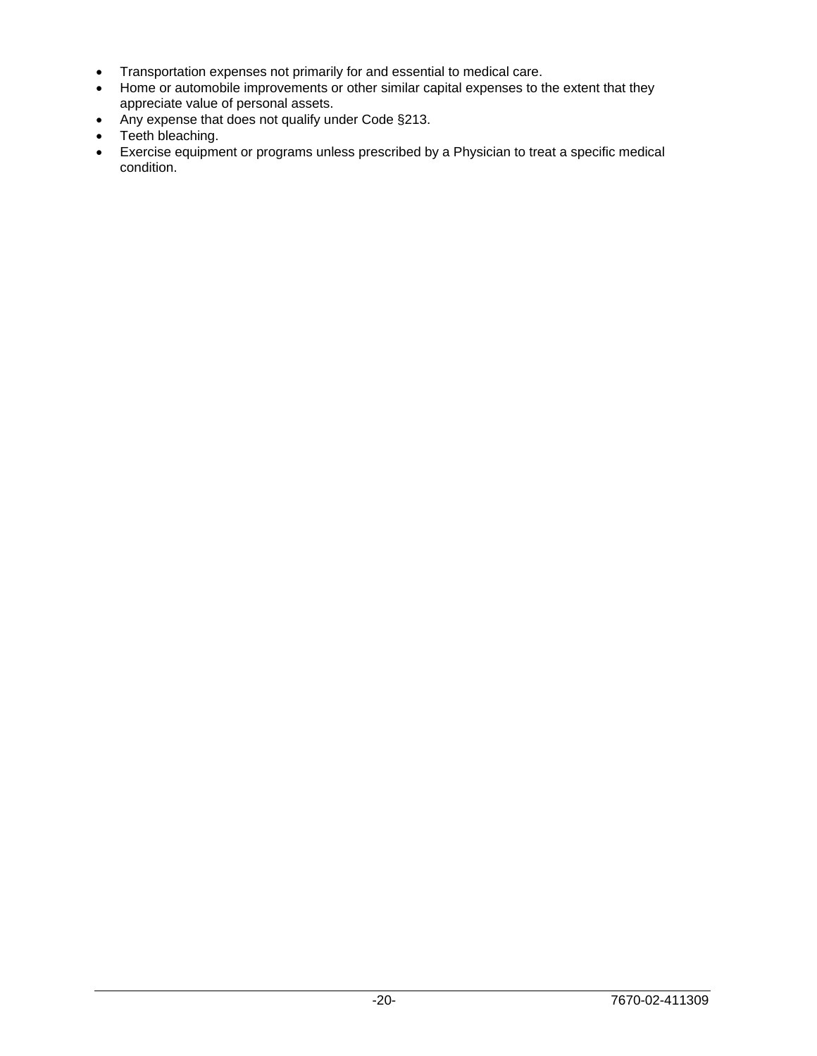- Transportation expenses not primarily for and essential to medical care.
- Home or automobile improvements or other similar capital expenses to the extent that they appreciate value of personal assets.
- Any expense that does not qualify under Code §213.
- Teeth bleaching.
- Exercise equipment or programs unless prescribed by a Physician to treat a specific medical condition.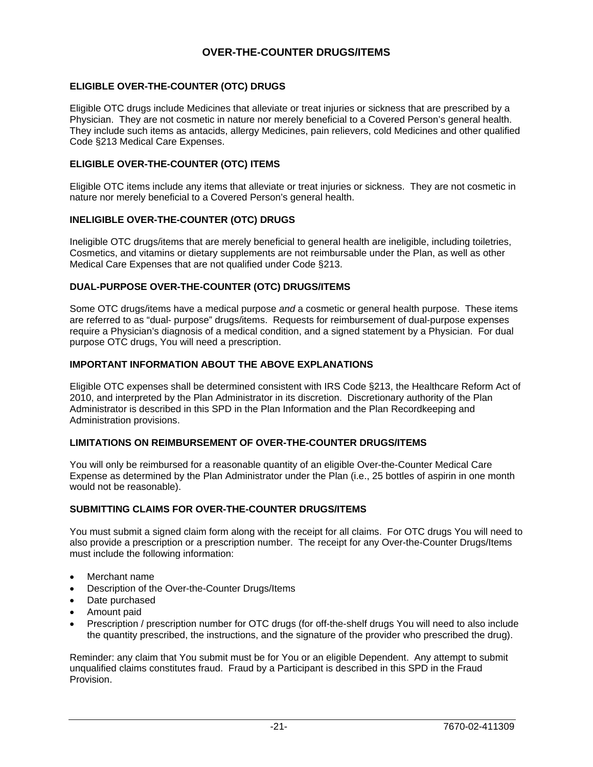# OVER-THE-COUNTER DRUGS/ITEMS

## ELIGIBLE OVER-THE-COUNTER (OTC) DRUGS

Eligible OTC drugs include Medicines that alleviate or treat injuries or sickness that are prescribed by a Physician. They are not cosmetic in nature nor merely beneficial to a Covered Person's general health. They include such items as antacids, allergy Medicines, pain relievers, cold Medicines and other qualified Code §213 Medical Care Expenses.

## ELIGIBLE OVER-THE-COUNTER (OTC) ITEMS

Eligible OTC items include any items that alleviate or treat injuries or sickness. They are not cosmetic in nature nor merely beneficial to a Covered Person's general health.

## INELIGIBLE OVER-THE-COUNTER (OTC) DRUGS

Ineligible OTC drugs/items that are merely beneficial to general health are ineligible, including toiletries, Cosmetics, and vitamins or dietary supplements are not reimbursable under the Plan, as well as other Medical Care Expenses that are not qualified under Code §213.

## DUAL-PURPOSE OVER-THE-COUNTER (OTC) DRUGS/ITEMS

Some OTC drugs/items have a medical purpose *and* a cosmetic or general health purpose. These items are referred to as "dual- purpose" drugs/items. Requests for reimbursement of dual-purpose expenses require a Physician's diagnosis of a medical condition, and a signed statement by a Physician. For dual purpose OTC drugs, You will need a prescription.

## IMPORTANT INFORMATION ABOUT THE ABOVE EXPLANATIONS

Eligible OTC expenses shall be determined consistent with IRS Code §213, the Healthcare Reform Act of 2010, and interpreted by the Plan Administrator in its discretion. Discretionary authority of the Plan Administrator is described in this SPD in the Plan Information and the Plan Recordkeeping and Administration provisions.

## LIMITATIONS ON REIMBURSEMENT OF OVER-THE-COUNTER DRUGS/ITEMS

You will only be reimbursed for a reasonable quantity of an eligible Over-the-Counter Medical Care Expense as determined by the Plan Administrator under the Plan (i.e., 25 bottles of aspirin in one month would not be reasonable).

## SUBMITTING CLAIMS FOR OVER-THE-COUNTER DRUGS/ITEMS

You must submit a signed claim form along with the receipt for all claims. For OTC drugs You will need to also provide a prescription or a prescription number. The receipt for any Over-the-Counter Drugs/Items must include the following information:

- Merchant name
- Description of the Over-the-Counter Drugs/Items
- Date purchased
- Amount paid
- Prescription / prescription number for OTC drugs (for off-the-shelf drugs You will need to also include the quantity prescribed, the instructions, and the signature of the provider who prescribed the drug).

Reminder: any claim that You submit must be for You or an eligible Dependent. Any attempt to submit unqualified claims constitutes fraud. Fraud by a Participant is described in this SPD in the Fraud Provision.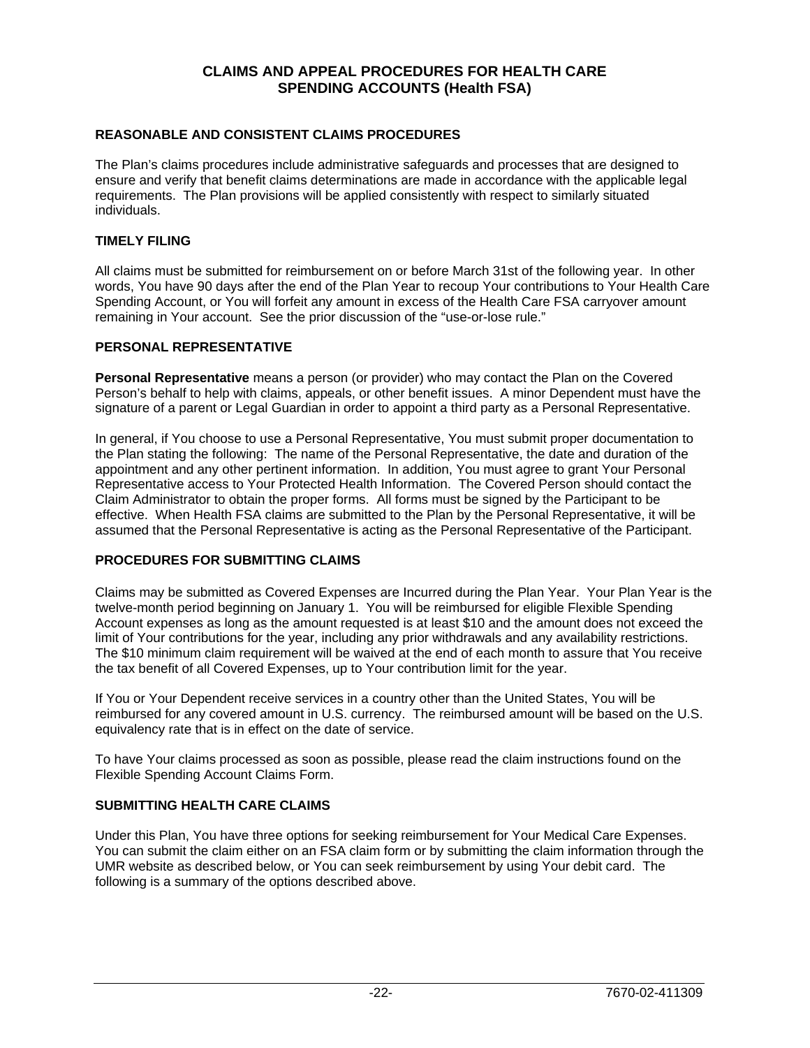## CLAIMS AND APPEAL PROCEDURES FOR HEALTH CARE SPENDING ACCOUNTS (Health FSA)

### REASONABLE AND CONSISTENT CLAIMS PROCEDURES

The Plan's claims procedures include administrative safeguards and processes that are designed to ensure and verify that benefit claims determinations are made in accordance with the applicable legal requirements. The Plan provisions will be applied consistently with respect to similarly situated individuals.

### TIMELY FILING

All claims must be submitted for reimbursement on or before March 31st of the following year. In other words, You have 90 days after the end of the Plan Year to recoup Your contributions to Your Health Care Spending Account, or You will forfeit any amount in excess of the Health Care FSA carryover amount remaining in Your account. See the prior discussion of the "use-or-lose rule."

### PERSONAL REPRESENTATIVE

**Personal Representative** means a person (or provider) who may contact the Plan on the Covered Person's behalf to help with claims, appeals, or other benefit issues. A minor Dependent must have the signature of a parent or Legal Guardian in order to appoint a third party as a Personal Representative.

In general, if You choose to use a Personal Representative, You must submit proper documentation to the Plan stating the following: The name of the Personal Representative, the date and duration of the appointment and any other pertinent information. In addition, You must agree to grant Your Personal Representative access to Your Protected Health Information. The Covered Person should contact the Claim Administrator to obtain the proper forms. All forms must be signed by the Participant to be effective. When Health FSA claims are submitted to the Plan by the Personal Representative, it will be assumed that the Personal Representative is acting as the Personal Representative of the Participant.

### PROCEDURES FOR SUBMITTING CLAIMS

Claims may be submitted as Covered Expenses are Incurred during the Plan Year. Your Plan Year is the twelve-month period beginning on January 1. You will be reimbursed for eligible Flexible Spending Account expenses as long as the amount requested is at least $10 and the amount does not exceed the limit of Your contributions for the year, including any prior withdrawals and any availability restrictions. The $10 minimum claim requirement will be waived at the end of each month to assure that You receive the tax benefit of all Covered Expenses, up to Your contribution limit for the year.

If You or Your Dependent receive services in a country other than the United States, You will be reimbursed for any covered amount in U.S. currency. The reimbursed amount will be based on the U.S. equivalency rate that is in effect on the date of service.

To have Your claims processed as soon as possible, please read the claim instructions found on the Flexible Spending Account Claims Form.

### SUBMITTING HEALTH CARE CLAIMS

Under this Plan, You have three options for seeking reimbursement for Your Medical Care Expenses. You can submit the claim either on an FSA claim form or by submitting the claim information through the UMR website as described below, or You can seek reimbursement by using Your debit card. The following is a summary of the options described above.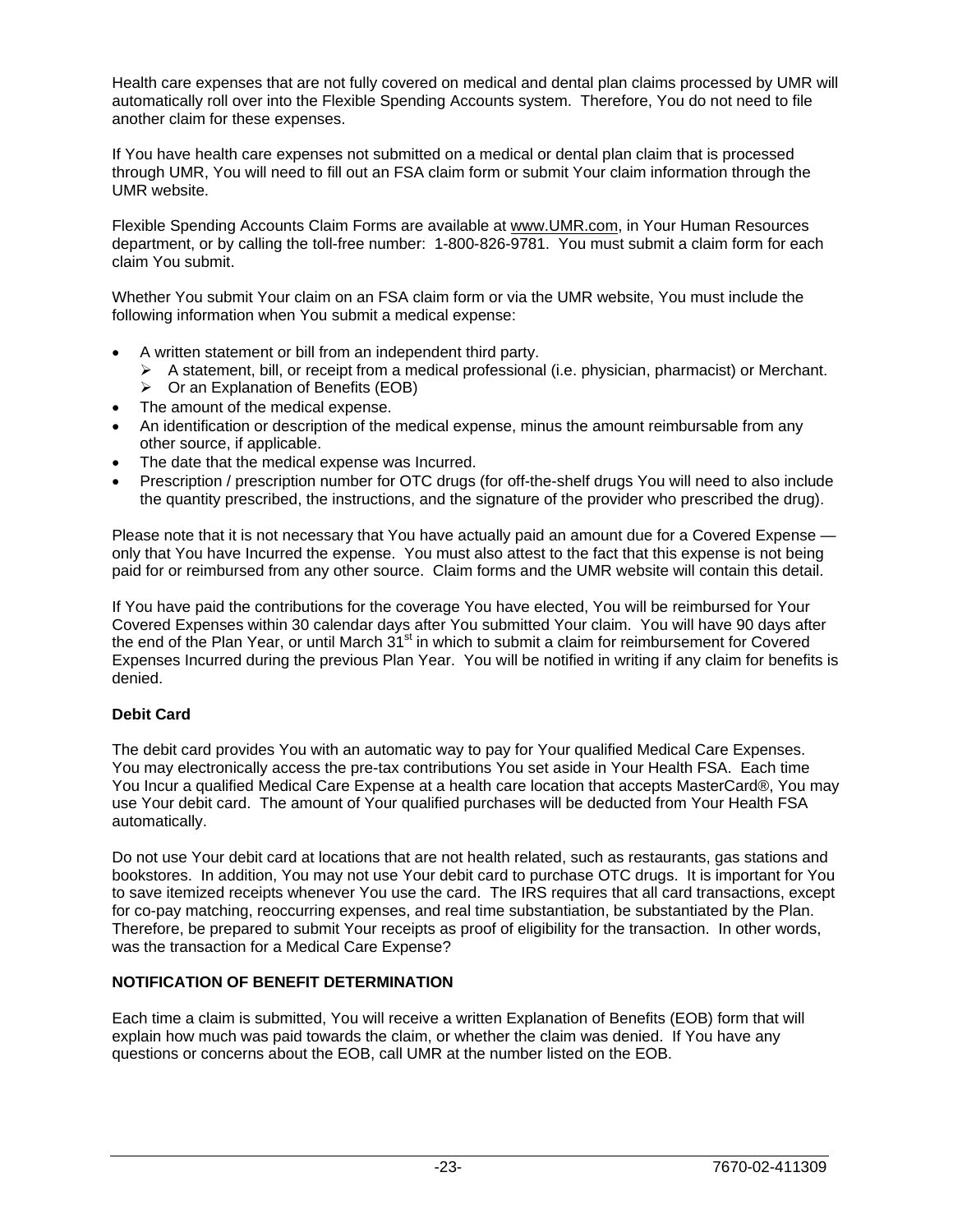Health care expenses that are not fully covered on medical and dental plan claims processed by UMR will automatically roll over into the Flexible Spending Accounts system. Therefore, You do not need to file another claim for these expenses.

If You have health care expenses not submitted on a medical or dental plan claim that is processed through UMR, You will need to fill out an FSA claim form or submit Your claim information through the UMR website.

Flexible Spending Accounts Claim Forms are available at www.UMR.com, in Your Human Resources department, or by calling the toll-free number: 1-800-826-9781. You must submit a claim form for each claim You submit.

Whether You submit Your claim on an FSA claim form or via the UMR website, You must include the following information when You submit a medical expense:

- A written statement or bill from an independent third party.
  - A statement, bill, or receipt from a medical professional (i.e. physician, pharmacist) or Merchant.
  - Or an Explanation of Benefits (EOB)
- The amount of the medical expense.
- An identification or description of the medical expense, minus the amount reimbursable from any other source, if applicable.
- The date that the medical expense was Incurred.
- Prescription / prescription number for OTC drugs (for off-the-shelf drugs You will need to also include the quantity prescribed, the instructions, and the signature of the provider who prescribed the drug).

Please note that it is not necessary that You have actually paid an amount due for a Covered Expense — only that You have Incurred the expense. You must also attest to the fact that this expense is not being paid for or reimbursed from any other source. Claim forms and the UMR website will contain this detail.

If You have paid the contributions for the coverage You have elected, You will be reimbursed for Your Covered Expenses within 30 calendar days after You submitted Your claim. You will have 90 days after the end of the Plan Year, or until March 31st in which to submit a claim for reimbursement for Covered Expenses Incurred during the previous Plan Year. You will be notified in writing if any claim for benefits is denied.

**Debit Card**

The debit card provides You with an automatic way to pay for Your qualified Medical Care Expenses. You may electronically access the pre-tax contributions You set aside in Your Health FSA. Each time You Incur a qualified Medical Care Expense at a health care location that accepts MasterCard®, You may use Your debit card. The amount of Your qualified purchases will be deducted from Your Health FSA automatically.

Do not use Your debit card at locations that are not health related, such as restaurants, gas stations and bookstores. In addition, You may not use Your debit card to purchase OTC drugs. It is important for You to save itemized receipts whenever You use the card. The IRS requires that all card transactions, except for co-pay matching, reoccurring expenses, and real time substantiation, be substantiated by the Plan. Therefore, be prepared to submit Your receipts as proof of eligibility for the transaction. In other words, was the transaction for a Medical Care Expense?

**NOTIFICATION OF BENEFIT DETERMINATION**

Each time a claim is submitted, You will receive a written Explanation of Benefits (EOB) form that will explain how much was paid towards the claim, or whether the claim was denied. If You have any questions or concerns about the EOB, call UMR at the number listed on the EOB.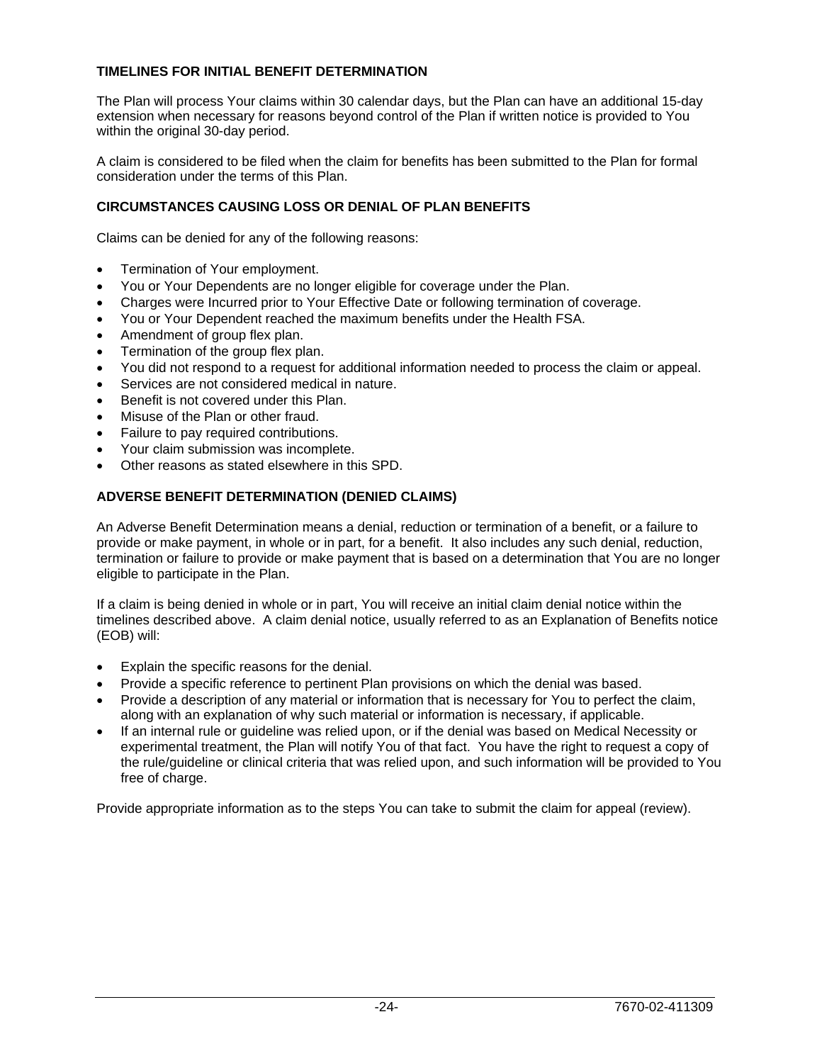### TIMELINES FOR INITIAL BENEFIT DETERMINATION

The Plan will process Your claims within 30 calendar days, but the Plan can have an additional 15-day extension when necessary for reasons beyond control of the Plan if written notice is provided to You within the original 30-day period.

A claim is considered to be filed when the claim for benefits has been submitted to the Plan for formal consideration under the terms of this Plan.

### CIRCUMSTANCES CAUSING LOSS OR DENIAL OF PLAN BENEFITS

Claims can be denied for any of the following reasons:

- Termination of Your employment.
- You or Your Dependents are no longer eligible for coverage under the Plan.
- Charges were Incurred prior to Your Effective Date or following termination of coverage.
- You or Your Dependent reached the maximum benefits under the Health FSA.
- Amendment of group flex plan.
- Termination of the group flex plan.
- You did not respond to a request for additional information needed to process the claim or appeal.
- Services are not considered medical in nature.
- Benefit is not covered under this Plan.
- Misuse of the Plan or other fraud.
- Failure to pay required contributions.
- Your claim submission was incomplete.
- Other reasons as stated elsewhere in this SPD.

### ADVERSE BENEFIT DETERMINATION (DENIED CLAIMS)

An Adverse Benefit Determination means a denial, reduction or termination of a benefit, or a failure to provide or make payment, in whole or in part, for a benefit. It also includes any such denial, reduction, termination or failure to provide or make payment that is based on a determination that You are no longer eligible to participate in the Plan.

If a claim is being denied in whole or in part, You will receive an initial claim denial notice within the timelines described above. A claim denial notice, usually referred to as an Explanation of Benefits notice (EOB) will:

- Explain the specific reasons for the denial.
- Provide a specific reference to pertinent Plan provisions on which the denial was based.
- Provide a description of any material or information that is necessary for You to perfect the claim, along with an explanation of why such material or information is necessary, if applicable.
- If an internal rule or guideline was relied upon, or if the denial was based on Medical Necessity or experimental treatment, the Plan will notify You of that fact. You have the right to request a copy of the rule/guideline or clinical criteria that was relied upon, and such information will be provided to You free of charge.

Provide appropriate information as to the steps You can take to submit the claim for appeal (review).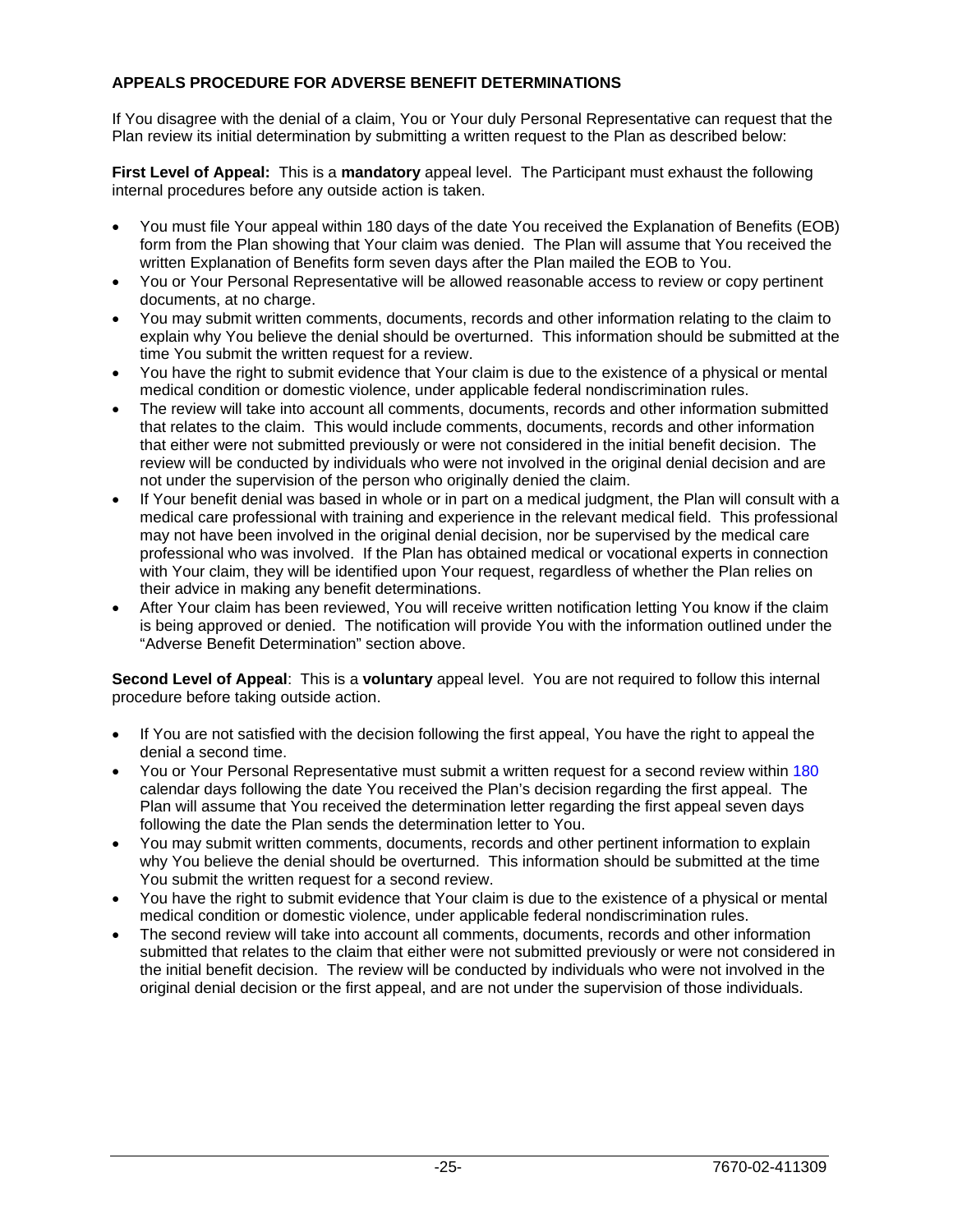### APPEALS PROCEDURE FOR ADVERSE BENEFIT DETERMINATIONS

If You disagree with the denial of a claim, You or Your duly Personal Representative can request that the Plan review its initial determination by submitting a written request to the Plan as described below:

**First Level of Appeal:** This is a **mandatory** appeal level. The Participant must exhaust the following internal procedures before any outside action is taken.

- You must file Your appeal within 180 days of the date You received the Explanation of Benefits (EOB) form from the Plan showing that Your claim was denied. The Plan will assume that You received the written Explanation of Benefits form seven days after the Plan mailed the EOB to You.
- You or Your Personal Representative will be allowed reasonable access to review or copy pertinent documents, at no charge.
- You may submit written comments, documents, records and other information relating to the claim to explain why You believe the denial should be overturned. This information should be submitted at the time You submit the written request for a review.
- You have the right to submit evidence that Your claim is due to the existence of a physical or mental medical condition or domestic violence, under applicable federal nondiscrimination rules.
- The review will take into account all comments, documents, records and other information submitted that relates to the claim. This would include comments, documents, records and other information that either were not submitted previously or were not considered in the initial benefit decision. The review will be conducted by individuals who were not involved in the original denial decision and are not under the supervision of the person who originally denied the claim.
- If Your benefit denial was based in whole or in part on a medical judgment, the Plan will consult with a medical care professional with training and experience in the relevant medical field. This professional may not have been involved in the original denial decision, nor be supervised by the medical care professional who was involved. If the Plan has obtained medical or vocational experts in connection with Your claim, they will be identified upon Your request, regardless of whether the Plan relies on their advice in making any benefit determinations.
- After Your claim has been reviewed, You will receive written notification letting You know if the claim is being approved or denied. The notification will provide You with the information outlined under the "Adverse Benefit Determination" section above.

**Second Level of Appeal**: This is a **voluntary** appeal level. You are not required to follow this internal procedure before taking outside action.

- If You are not satisfied with the decision following the first appeal, You have the right to appeal the denial a second time.
- You or Your Personal Representative must submit a written request for a second review within 180 calendar days following the date You received the Plan's decision regarding the first appeal. The Plan will assume that You received the determination letter regarding the first appeal seven days following the date the Plan sends the determination letter to You.
- You may submit written comments, documents, records and other pertinent information to explain why You believe the denial should be overturned. This information should be submitted at the time You submit the written request for a second review.
- You have the right to submit evidence that Your claim is due to the existence of a physical or mental medical condition or domestic violence, under applicable federal nondiscrimination rules.
- The second review will take into account all comments, documents, records and other information submitted that relates to the claim that either were not submitted previously or were not considered in the initial benefit decision. The review will be conducted by individuals who were not involved in the original denial decision or the first appeal, and are not under the supervision of those individuals.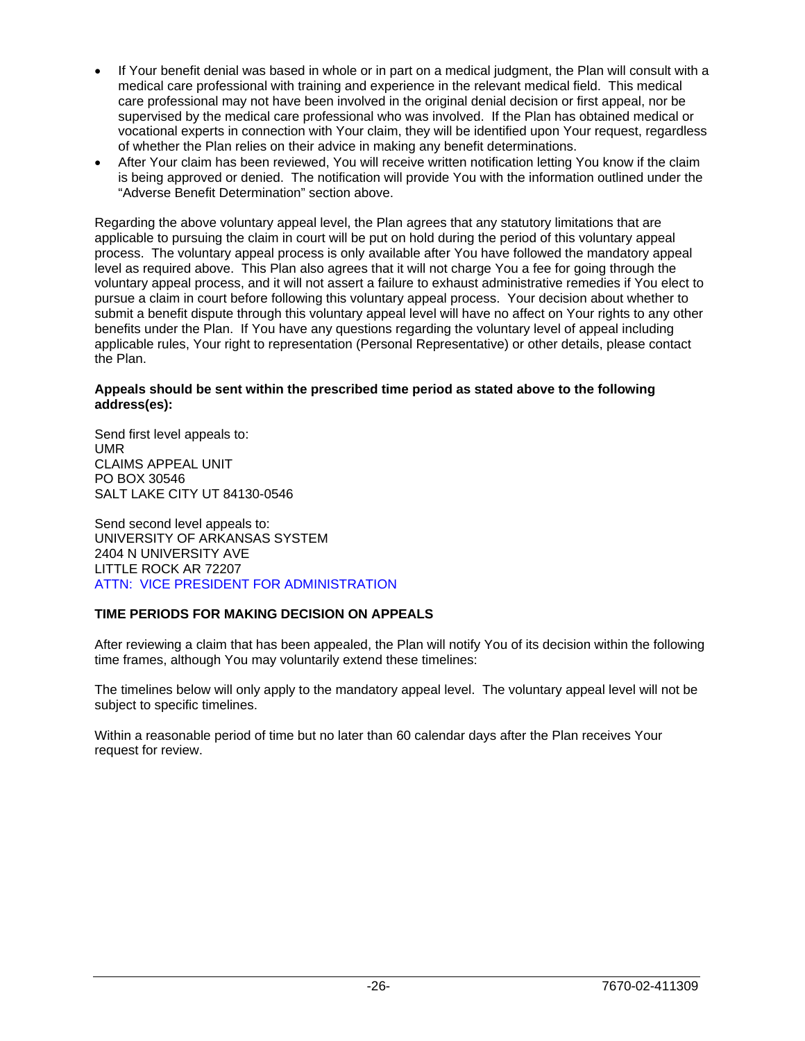- If Your benefit denial was based in whole or in part on a medical judgment, the Plan will consult with a medical care professional with training and experience in the relevant medical field. This medical care professional may not have been involved in the original denial decision or first appeal, nor be supervised by the medical care professional who was involved. If the Plan has obtained medical or vocational experts in connection with Your claim, they will be identified upon Your request, regardless of whether the Plan relies on their advice in making any benefit determinations.
- After Your claim has been reviewed, You will receive written notification letting You know if the claim is being approved or denied. The notification will provide You with the information outlined under the "Adverse Benefit Determination" section above.

Regarding the above voluntary appeal level, the Plan agrees that any statutory limitations that are applicable to pursuing the claim in court will be put on hold during the period of this voluntary appeal process. The voluntary appeal process is only available after You have followed the mandatory appeal level as required above. This Plan also agrees that it will not charge You a fee for going through the voluntary appeal process, and it will not assert a failure to exhaust administrative remedies if You elect to pursue a claim in court before following this voluntary appeal process. Your decision about whether to submit a benefit dispute through this voluntary appeal level will have no affect on Your rights to any other benefits under the Plan. If You have any questions regarding the voluntary level of appeal including applicable rules, Your right to representation (Personal Representative) or other details, please contact the Plan.

**Appeals should be sent within the prescribed time period as stated above to the following address(es):**

Send first level appeals to:
UMR
CLAIMS APPEAL UNIT
PO BOX 30546
SALT LAKE CITY UT 84130-0546

Send second level appeals to:
UNIVERSITY OF ARKANSAS SYSTEM
2404 N UNIVERSITY AVE
LITTLE ROCK AR 72207
ATTN: VICE PRESIDENT FOR ADMINISTRATION

**TIME PERIODS FOR MAKING DECISION ON APPEALS**

After reviewing a claim that has been appealed, the Plan will notify You of its decision within the following time frames, although You may voluntarily extend these timelines:

The timelines below will only apply to the mandatory appeal level. The voluntary appeal level will not be subject to specific timelines.

Within a reasonable period of time but no later than 60 calendar days after the Plan receives Your request for review.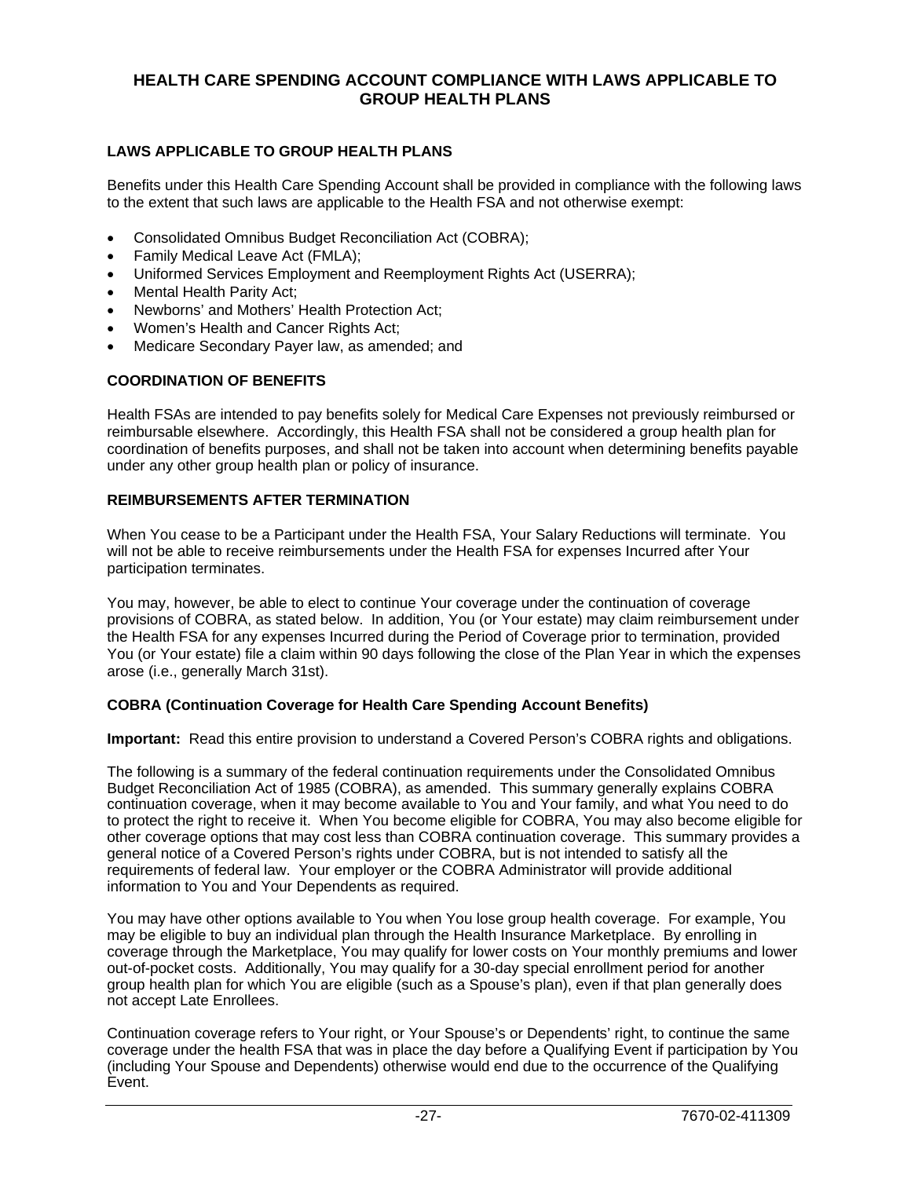## HEALTH CARE SPENDING ACCOUNT COMPLIANCE WITH LAWS APPLICABLE TO GROUP HEALTH PLANS

### LAWS APPLICABLE TO GROUP HEALTH PLANS

Benefits under this Health Care Spending Account shall be provided in compliance with the following laws to the extent that such laws are applicable to the Health FSA and not otherwise exempt:

- Consolidated Omnibus Budget Reconciliation Act (COBRA);
- Family Medical Leave Act (FMLA);
- Uniformed Services Employment and Reemployment Rights Act (USERRA);
- Mental Health Parity Act;
- Newborns' and Mothers' Health Protection Act;
- Women's Health and Cancer Rights Act;
- Medicare Secondary Payer law, as amended; and

### COORDINATION OF BENEFITS

Health FSAs are intended to pay benefits solely for Medical Care Expenses not previously reimbursed or reimbursable elsewhere. Accordingly, this Health FSA shall not be considered a group health plan for coordination of benefits purposes, and shall not be taken into account when determining benefits payable under any other group health plan or policy of insurance.

### REIMBURSEMENTS AFTER TERMINATION

When You cease to be a Participant under the Health FSA, Your Salary Reductions will terminate. You will not be able to receive reimbursements under the Health FSA for expenses Incurred after Your participation terminates.

You may, however, be able to elect to continue Your coverage under the continuation of coverage provisions of COBRA, as stated below. In addition, You (or Your estate) may claim reimbursement under the Health FSA for any expenses Incurred during the Period of Coverage prior to termination, provided You (or Your estate) file a claim within 90 days following the close of the Plan Year in which the expenses arose (i.e., generally March 31st).

### COBRA (Continuation Coverage for Health Care Spending Account Benefits)

**Important:** Read this entire provision to understand a Covered Person's COBRA rights and obligations.

The following is a summary of the federal continuation requirements under the Consolidated Omnibus Budget Reconciliation Act of 1985 (COBRA), as amended. This summary generally explains COBRA continuation coverage, when it may become available to You and Your family, and what You need to do to protect the right to receive it. When You become eligible for COBRA, You may also become eligible for other coverage options that may cost less than COBRA continuation coverage. This summary provides a general notice of a Covered Person's rights under COBRA, but is not intended to satisfy all the requirements of federal law. Your employer or the COBRA Administrator will provide additional information to You and Your Dependents as required.

You may have other options available to You when You lose group health coverage. For example, You may be eligible to buy an individual plan through the Health Insurance Marketplace. By enrolling in coverage through the Marketplace, You may qualify for lower costs on Your monthly premiums and lower out-of-pocket costs. Additionally, You may qualify for a 30-day special enrollment period for another group health plan for which You are eligible (such as a Spouse's plan), even if that plan generally does not accept Late Enrollees.

Continuation coverage refers to Your right, or Your Spouse's or Dependents' right, to continue the same coverage under the health FSA that was in place the day before a Qualifying Event if participation by You (including Your Spouse and Dependents) otherwise would end due to the occurrence of the Qualifying Event.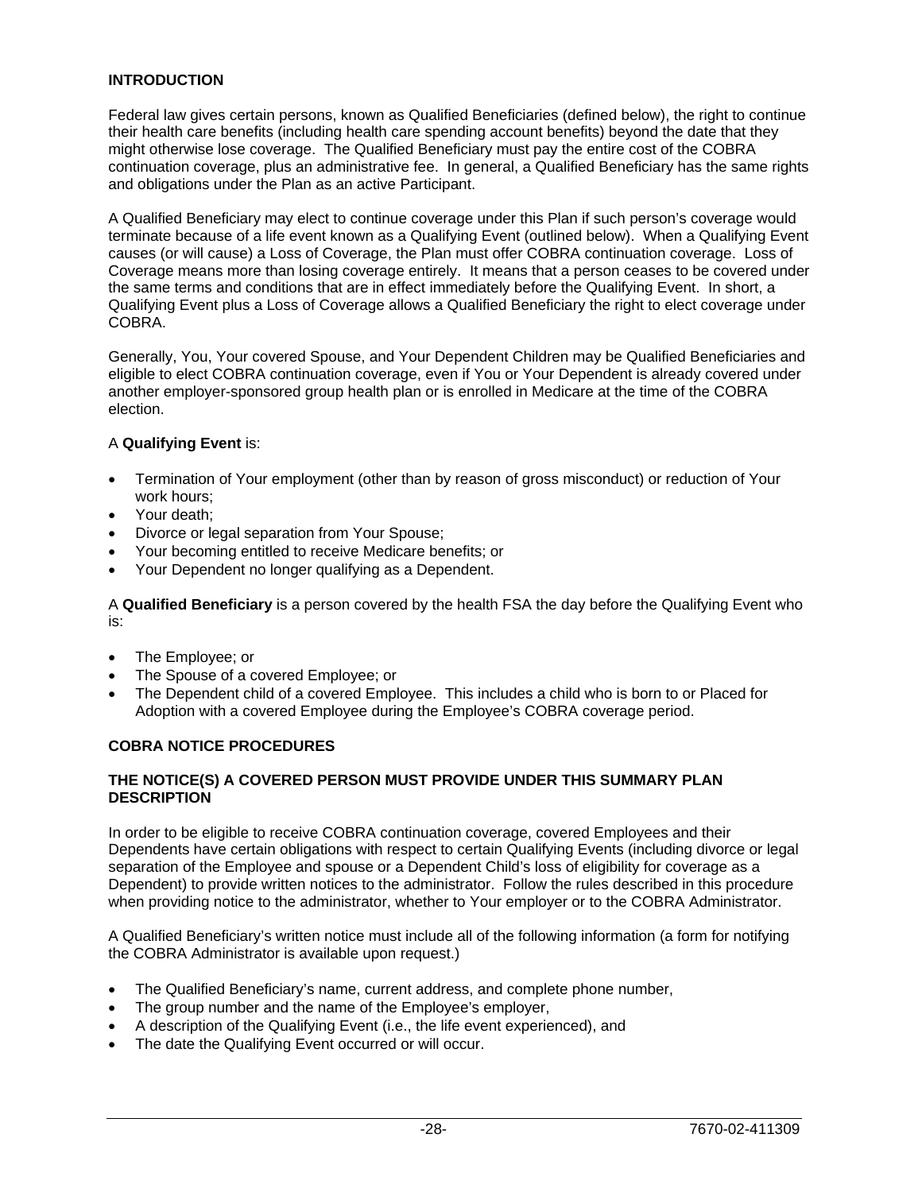## INTRODUCTION

Federal law gives certain persons, known as Qualified Beneficiaries (defined below), the right to continue their health care benefits (including health care spending account benefits) beyond the date that they might otherwise lose coverage. The Qualified Beneficiary must pay the entire cost of the COBRA continuation coverage, plus an administrative fee. In general, a Qualified Beneficiary has the same rights and obligations under the Plan as an active Participant.

A Qualified Beneficiary may elect to continue coverage under this Plan if such person's coverage would terminate because of a life event known as a Qualifying Event (outlined below). When a Qualifying Event causes (or will cause) a Loss of Coverage, the Plan must offer COBRA continuation coverage. Loss of Coverage means more than losing coverage entirely. It means that a person ceases to be covered under the same terms and conditions that are in effect immediately before the Qualifying Event. In short, a Qualifying Event plus a Loss of Coverage allows a Qualified Beneficiary the right to elect coverage under COBRA.

Generally, You, Your covered Spouse, and Your Dependent Children may be Qualified Beneficiaries and eligible to elect COBRA continuation coverage, even if You or Your Dependent is already covered under another employer-sponsored group health plan or is enrolled in Medicare at the time of the COBRA election.

A **Qualifying Event** is:

- Termination of Your employment (other than by reason of gross misconduct) or reduction of Your work hours;
- Your death;
- Divorce or legal separation from Your Spouse;
- Your becoming entitled to receive Medicare benefits; or
- Your Dependent no longer qualifying as a Dependent.

A **Qualified Beneficiary** is a person covered by the health FSA the day before the Qualifying Event who is:

- The Employee; or
- The Spouse of a covered Employee; or
- The Dependent child of a covered Employee. This includes a child who is born to or Placed for Adoption with a covered Employee during the Employee's COBRA coverage period.

## COBRA NOTICE PROCEDURES

### THE NOTICE(S) A COVERED PERSON MUST PROVIDE UNDER THIS SUMMARY PLAN DESCRIPTION

In order to be eligible to receive COBRA continuation coverage, covered Employees and their Dependents have certain obligations with respect to certain Qualifying Events (including divorce or legal separation of the Employee and spouse or a Dependent Child's loss of eligibility for coverage as a Dependent) to provide written notices to the administrator. Follow the rules described in this procedure when providing notice to the administrator, whether to Your employer or to the COBRA Administrator.

A Qualified Beneficiary's written notice must include all of the following information (a form for notifying the COBRA Administrator is available upon request.)

- The Qualified Beneficiary's name, current address, and complete phone number,
- The group number and the name of the Employee's employer,
- A description of the Qualifying Event (i.e., the life event experienced), and
- The date the Qualifying Event occurred or will occur.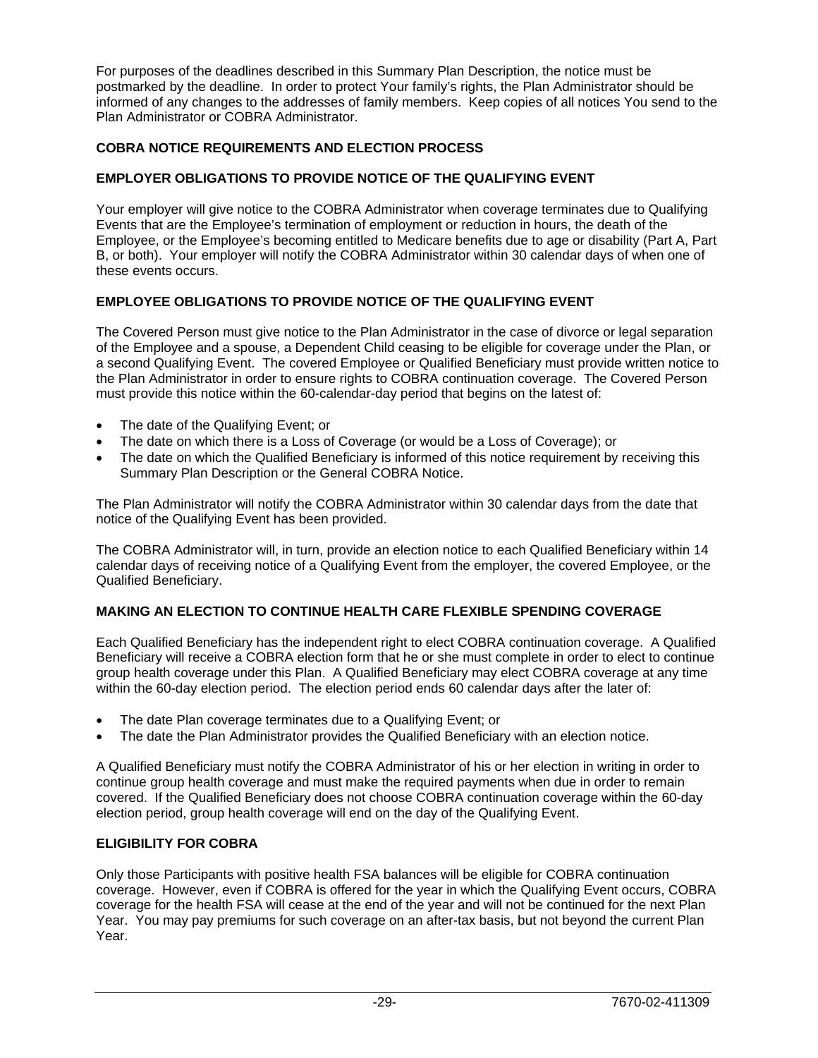For purposes of the deadlines described in this Summary Plan Description, the notice must be postmarked by the deadline. In order to protect Your family's rights, the Plan Administrator should be informed of any changes to the addresses of family members. Keep copies of all notices You send to the Plan Administrator or COBRA Administrator.

## COBRA NOTICE REQUIREMENTS AND ELECTION PROCESS

### EMPLOYER OBLIGATIONS TO PROVIDE NOTICE OF THE QUALIFYING EVENT

Your employer will give notice to the COBRA Administrator when coverage terminates due to Qualifying Events that are the Employee's termination of employment or reduction in hours, the death of the Employee, or the Employee's becoming entitled to Medicare benefits due to age or disability (Part A, Part B, or both). Your employer will notify the COBRA Administrator within 30 calendar days of when one of these events occurs.

### EMPLOYEE OBLIGATIONS TO PROVIDE NOTICE OF THE QUALIFYING EVENT

The Covered Person must give notice to the Plan Administrator in the case of divorce or legal separation of the Employee and a spouse, a Dependent Child ceasing to be eligible for coverage under the Plan, or a second Qualifying Event. The covered Employee or Qualified Beneficiary must provide written notice to the Plan Administrator in order to ensure rights to COBRA continuation coverage. The Covered Person must provide this notice within the 60-calendar-day period that begins on the latest of:

- The date of the Qualifying Event; or
- The date on which there is a Loss of Coverage (or would be a Loss of Coverage); or
- The date on which the Qualified Beneficiary is informed of this notice requirement by receiving this Summary Plan Description or the General COBRA Notice.

The Plan Administrator will notify the COBRA Administrator within 30 calendar days from the date that notice of the Qualifying Event has been provided.

The COBRA Administrator will, in turn, provide an election notice to each Qualified Beneficiary within 14 calendar days of receiving notice of a Qualifying Event from the employer, the covered Employee, or the Qualified Beneficiary.

### MAKING AN ELECTION TO CONTINUE HEALTH CARE FLEXIBLE SPENDING COVERAGE

Each Qualified Beneficiary has the independent right to elect COBRA continuation coverage. A Qualified Beneficiary will receive a COBRA election form that he or she must complete in order to elect to continue group health coverage under this Plan. A Qualified Beneficiary may elect COBRA coverage at any time within the 60-day election period. The election period ends 60 calendar days after the later of:

- The date Plan coverage terminates due to a Qualifying Event; or
- The date the Plan Administrator provides the Qualified Beneficiary with an election notice.

A Qualified Beneficiary must notify the COBRA Administrator of his or her election in writing in order to continue group health coverage and must make the required payments when due in order to remain covered. If the Qualified Beneficiary does not choose COBRA continuation coverage within the 60-day election period, group health coverage will end on the day of the Qualifying Event.

### ELIGIBILITY FOR COBRA

Only those Participants with positive health FSA balances will be eligible for COBRA continuation coverage. However, even if COBRA is offered for the year in which the Qualifying Event occurs, COBRA coverage for the health FSA will cease at the end of the year and will not be continued for the next Plan Year. You may pay premiums for such coverage on an after-tax basis, but not beyond the current Plan Year.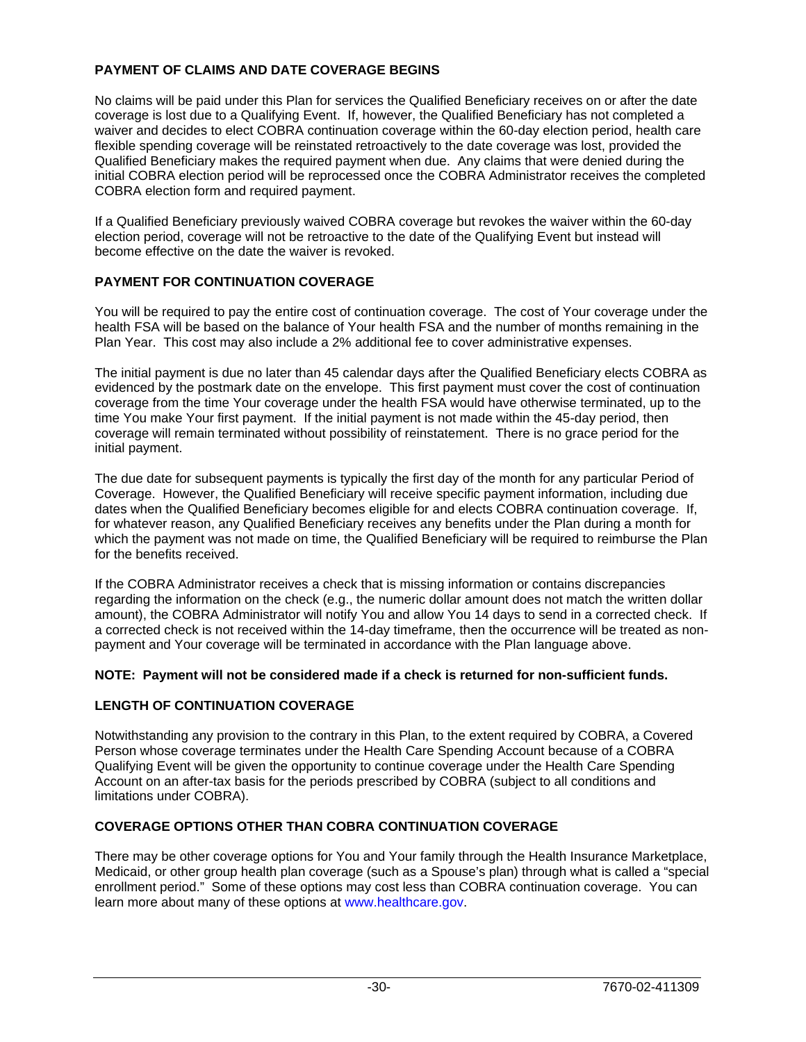## PAYMENT OF CLAIMS AND DATE COVERAGE BEGINS

No claims will be paid under this Plan for services the Qualified Beneficiary receives on or after the date coverage is lost due to a Qualifying Event. If, however, the Qualified Beneficiary has not completed a waiver and decides to elect COBRA continuation coverage within the 60-day election period, health care flexible spending coverage will be reinstated retroactively to the date coverage was lost, provided the Qualified Beneficiary makes the required payment when due. Any claims that were denied during the initial COBRA election period will be reprocessed once the COBRA Administrator receives the completed COBRA election form and required payment.

If a Qualified Beneficiary previously waived COBRA coverage but revokes the waiver within the 60-day election period, coverage will not be retroactive to the date of the Qualifying Event but instead will become effective on the date the waiver is revoked.

## PAYMENT FOR CONTINUATION COVERAGE

You will be required to pay the entire cost of continuation coverage. The cost of Your coverage under the health FSA will be based on the balance of Your health FSA and the number of months remaining in the Plan Year. This cost may also include a 2% additional fee to cover administrative expenses.

The initial payment is due no later than 45 calendar days after the Qualified Beneficiary elects COBRA as evidenced by the postmark date on the envelope. This first payment must cover the cost of continuation coverage from the time Your coverage under the health FSA would have otherwise terminated, up to the time You make Your first payment. If the initial payment is not made within the 45-day period, then coverage will remain terminated without possibility of reinstatement. There is no grace period for the initial payment.

The due date for subsequent payments is typically the first day of the month for any particular Period of Coverage. However, the Qualified Beneficiary will receive specific payment information, including due dates when the Qualified Beneficiary becomes eligible for and elects COBRA continuation coverage. If, for whatever reason, any Qualified Beneficiary receives any benefits under the Plan during a month for which the payment was not made on time, the Qualified Beneficiary will be required to reimburse the Plan for the benefits received.

If the COBRA Administrator receives a check that is missing information or contains discrepancies regarding the information on the check (e.g., the numeric dollar amount does not match the written dollar amount), the COBRA Administrator will notify You and allow You 14 days to send in a corrected check. If a corrected check is not received within the 14-day timeframe, then the occurrence will be treated as non-payment and Your coverage will be terminated in accordance with the Plan language above.

**NOTE: Payment will not be considered made if a check is returned for non-sufficient funds.**

## LENGTH OF CONTINUATION COVERAGE

Notwithstanding any provision to the contrary in this Plan, to the extent required by COBRA, a Covered Person whose coverage terminates under the Health Care Spending Account because of a COBRA Qualifying Event will be given the opportunity to continue coverage under the Health Care Spending Account on an after-tax basis for the periods prescribed by COBRA (subject to all conditions and limitations under COBRA).

## COVERAGE OPTIONS OTHER THAN COBRA CONTINUATION COVERAGE

There may be other coverage options for You and Your family through the Health Insurance Marketplace, Medicaid, or other group health plan coverage (such as a Spouse's plan) through what is called a "special enrollment period." Some of these options may cost less than COBRA continuation coverage. You can learn more about many of these options at www.healthcare.gov.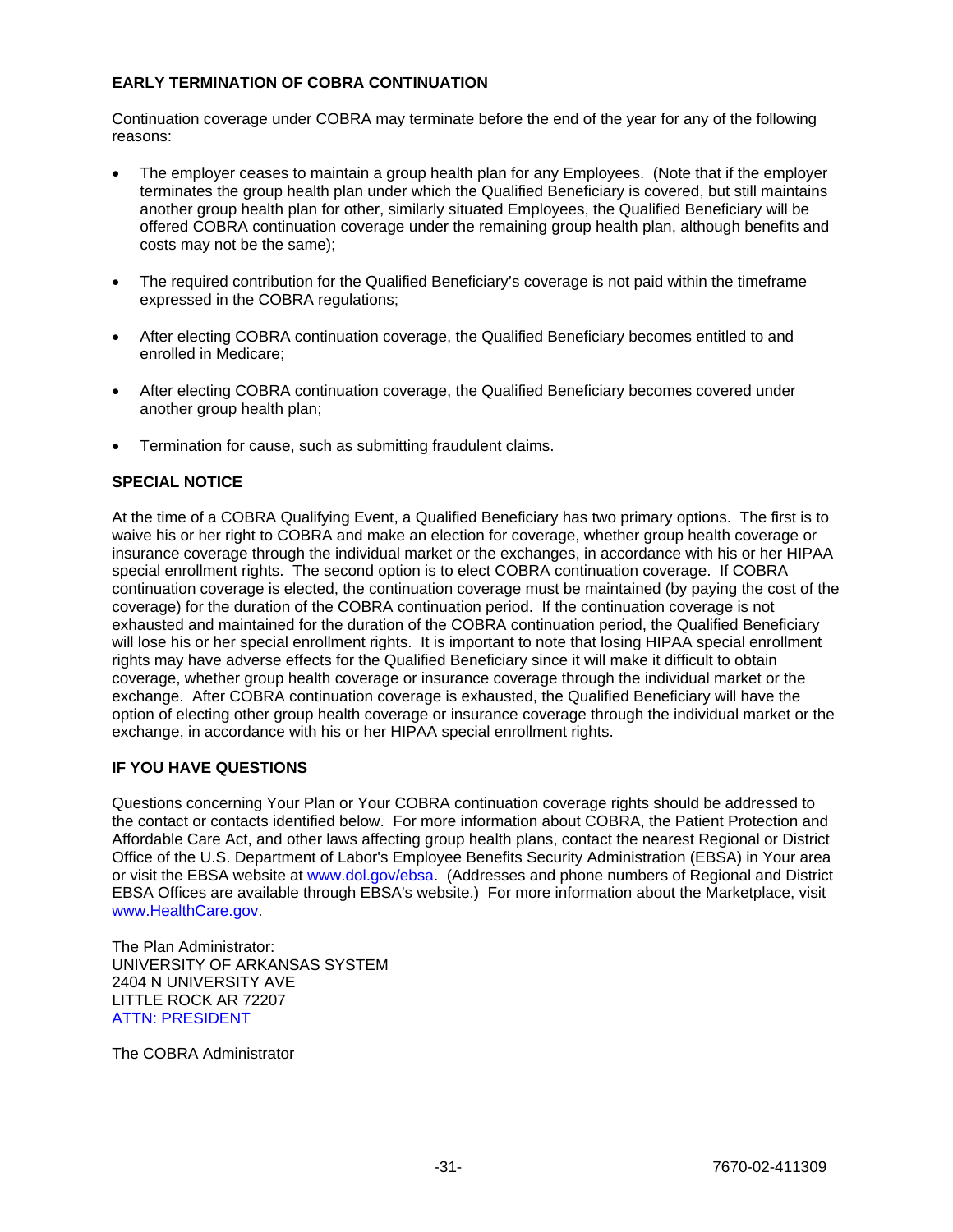## EARLY TERMINATION OF COBRA CONTINUATION

Continuation coverage under COBRA may terminate before the end of the year for any of the following reasons:

- The employer ceases to maintain a group health plan for any Employees. (Note that if the employer terminates the group health plan under which the Qualified Beneficiary is covered, but still maintains another group health plan for other, similarly situated Employees, the Qualified Beneficiary will be offered COBRA continuation coverage under the remaining group health plan, although benefits and costs may not be the same);
- The required contribution for the Qualified Beneficiary's coverage is not paid within the timeframe expressed in the COBRA regulations;
- After electing COBRA continuation coverage, the Qualified Beneficiary becomes entitled to and enrolled in Medicare;
- After electing COBRA continuation coverage, the Qualified Beneficiary becomes covered under another group health plan;
- Termination for cause, such as submitting fraudulent claims.

## SPECIAL NOTICE

At the time of a COBRA Qualifying Event, a Qualified Beneficiary has two primary options. The first is to waive his or her right to COBRA and make an election for coverage, whether group health coverage or insurance coverage through the individual market or the exchanges, in accordance with his or her HIPAA special enrollment rights. The second option is to elect COBRA continuation coverage. If COBRA continuation coverage is elected, the continuation coverage must be maintained (by paying the cost of the coverage) for the duration of the COBRA continuation period. If the continuation coverage is not exhausted and maintained for the duration of the COBRA continuation period, the Qualified Beneficiary will lose his or her special enrollment rights. It is important to note that losing HIPAA special enrollment rights may have adverse effects for the Qualified Beneficiary since it will make it difficult to obtain coverage, whether group health coverage or insurance coverage through the individual market or the exchange. After COBRA continuation coverage is exhausted, the Qualified Beneficiary will have the option of electing other group health coverage or insurance coverage through the individual market or the exchange, in accordance with his or her HIPAA special enrollment rights.

## IF YOU HAVE QUESTIONS

Questions concerning Your Plan or Your COBRA continuation coverage rights should be addressed to the contact or contacts identified below. For more information about COBRA, the Patient Protection and Affordable Care Act, and other laws affecting group health plans, contact the nearest Regional or District Office of the U.S. Department of Labor's Employee Benefits Security Administration (EBSA) in Your area or visit the EBSA website at www.dol.gov/ebsa. (Addresses and phone numbers of Regional and District EBSA Offices are available through EBSA's website.) For more information about the Marketplace, visit www.HealthCare.gov.

The Plan Administrator:
UNIVERSITY OF ARKANSAS SYSTEM
2404 N UNIVERSITY AVE
LITTLE ROCK AR 72207
ATTN: PRESIDENT

The COBRA Administrator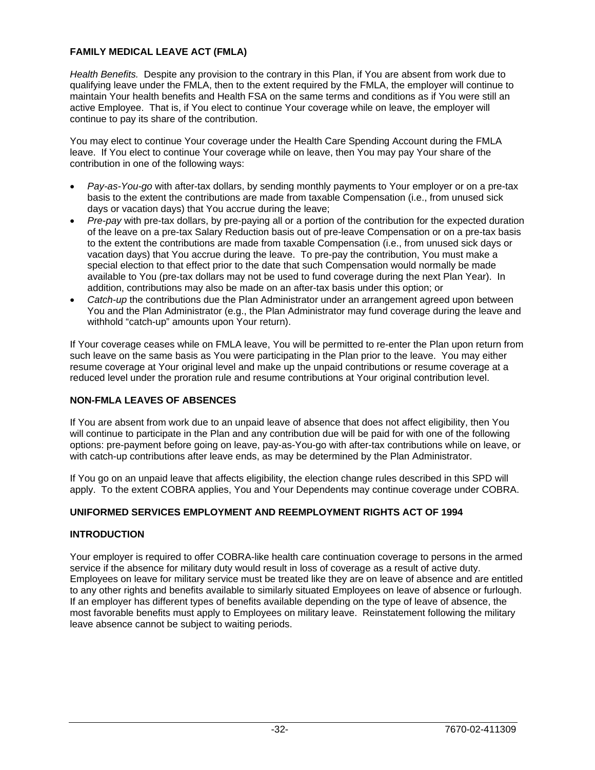## FAMILY MEDICAL LEAVE ACT (FMLA)

*Health Benefits.* Despite any provision to the contrary in this Plan, if You are absent from work due to qualifying leave under the FMLA, then to the extent required by the FMLA, the employer will continue to maintain Your health benefits and Health FSA on the same terms and conditions as if You were still an active Employee. That is, if You elect to continue Your coverage while on leave, the employer will continue to pay its share of the contribution.

You may elect to continue Your coverage under the Health Care Spending Account during the FMLA leave. If You elect to continue Your coverage while on leave, then You may pay Your share of the contribution in one of the following ways:

- *Pay-as-You-go* with after-tax dollars, by sending monthly payments to Your employer or on a pre-tax basis to the extent the contributions are made from taxable Compensation (i.e., from unused sick days or vacation days) that You accrue during the leave;
- *Pre-pay* with pre-tax dollars, by pre-paying all or a portion of the contribution for the expected duration of the leave on a pre-tax Salary Reduction basis out of pre-leave Compensation or on a pre-tax basis to the extent the contributions are made from taxable Compensation (i.e., from unused sick days or vacation days) that You accrue during the leave. To pre-pay the contribution, You must make a special election to that effect prior to the date that such Compensation would normally be made available to You (pre-tax dollars may not be used to fund coverage during the next Plan Year). In addition, contributions may also be made on an after-tax basis under this option; or
- *Catch-up* the contributions due the Plan Administrator under an arrangement agreed upon between You and the Plan Administrator (e.g., the Plan Administrator may fund coverage during the leave and withhold "catch-up" amounts upon Your return).

If Your coverage ceases while on FMLA leave, You will be permitted to re-enter the Plan upon return from such leave on the same basis as You were participating in the Plan prior to the leave. You may either resume coverage at Your original level and make up the unpaid contributions or resume coverage at a reduced level under the proration rule and resume contributions at Your original contribution level.

## NON-FMLA LEAVES OF ABSENCES

If You are absent from work due to an unpaid leave of absence that does not affect eligibility, then You will continue to participate in the Plan and any contribution due will be paid for with one of the following options: pre-payment before going on leave, pay-as-You-go with after-tax contributions while on leave, or with catch-up contributions after leave ends, as may be determined by the Plan Administrator.

If You go on an unpaid leave that affects eligibility, the election change rules described in this SPD will apply. To the extent COBRA applies, You and Your Dependents may continue coverage under COBRA.

## UNIFORMED SERVICES EMPLOYMENT AND REEMPLOYMENT RIGHTS ACT OF 1994

### INTRODUCTION

Your employer is required to offer COBRA-like health care continuation coverage to persons in the armed service if the absence for military duty would result in loss of coverage as a result of active duty. Employees on leave for military service must be treated like they are on leave of absence and are entitled to any other rights and benefits available to similarly situated Employees on leave of absence or furlough. If an employer has different types of benefits available depending on the type of leave of absence, the most favorable benefits must apply to Employees on military leave. Reinstatement following the military leave absence cannot be subject to waiting periods.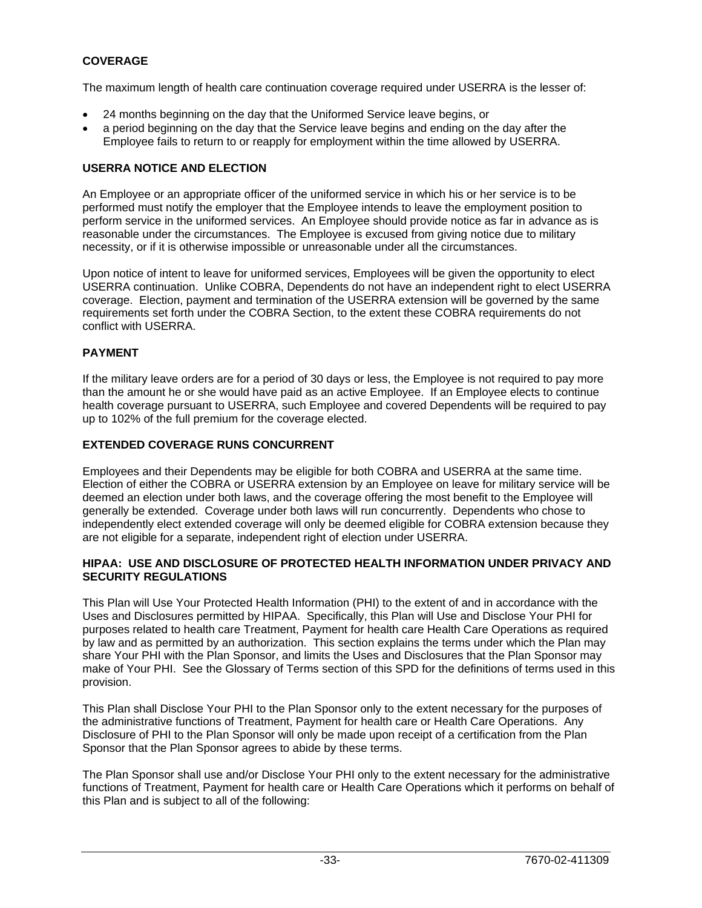### COVERAGE

The maximum length of health care continuation coverage required under USERRA is the lesser of:

- 24 months beginning on the day that the Uniformed Service leave begins, or
- a period beginning on the day that the Service leave begins and ending on the day after the Employee fails to return to or reapply for employment within the time allowed by USERRA.

### USERRA NOTICE AND ELECTION

An Employee or an appropriate officer of the uniformed service in which his or her service is to be performed must notify the employer that the Employee intends to leave the employment position to perform service in the uniformed services. An Employee should provide notice as far in advance as is reasonable under the circumstances. The Employee is excused from giving notice due to military necessity, or if it is otherwise impossible or unreasonable under all the circumstances.

Upon notice of intent to leave for uniformed services, Employees will be given the opportunity to elect USERRA continuation. Unlike COBRA, Dependents do not have an independent right to elect USERRA coverage. Election, payment and termination of the USERRA extension will be governed by the same requirements set forth under the COBRA Section, to the extent these COBRA requirements do not conflict with USERRA.

### PAYMENT

If the military leave orders are for a period of 30 days or less, the Employee is not required to pay more than the amount he or she would have paid as an active Employee. If an Employee elects to continue health coverage pursuant to USERRA, such Employee and covered Dependents will be required to pay up to 102% of the full premium for the coverage elected.

### EXTENDED COVERAGE RUNS CONCURRENT

Employees and their Dependents may be eligible for both COBRA and USERRA at the same time. Election of either the COBRA or USERRA extension by an Employee on leave for military service will be deemed an election under both laws, and the coverage offering the most benefit to the Employee will generally be extended. Coverage under both laws will run concurrently. Dependents who chose to independently elect extended coverage will only be deemed eligible for COBRA extension because they are not eligible for a separate, independent right of election under USERRA.

### HIPAA: USE AND DISCLOSURE OF PROTECTED HEALTH INFORMATION UNDER PRIVACY AND SECURITY REGULATIONS

This Plan will Use Your Protected Health Information (PHI) to the extent of and in accordance with the Uses and Disclosures permitted by HIPAA. Specifically, this Plan will Use and Disclose Your PHI for purposes related to health care Treatment, Payment for health care Health Care Operations as required by law and as permitted by an authorization. This section explains the terms under which the Plan may share Your PHI with the Plan Sponsor, and limits the Uses and Disclosures that the Plan Sponsor may make of Your PHI. See the Glossary of Terms section of this SPD for the definitions of terms used in this provision.

This Plan shall Disclose Your PHI to the Plan Sponsor only to the extent necessary for the purposes of the administrative functions of Treatment, Payment for health care or Health Care Operations. Any Disclosure of PHI to the Plan Sponsor will only be made upon receipt of a certification from the Plan Sponsor that the Plan Sponsor agrees to abide by these terms.

The Plan Sponsor shall use and/or Disclose Your PHI only to the extent necessary for the administrative functions of Treatment, Payment for health care or Health Care Operations which it performs on behalf of this Plan and is subject to all of the following: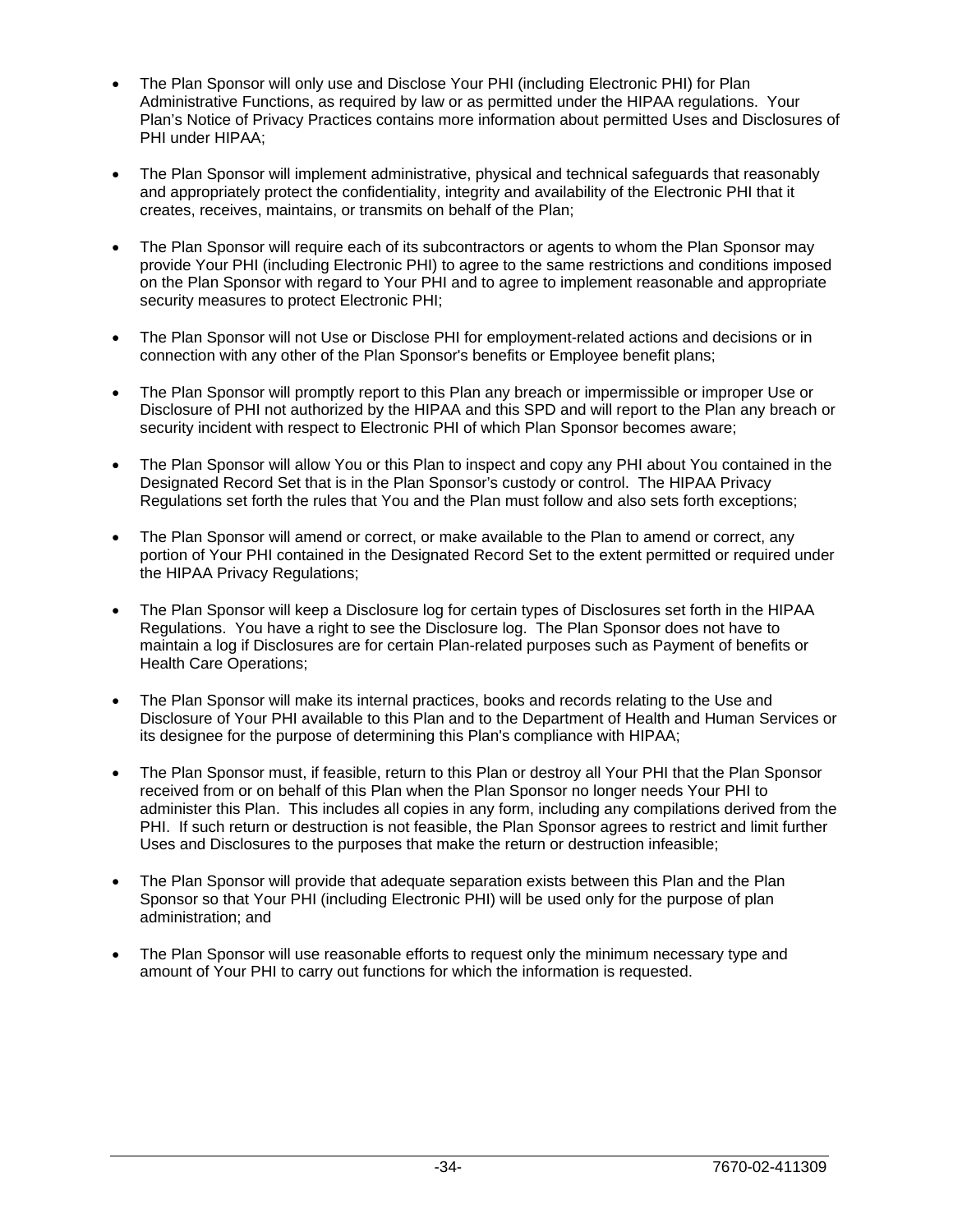- The Plan Sponsor will only use and Disclose Your PHI (including Electronic PHI) for Plan Administrative Functions, as required by law or as permitted under the HIPAA regulations. Your Plan's Notice of Privacy Practices contains more information about permitted Uses and Disclosures of PHI under HIPAA;

- The Plan Sponsor will implement administrative, physical and technical safeguards that reasonably and appropriately protect the confidentiality, integrity and availability of the Electronic PHI that it creates, receives, maintains, or transmits on behalf of the Plan;

- The Plan Sponsor will require each of its subcontractors or agents to whom the Plan Sponsor may provide Your PHI (including Electronic PHI) to agree to the same restrictions and conditions imposed on the Plan Sponsor with regard to Your PHI and to agree to implement reasonable and appropriate security measures to protect Electronic PHI;

- The Plan Sponsor will not Use or Disclose PHI for employment-related actions and decisions or in connection with any other of the Plan Sponsor's benefits or Employee benefit plans;

- The Plan Sponsor will promptly report to this Plan any breach or impermissible or improper Use or Disclosure of PHI not authorized by the HIPAA and this SPD and will report to the Plan any breach or security incident with respect to Electronic PHI of which Plan Sponsor becomes aware;

- The Plan Sponsor will allow You or this Plan to inspect and copy any PHI about You contained in the Designated Record Set that is in the Plan Sponsor's custody or control. The HIPAA Privacy Regulations set forth the rules that You and the Plan must follow and also sets forth exceptions;

- The Plan Sponsor will amend or correct, or make available to the Plan to amend or correct, any portion of Your PHI contained in the Designated Record Set to the extent permitted or required under the HIPAA Privacy Regulations;

- The Plan Sponsor will keep a Disclosure log for certain types of Disclosures set forth in the HIPAA Regulations. You have a right to see the Disclosure log. The Plan Sponsor does not have to maintain a log if Disclosures are for certain Plan-related purposes such as Payment of benefits or Health Care Operations;

- The Plan Sponsor will make its internal practices, books and records relating to the Use and Disclosure of Your PHI available to this Plan and to the Department of Health and Human Services or its designee for the purpose of determining this Plan's compliance with HIPAA;

- The Plan Sponsor must, if feasible, return to this Plan or destroy all Your PHI that the Plan Sponsor received from or on behalf of this Plan when the Plan Sponsor no longer needs Your PHI to administer this Plan. This includes all copies in any form, including any compilations derived from the PHI. If such return or destruction is not feasible, the Plan Sponsor agrees to restrict and limit further Uses and Disclosures to the purposes that make the return or destruction infeasible;

- The Plan Sponsor will provide that adequate separation exists between this Plan and the Plan Sponsor so that Your PHI (including Electronic PHI) will be used only for the purpose of plan administration; and

- The Plan Sponsor will use reasonable efforts to request only the minimum necessary type and amount of Your PHI to carry out functions for which the information is requested.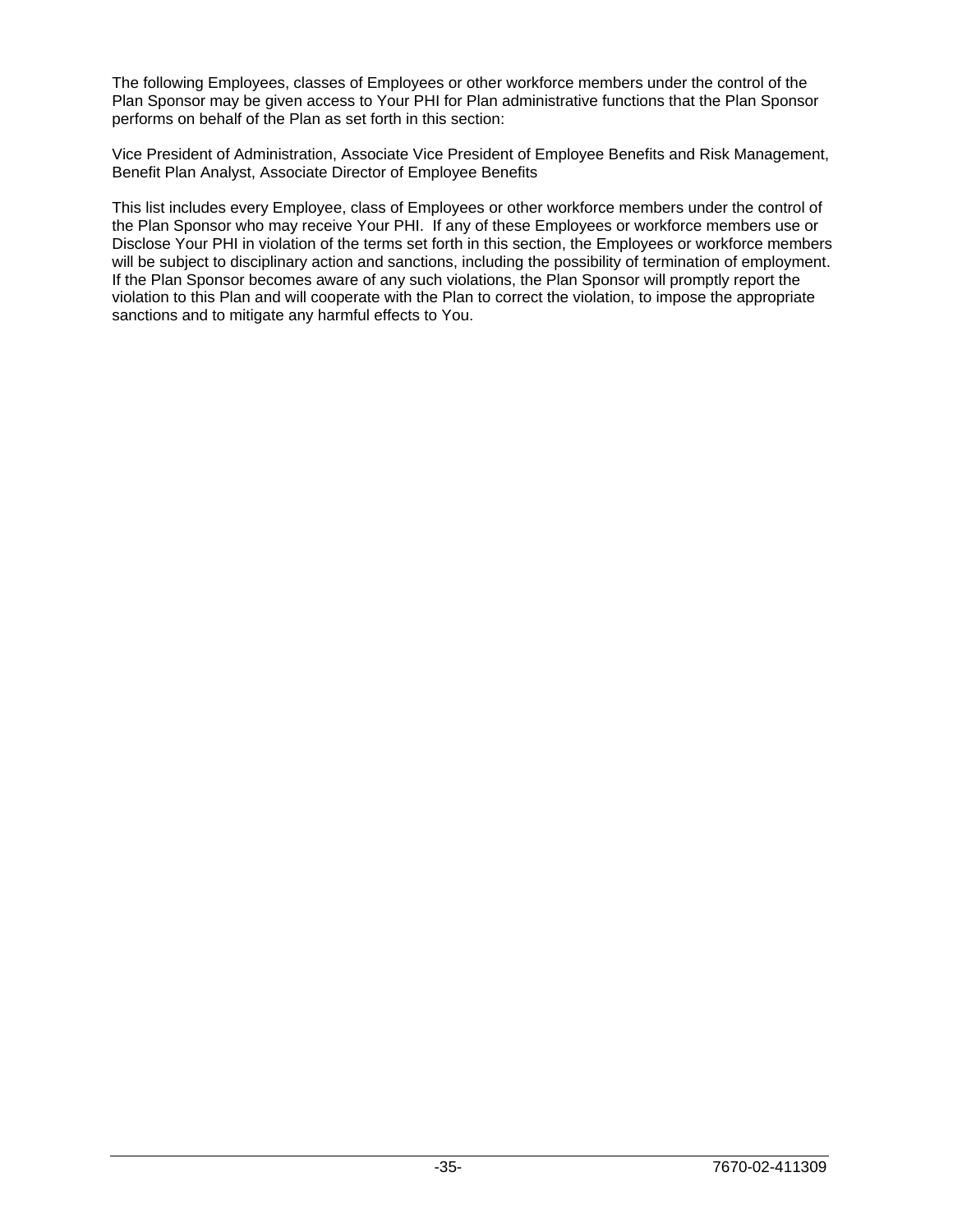The following Employees, classes of Employees or other workforce members under the control of the Plan Sponsor may be given access to Your PHI for Plan administrative functions that the Plan Sponsor performs on behalf of the Plan as set forth in this section:

Vice President of Administration, Associate Vice President of Employee Benefits and Risk Management, Benefit Plan Analyst, Associate Director of Employee Benefits

This list includes every Employee, class of Employees or other workforce members under the control of the Plan Sponsor who may receive Your PHI. If any of these Employees or workforce members use or Disclose Your PHI in violation of the terms set forth in this section, the Employees or workforce members will be subject to disciplinary action and sanctions, including the possibility of termination of employment. If the Plan Sponsor becomes aware of any such violations, the Plan Sponsor will promptly report the violation to this Plan and will cooperate with the Plan to correct the violation, to impose the appropriate sanctions and to mitigate any harmful effects to You.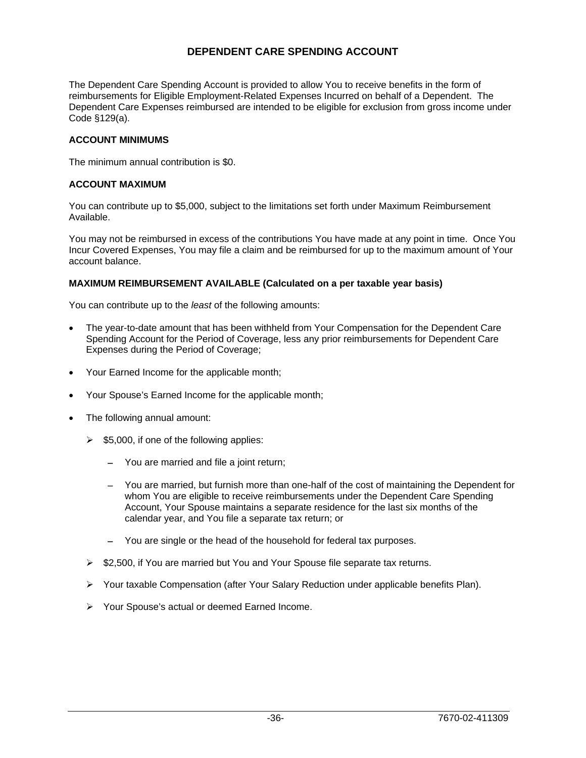## DEPENDENT CARE SPENDING ACCOUNT

The Dependent Care Spending Account is provided to allow You to receive benefits in the form of reimbursements for Eligible Employment-Related Expenses Incurred on behalf of a Dependent. The Dependent Care Expenses reimbursed are intended to be eligible for exclusion from gross income under Code §129(a).

### ACCOUNT MINIMUMS

The minimum annual contribution is $0.

### ACCOUNT MAXIMUM

You can contribute up to $5,000, subject to the limitations set forth under Maximum Reimbursement Available.

You may not be reimbursed in excess of the contributions You have made at any point in time. Once You Incur Covered Expenses, You may file a claim and be reimbursed for up to the maximum amount of Your account balance.

### MAXIMUM REIMBURSEMENT AVAILABLE (Calculated on a per taxable year basis)

You can contribute up to the *least* of the following amounts:

- The year-to-date amount that has been withheld from Your Compensation for the Dependent Care Spending Account for the Period of Coverage, less any prior reimbursements for Dependent Care Expenses during the Period of Coverage;
- Your Earned Income for the applicable month;
- Your Spouse's Earned Income for the applicable month;
- The following annual amount:
  - $5,000, if one of the following applies:
    - You are married and file a joint return;
    - You are married, but furnish more than one-half of the cost of maintaining the Dependent for whom You are eligible to receive reimbursements under the Dependent Care Spending Account, Your Spouse maintains a separate residence for the last six months of the calendar year, and You file a separate tax return; or
    - You are single or the head of the household for federal tax purposes.
  - $2,500, if You are married but You and Your Spouse file separate tax returns.
  - Your taxable Compensation (after Your Salary Reduction under applicable benefits Plan).
  - Your Spouse's actual or deemed Earned Income.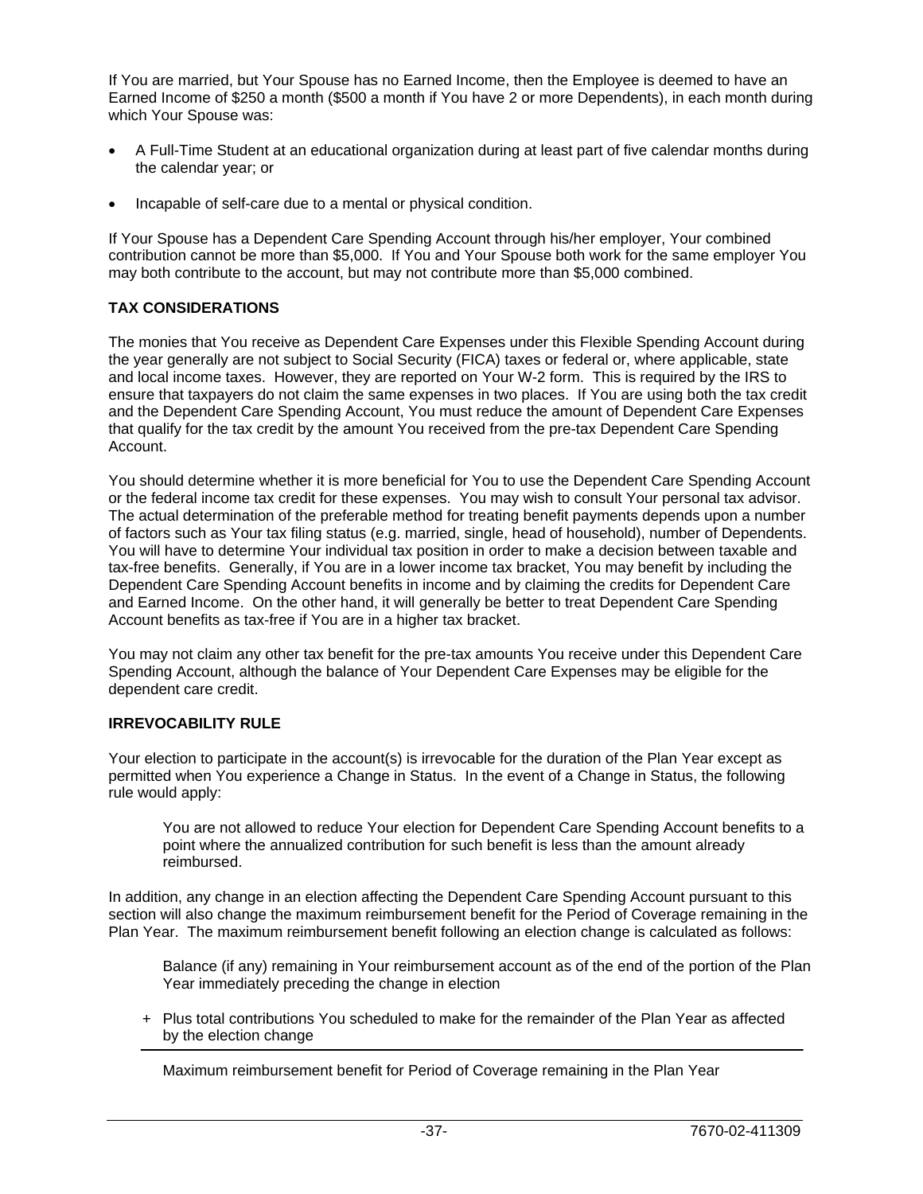If You are married, but Your Spouse has no Earned Income, then the Employee is deemed to have an Earned Income of $250 a month ($500 a month if You have 2 or more Dependents), in each month during which Your Spouse was:

- A Full-Time Student at an educational organization during at least part of five calendar months during the calendar year; or
- Incapable of self-care due to a mental or physical condition.

If Your Spouse has a Dependent Care Spending Account through his/her employer, Your combined contribution cannot be more than $5,000. If You and Your Spouse both work for the same employer You may both contribute to the account, but may not contribute more than $5,000 combined.

## TAX CONSIDERATIONS

The monies that You receive as Dependent Care Expenses under this Flexible Spending Account during the year generally are not subject to Social Security (FICA) taxes or federal or, where applicable, state and local income taxes. However, they are reported on Your W-2 form. This is required by the IRS to ensure that taxpayers do not claim the same expenses in two places. If You are using both the tax credit and the Dependent Care Spending Account, You must reduce the amount of Dependent Care Expenses that qualify for the tax credit by the amount You received from the pre-tax Dependent Care Spending Account.

You should determine whether it is more beneficial for You to use the Dependent Care Spending Account or the federal income tax credit for these expenses. You may wish to consult Your personal tax advisor. The actual determination of the preferable method for treating benefit payments depends upon a number of factors such as Your tax filing status (e.g. married, single, head of household), number of Dependents. You will have to determine Your individual tax position in order to make a decision between taxable and tax-free benefits. Generally, if You are in a lower income tax bracket, You may benefit by including the Dependent Care Spending Account benefits in income and by claiming the credits for Dependent Care and Earned Income. On the other hand, it will generally be better to treat Dependent Care Spending Account benefits as tax-free if You are in a higher tax bracket.

You may not claim any other tax benefit for the pre-tax amounts You receive under this Dependent Care Spending Account, although the balance of Your Dependent Care Expenses may be eligible for the dependent care credit.

## IRREVOCABILITY RULE

Your election to participate in the account(s) is irrevocable for the duration of the Plan Year except as permitted when You experience a Change in Status. In the event of a Change in Status, the following rule would apply:

> You are not allowed to reduce Your election for Dependent Care Spending Account benefits to a point where the annualized contribution for such benefit is less than the amount already reimbursed.

In addition, any change in an election affecting the Dependent Care Spending Account pursuant to this section will also change the maximum reimbursement benefit for the Period of Coverage remaining in the Plan Year. The maximum reimbursement benefit following an election change is calculated as follows:

Balance (if any) remaining in Your reimbursement account as of the end of the portion of the Plan Year immediately preceding the change in election

\+ Plus total contributions You scheduled to make for the remainder of the Plan Year as affected by the election change

---

Maximum reimbursement benefit for Period of Coverage remaining in the Plan Year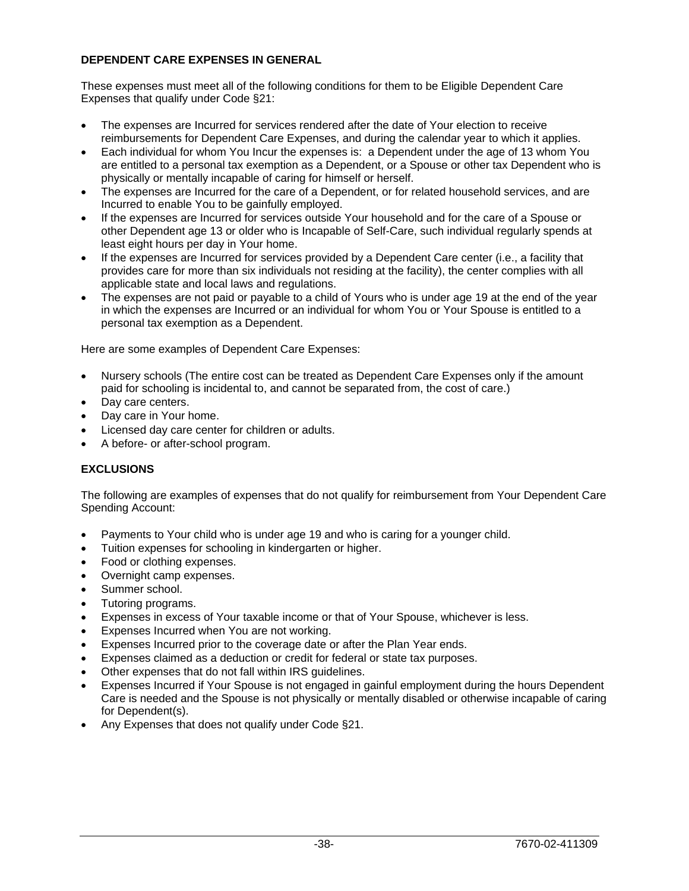## DEPENDENT CARE EXPENSES IN GENERAL

These expenses must meet all of the following conditions for them to be Eligible Dependent Care Expenses that qualify under Code §21:

- The expenses are Incurred for services rendered after the date of Your election to receive reimbursements for Dependent Care Expenses, and during the calendar year to which it applies.
- Each individual for whom You Incur the expenses is: a Dependent under the age of 13 whom You are entitled to a personal tax exemption as a Dependent, or a Spouse or other tax Dependent who is physically or mentally incapable of caring for himself or herself.
- The expenses are Incurred for the care of a Dependent, or for related household services, and are Incurred to enable You to be gainfully employed.
- If the expenses are Incurred for services outside Your household and for the care of a Spouse or other Dependent age 13 or older who is Incapable of Self-Care, such individual regularly spends at least eight hours per day in Your home.
- If the expenses are Incurred for services provided by a Dependent Care center (i.e., a facility that provides care for more than six individuals not residing at the facility), the center complies with all applicable state and local laws and regulations.
- The expenses are not paid or payable to a child of Yours who is under age 19 at the end of the year in which the expenses are Incurred or an individual for whom You or Your Spouse is entitled to a personal tax exemption as a Dependent.

Here are some examples of Dependent Care Expenses:

- Nursery schools (The entire cost can be treated as Dependent Care Expenses only if the amount paid for schooling is incidental to, and cannot be separated from, the cost of care.)
- Day care centers.
- Day care in Your home.
- Licensed day care center for children or adults.
- A before- or after-school program.

## EXCLUSIONS

The following are examples of expenses that do not qualify for reimbursement from Your Dependent Care Spending Account:

- Payments to Your child who is under age 19 and who is caring for a younger child.
- Tuition expenses for schooling in kindergarten or higher.
- Food or clothing expenses.
- Overnight camp expenses.
- Summer school.
- Tutoring programs.
- Expenses in excess of Your taxable income or that of Your Spouse, whichever is less.
- Expenses Incurred when You are not working.
- Expenses Incurred prior to the coverage date or after the Plan Year ends.
- Expenses claimed as a deduction or credit for federal or state tax purposes.
- Other expenses that do not fall within IRS guidelines.
- Expenses Incurred if Your Spouse is not engaged in gainful employment during the hours Dependent Care is needed and the Spouse is not physically or mentally disabled or otherwise incapable of caring for Dependent(s).
- Any Expenses that does not qualify under Code §21.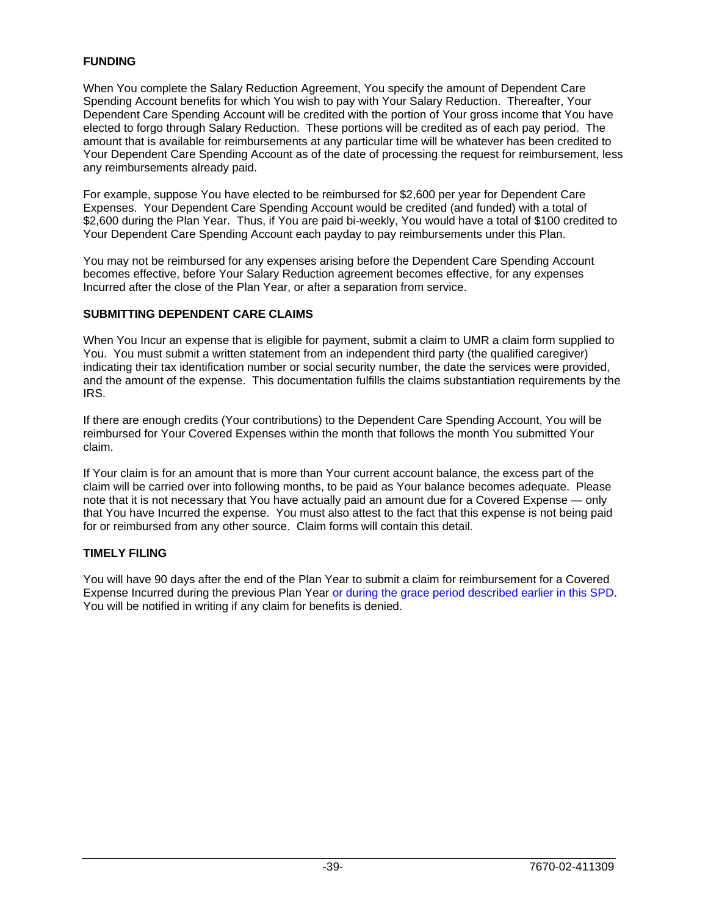## FUNDING

When You complete the Salary Reduction Agreement, You specify the amount of Dependent Care Spending Account benefits for which You wish to pay with Your Salary Reduction. Thereafter, Your Dependent Care Spending Account will be credited with the portion of Your gross income that You have elected to forgo through Salary Reduction. These portions will be credited as of each pay period. The amount that is available for reimbursements at any particular time will be whatever has been credited to Your Dependent Care Spending Account as of the date of processing the request for reimbursement, less any reimbursements already paid.

For example, suppose You have elected to be reimbursed for $2,600 per year for Dependent Care Expenses. Your Dependent Care Spending Account would be credited (and funded) with a total of $2,600 during the Plan Year. Thus, if You are paid bi-weekly, You would have a total of $100 credited to Your Dependent Care Spending Account each payday to pay reimbursements under this Plan.

You may not be reimbursed for any expenses arising before the Dependent Care Spending Account becomes effective, before Your Salary Reduction agreement becomes effective, for any expenses Incurred after the close of the Plan Year, or after a separation from service.

## SUBMITTING DEPENDENT CARE CLAIMS

When You Incur an expense that is eligible for payment, submit a claim to UMR a claim form supplied to You. You must submit a written statement from an independent third party (the qualified caregiver) indicating their tax identification number or social security number, the date the services were provided, and the amount of the expense. This documentation fulfills the claims substantiation requirements by the IRS.

If there are enough credits (Your contributions) to the Dependent Care Spending Account, You will be reimbursed for Your Covered Expenses within the month that follows the month You submitted Your claim.

If Your claim is for an amount that is more than Your current account balance, the excess part of the claim will be carried over into following months, to be paid as Your balance becomes adequate. Please note that it is not necessary that You have actually paid an amount due for a Covered Expense — only that You have Incurred the expense. You must also attest to the fact that this expense is not being paid for or reimbursed from any other source. Claim forms will contain this detail.

## TIMELY FILING

You will have 90 days after the end of the Plan Year to submit a claim for reimbursement for a Covered Expense Incurred during the previous Plan Year or during the grace period described earlier in this SPD. You will be notified in writing if any claim for benefits is denied.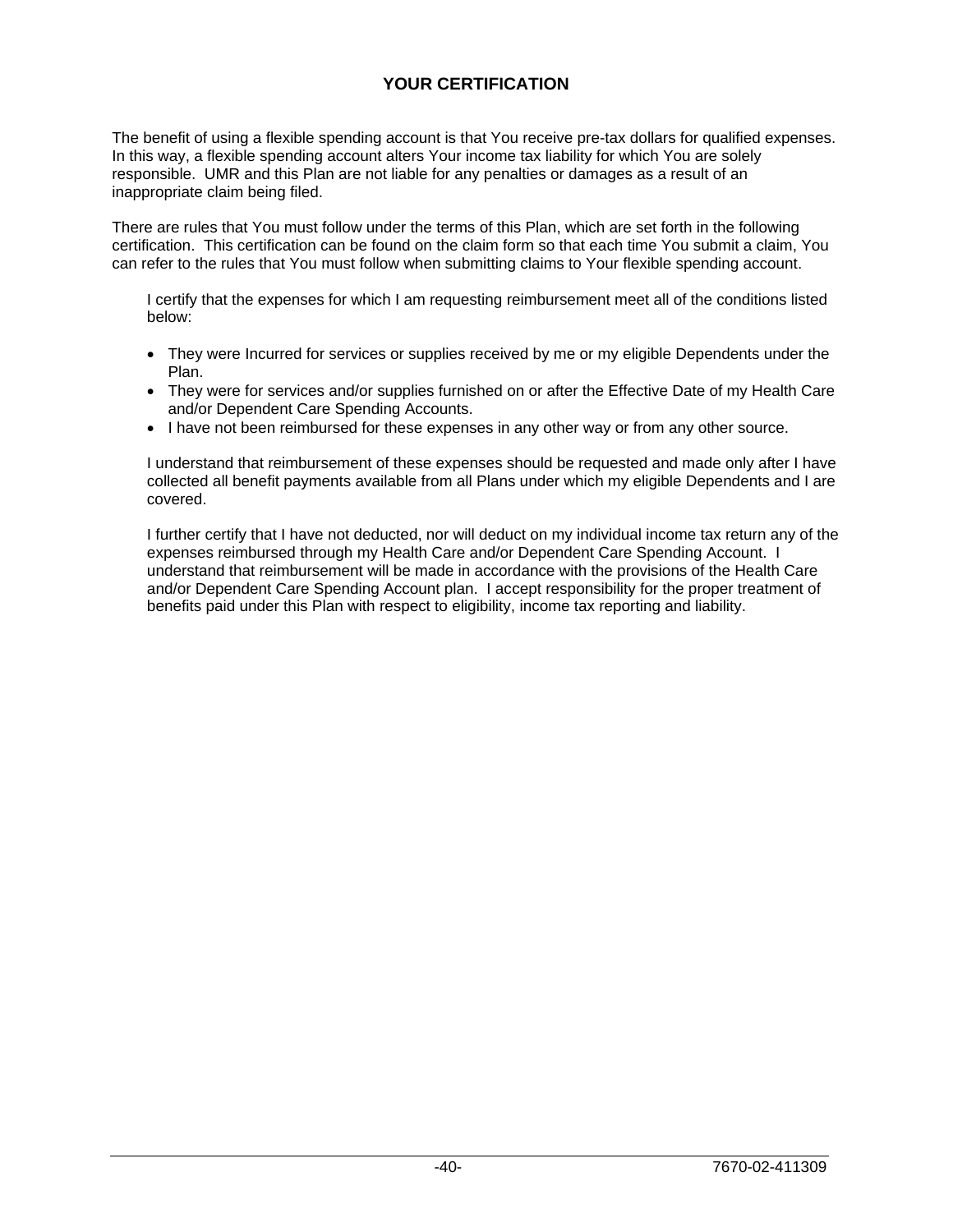## YOUR CERTIFICATION

The benefit of using a flexible spending account is that You receive pre-tax dollars for qualified expenses. In this way, a flexible spending account alters Your income tax liability for which You are solely responsible. UMR and this Plan are not liable for any penalties or damages as a result of an inappropriate claim being filed.

There are rules that You must follow under the terms of this Plan, which are set forth in the following certification. This certification can be found on the claim form so that each time You submit a claim, You can refer to the rules that You must follow when submitting claims to Your flexible spending account.

> I certify that the expenses for which I am requesting reimbursement meet all of the conditions listed below:
>
> - They were Incurred for services or supplies received by me or my eligible Dependents under the Plan.
> - They were for services and/or supplies furnished on or after the Effective Date of my Health Care and/or Dependent Care Spending Accounts.
> - I have not been reimbursed for these expenses in any other way or from any other source.
>
> I understand that reimbursement of these expenses should be requested and made only after I have collected all benefit payments available from all Plans under which my eligible Dependents and I are covered.
>
> I further certify that I have not deducted, nor will deduct on my individual income tax return any of the expenses reimbursed through my Health Care and/or Dependent Care Spending Account. I understand that reimbursement will be made in accordance with the provisions of the Health Care and/or Dependent Care Spending Account plan. I accept responsibility for the proper treatment of benefits paid under this Plan with respect to eligibility, income tax reporting and liability.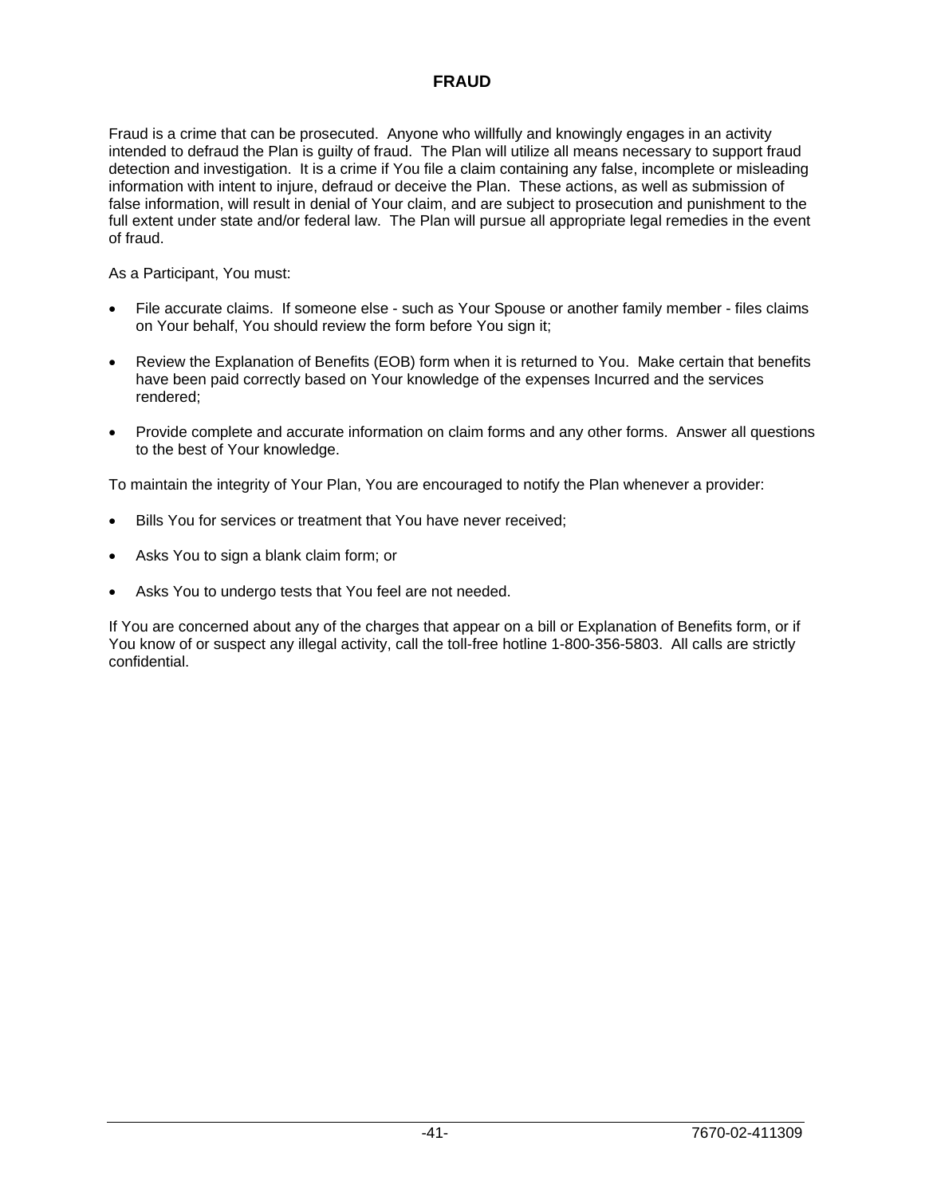# FRAUD

Fraud is a crime that can be prosecuted. Anyone who willfully and knowingly engages in an activity intended to defraud the Plan is guilty of fraud. The Plan will utilize all means necessary to support fraud detection and investigation. It is a crime if You file a claim containing any false, incomplete or misleading information with intent to injure, defraud or deceive the Plan. These actions, as well as submission of false information, will result in denial of Your claim, and are subject to prosecution and punishment to the full extent under state and/or federal law. The Plan will pursue all appropriate legal remedies in the event of fraud.

As a Participant, You must:

- File accurate claims. If someone else - such as Your Spouse or another family member - files claims on Your behalf, You should review the form before You sign it;
- Review the Explanation of Benefits (EOB) form when it is returned to You. Make certain that benefits have been paid correctly based on Your knowledge of the expenses Incurred and the services rendered;
- Provide complete and accurate information on claim forms and any other forms. Answer all questions to the best of Your knowledge.

To maintain the integrity of Your Plan, You are encouraged to notify the Plan whenever a provider:

- Bills You for services or treatment that You have never received;
- Asks You to sign a blank claim form; or
- Asks You to undergo tests that You feel are not needed.

If You are concerned about any of the charges that appear on a bill or Explanation of Benefits form, or if You know of or suspect any illegal activity, call the toll-free hotline 1-800-356-5803. All calls are strictly confidential.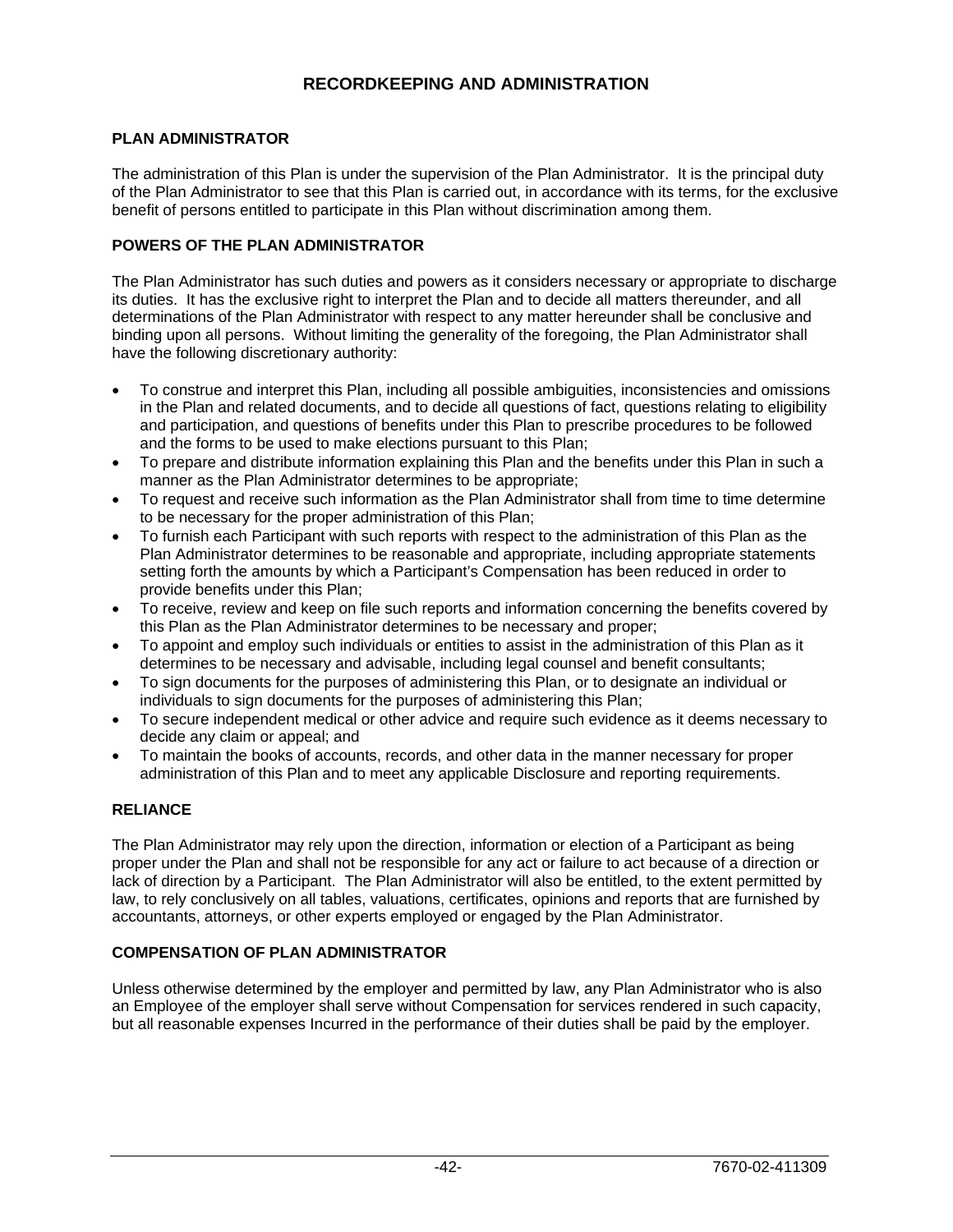# RECORDKEEPING AND ADMINISTRATION

## PLAN ADMINISTRATOR

The administration of this Plan is under the supervision of the Plan Administrator. It is the principal duty of the Plan Administrator to see that this Plan is carried out, in accordance with its terms, for the exclusive benefit of persons entitled to participate in this Plan without discrimination among them.

## POWERS OF THE PLAN ADMINISTRATOR

The Plan Administrator has such duties and powers as it considers necessary or appropriate to discharge its duties. It has the exclusive right to interpret the Plan and to decide all matters thereunder, and all determinations of the Plan Administrator with respect to any matter hereunder shall be conclusive and binding upon all persons. Without limiting the generality of the foregoing, the Plan Administrator shall have the following discretionary authority:

- To construe and interpret this Plan, including all possible ambiguities, inconsistencies and omissions in the Plan and related documents, and to decide all questions of fact, questions relating to eligibility and participation, and questions of benefits under this Plan to prescribe procedures to be followed and the forms to be used to make elections pursuant to this Plan;
- To prepare and distribute information explaining this Plan and the benefits under this Plan in such a manner as the Plan Administrator determines to be appropriate;
- To request and receive such information as the Plan Administrator shall from time to time determine to be necessary for the proper administration of this Plan;
- To furnish each Participant with such reports with respect to the administration of this Plan as the Plan Administrator determines to be reasonable and appropriate, including appropriate statements setting forth the amounts by which a Participant's Compensation has been reduced in order to provide benefits under this Plan;
- To receive, review and keep on file such reports and information concerning the benefits covered by this Plan as the Plan Administrator determines to be necessary and proper;
- To appoint and employ such individuals or entities to assist in the administration of this Plan as it determines to be necessary and advisable, including legal counsel and benefit consultants;
- To sign documents for the purposes of administering this Plan, or to designate an individual or individuals to sign documents for the purposes of administering this Plan;
- To secure independent medical or other advice and require such evidence as it deems necessary to decide any claim or appeal; and
- To maintain the books of accounts, records, and other data in the manner necessary for proper administration of this Plan and to meet any applicable Disclosure and reporting requirements.

## RELIANCE

The Plan Administrator may rely upon the direction, information or election of a Participant as being proper under the Plan and shall not be responsible for any act or failure to act because of a direction or lack of direction by a Participant. The Plan Administrator will also be entitled, to the extent permitted by law, to rely conclusively on all tables, valuations, certificates, opinions and reports that are furnished by accountants, attorneys, or other experts employed or engaged by the Plan Administrator.

## COMPENSATION OF PLAN ADMINISTRATOR

Unless otherwise determined by the employer and permitted by law, any Plan Administrator who is also an Employee of the employer shall serve without Compensation for services rendered in such capacity, but all reasonable expenses Incurred in the performance of their duties shall be paid by the employer.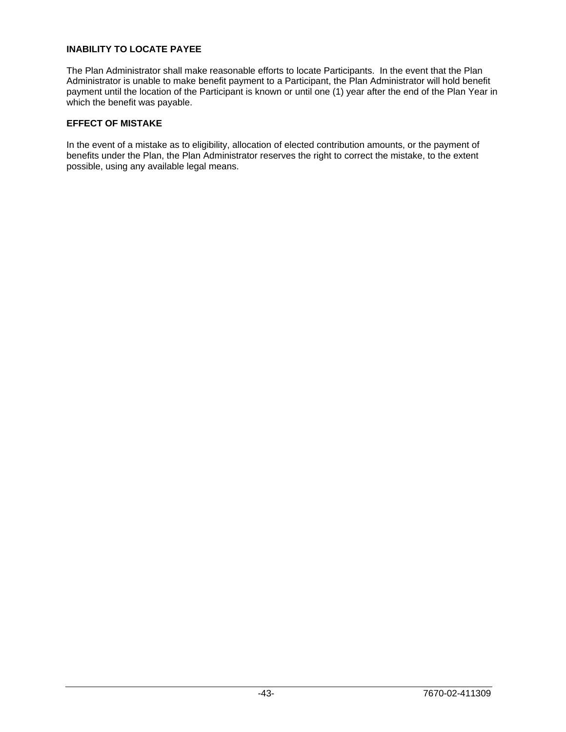## INABILITY TO LOCATE PAYEE

The Plan Administrator shall make reasonable efforts to locate Participants. In the event that the Plan Administrator is unable to make benefit payment to a Participant, the Plan Administrator will hold benefit payment until the location of the Participant is known or until one (1) year after the end of the Plan Year in which the benefit was payable.

## EFFECT OF MISTAKE

In the event of a mistake as to eligibility, allocation of elected contribution amounts, or the payment of benefits under the Plan, the Plan Administrator reserves the right to correct the mistake, to the extent possible, using any available legal means.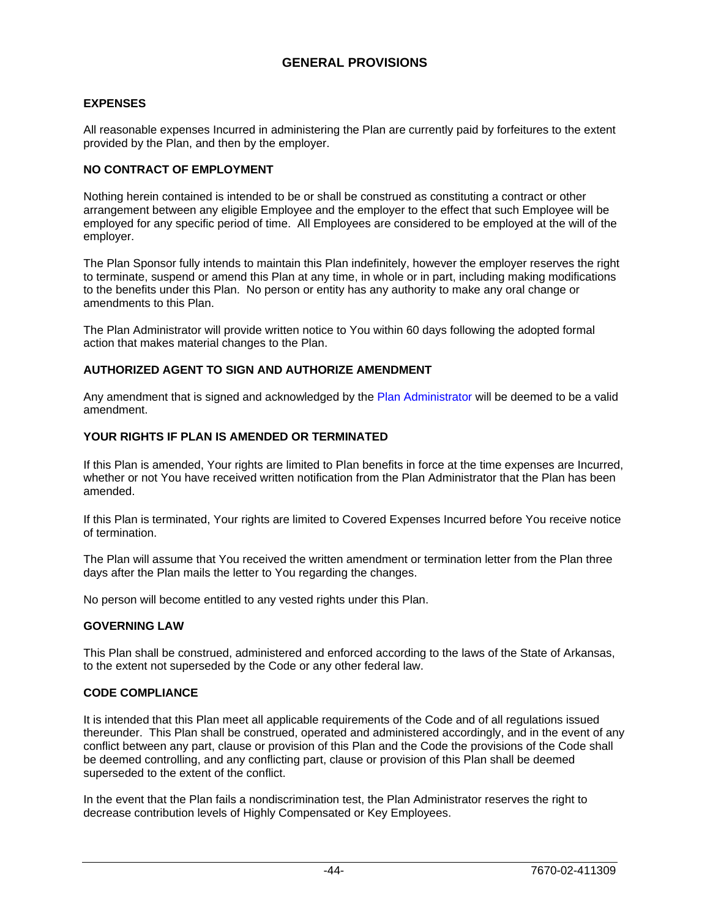# GENERAL PROVISIONS

## EXPENSES

All reasonable expenses Incurred in administering the Plan are currently paid by forfeitures to the extent provided by the Plan, and then by the employer.

## NO CONTRACT OF EMPLOYMENT

Nothing herein contained is intended to be or shall be construed as constituting a contract or other arrangement between any eligible Employee and the employer to the effect that such Employee will be employed for any specific period of time. All Employees are considered to be employed at the will of the employer.

The Plan Sponsor fully intends to maintain this Plan indefinitely, however the employer reserves the right to terminate, suspend or amend this Plan at any time, in whole or in part, including making modifications to the benefits under this Plan. No person or entity has any authority to make any oral change or amendments to this Plan.

The Plan Administrator will provide written notice to You within 60 days following the adopted formal action that makes material changes to the Plan.

## AUTHORIZED AGENT TO SIGN AND AUTHORIZE AMENDMENT

Any amendment that is signed and acknowledged by the Plan Administrator will be deemed to be a valid amendment.

## YOUR RIGHTS IF PLAN IS AMENDED OR TERMINATED

If this Plan is amended, Your rights are limited to Plan benefits in force at the time expenses are Incurred, whether or not You have received written notification from the Plan Administrator that the Plan has been amended.

If this Plan is terminated, Your rights are limited to Covered Expenses Incurred before You receive notice of termination.

The Plan will assume that You received the written amendment or termination letter from the Plan three days after the Plan mails the letter to You regarding the changes.

No person will become entitled to any vested rights under this Plan.

## GOVERNING LAW

This Plan shall be construed, administered and enforced according to the laws of the State of Arkansas, to the extent not superseded by the Code or any other federal law.

## CODE COMPLIANCE

It is intended that this Plan meet all applicable requirements of the Code and of all regulations issued thereunder. This Plan shall be construed, operated and administered accordingly, and in the event of any conflict between any part, clause or provision of this Plan and the Code the provisions of the Code shall be deemed controlling, and any conflicting part, clause or provision of this Plan shall be deemed superseded to the extent of the conflict.

In the event that the Plan fails a nondiscrimination test, the Plan Administrator reserves the right to decrease contribution levels of Highly Compensated or Key Employees.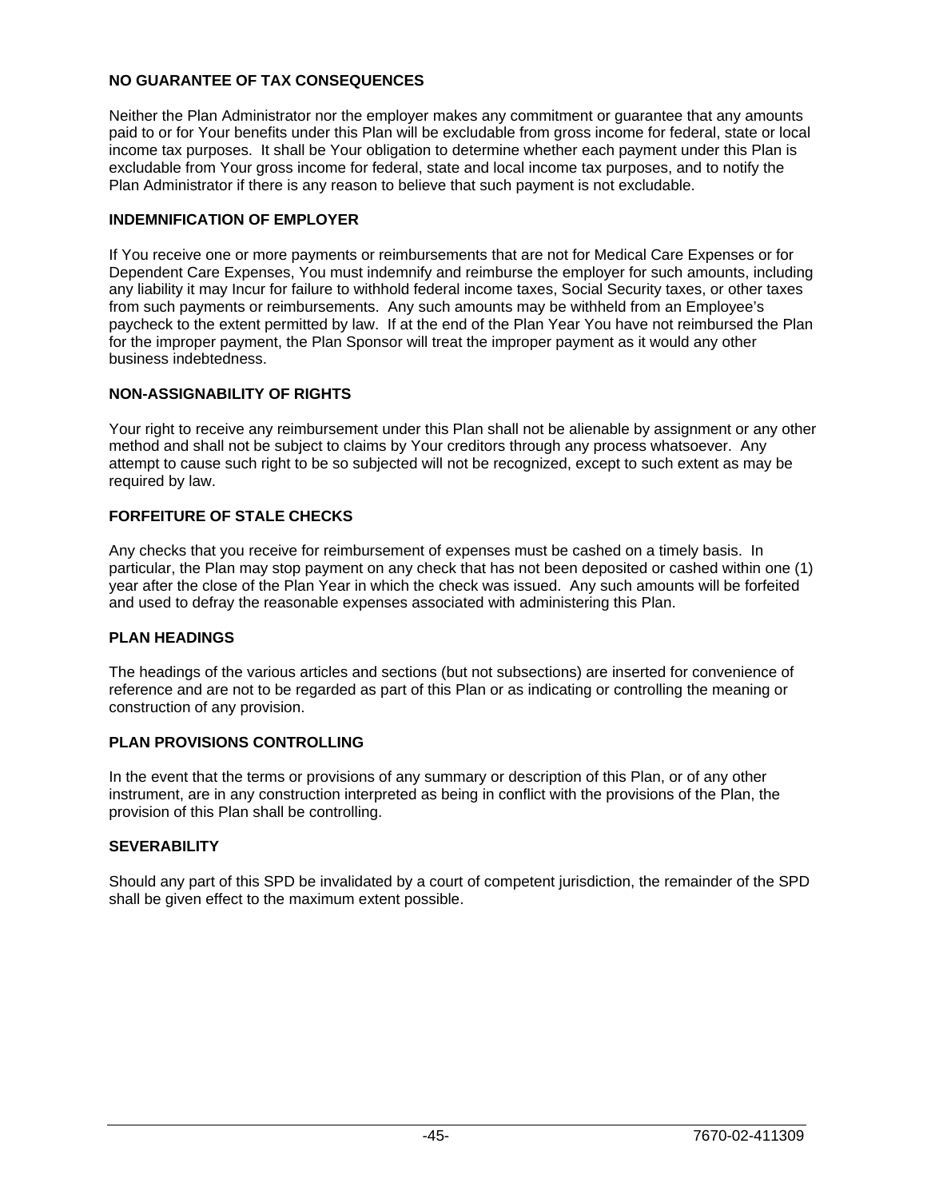## NO GUARANTEE OF TAX CONSEQUENCES

Neither the Plan Administrator nor the employer makes any commitment or guarantee that any amounts paid to or for Your benefits under this Plan will be excludable from gross income for federal, state or local income tax purposes. It shall be Your obligation to determine whether each payment under this Plan is excludable from Your gross income for federal, state and local income tax purposes, and to notify the Plan Administrator if there is any reason to believe that such payment is not excludable.

## INDEMNIFICATION OF EMPLOYER

If You receive one or more payments or reimbursements that are not for Medical Care Expenses or for Dependent Care Expenses, You must indemnify and reimburse the employer for such amounts, including any liability it may Incur for failure to withhold federal income taxes, Social Security taxes, or other taxes from such payments or reimbursements. Any such amounts may be withheld from an Employee's paycheck to the extent permitted by law. If at the end of the Plan Year You have not reimbursed the Plan for the improper payment, the Plan Sponsor will treat the improper payment as it would any other business indebtedness.

## NON-ASSIGNABILITY OF RIGHTS

Your right to receive any reimbursement under this Plan shall not be alienable by assignment or any other method and shall not be subject to claims by Your creditors through any process whatsoever. Any attempt to cause such right to be so subjected will not be recognized, except to such extent as may be required by law.

## FORFEITURE OF STALE CHECKS

Any checks that you receive for reimbursement of expenses must be cashed on a timely basis. In particular, the Plan may stop payment on any check that has not been deposited or cashed within one (1) year after the close of the Plan Year in which the check was issued. Any such amounts will be forfeited and used to defray the reasonable expenses associated with administering this Plan.

## PLAN HEADINGS

The headings of the various articles and sections (but not subsections) are inserted for convenience of reference and are not to be regarded as part of this Plan or as indicating or controlling the meaning or construction of any provision.

## PLAN PROVISIONS CONTROLLING

In the event that the terms or provisions of any summary or description of this Plan, or of any other instrument, are in any construction interpreted as being in conflict with the provisions of the Plan, the provision of this Plan shall be controlling.

## SEVERABILITY

Should any part of this SPD be invalidated by a court of competent jurisdiction, the remainder of the SPD shall be given effect to the maximum extent possible.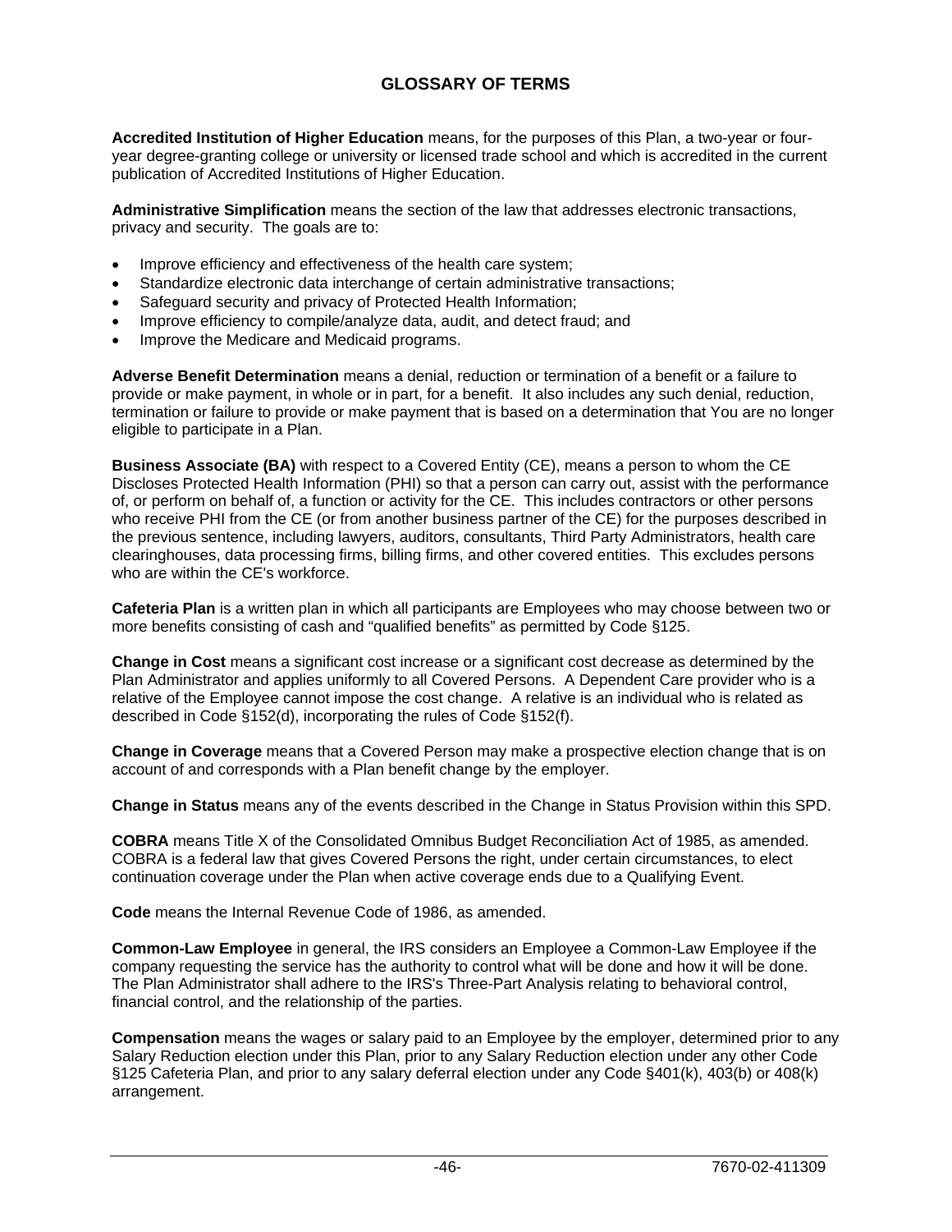# GLOSSARY OF TERMS

**Accredited Institution of Higher Education** means, for the purposes of this Plan, a two-year or four-year degree-granting college or university or licensed trade school and which is accredited in the current publication of Accredited Institutions of Higher Education.

**Administrative Simplification** means the section of the law that addresses electronic transactions, privacy and security. The goals are to:

- Improve efficiency and effectiveness of the health care system;
- Standardize electronic data interchange of certain administrative transactions;
- Safeguard security and privacy of Protected Health Information;
- Improve efficiency to compile/analyze data, audit, and detect fraud; and
- Improve the Medicare and Medicaid programs.

**Adverse Benefit Determination** means a denial, reduction or termination of a benefit or a failure to provide or make payment, in whole or in part, for a benefit. It also includes any such denial, reduction, termination or failure to provide or make payment that is based on a determination that You are no longer eligible to participate in a Plan.

**Business Associate (BA)** with respect to a Covered Entity (CE), means a person to whom the CE Discloses Protected Health Information (PHI) so that a person can carry out, assist with the performance of, or perform on behalf of, a function or activity for the CE. This includes contractors or other persons who receive PHI from the CE (or from another business partner of the CE) for the purposes described in the previous sentence, including lawyers, auditors, consultants, Third Party Administrators, health care clearinghouses, data processing firms, billing firms, and other covered entities. This excludes persons who are within the CE's workforce.

**Cafeteria Plan** is a written plan in which all participants are Employees who may choose between two or more benefits consisting of cash and "qualified benefits" as permitted by Code §125.

**Change in Cost** means a significant cost increase or a significant cost decrease as determined by the Plan Administrator and applies uniformly to all Covered Persons. A Dependent Care provider who is a relative of the Employee cannot impose the cost change. A relative is an individual who is related as described in Code §152(d), incorporating the rules of Code §152(f).

**Change in Coverage** means that a Covered Person may make a prospective election change that is on account of and corresponds with a Plan benefit change by the employer.

**Change in Status** means any of the events described in the Change in Status Provision within this SPD.

**COBRA** means Title X of the Consolidated Omnibus Budget Reconciliation Act of 1985, as amended. COBRA is a federal law that gives Covered Persons the right, under certain circumstances, to elect continuation coverage under the Plan when active coverage ends due to a Qualifying Event.

**Code** means the Internal Revenue Code of 1986, as amended.

**Common-Law Employee** in general, the IRS considers an Employee a Common-Law Employee if the company requesting the service has the authority to control what will be done and how it will be done. The Plan Administrator shall adhere to the IRS's Three-Part Analysis relating to behavioral control, financial control, and the relationship of the parties.

**Compensation** means the wages or salary paid to an Employee by the employer, determined prior to any Salary Reduction election under this Plan, prior to any Salary Reduction election under any other Code §125 Cafeteria Plan, and prior to any salary deferral election under any Code §401(k), 403(b) or 408(k) arrangement.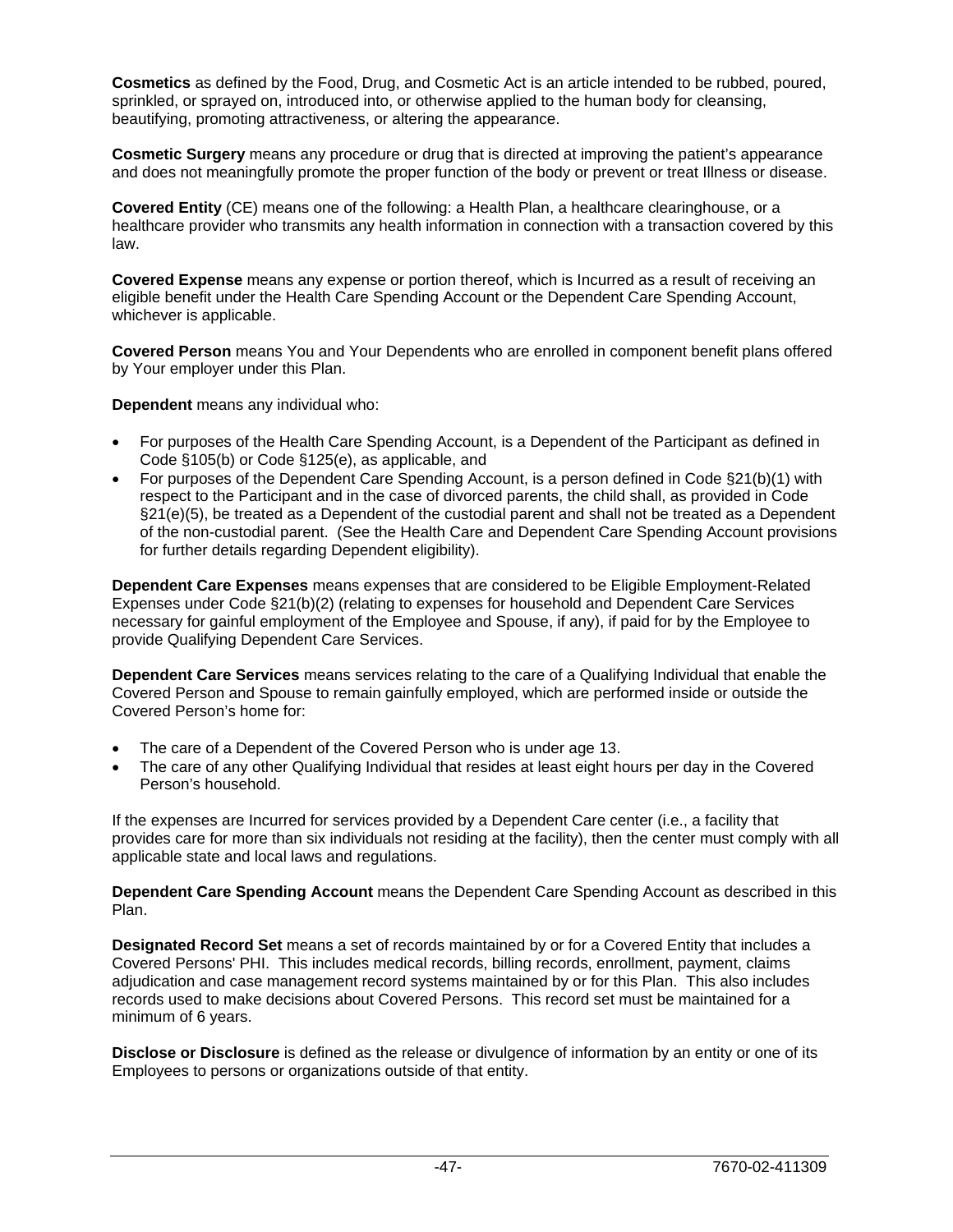**Cosmetics** as defined by the Food, Drug, and Cosmetic Act is an article intended to be rubbed, poured, sprinkled, or sprayed on, introduced into, or otherwise applied to the human body for cleansing, beautifying, promoting attractiveness, or altering the appearance.

**Cosmetic Surgery** means any procedure or drug that is directed at improving the patient's appearance and does not meaningfully promote the proper function of the body or prevent or treat Illness or disease.

**Covered Entity** (CE) means one of the following: a Health Plan, a healthcare clearinghouse, or a healthcare provider who transmits any health information in connection with a transaction covered by this law.

**Covered Expense** means any expense or portion thereof, which is Incurred as a result of receiving an eligible benefit under the Health Care Spending Account or the Dependent Care Spending Account, whichever is applicable.

**Covered Person** means You and Your Dependents who are enrolled in component benefit plans offered by Your employer under this Plan.

**Dependent** means any individual who:

- For purposes of the Health Care Spending Account, is a Dependent of the Participant as defined in Code §105(b) or Code §125(e), as applicable, and
- For purposes of the Dependent Care Spending Account, is a person defined in Code §21(b)(1) with respect to the Participant and in the case of divorced parents, the child shall, as provided in Code §21(e)(5), be treated as a Dependent of the custodial parent and shall not be treated as a Dependent of the non-custodial parent. (See the Health Care and Dependent Care Spending Account provisions for further details regarding Dependent eligibility).

**Dependent Care Expenses** means expenses that are considered to be Eligible Employment-Related Expenses under Code §21(b)(2) (relating to expenses for household and Dependent Care Services necessary for gainful employment of the Employee and Spouse, if any), if paid for by the Employee to provide Qualifying Dependent Care Services.

**Dependent Care Services** means services relating to the care of a Qualifying Individual that enable the Covered Person and Spouse to remain gainfully employed, which are performed inside or outside the Covered Person's home for:

- The care of a Dependent of the Covered Person who is under age 13.
- The care of any other Qualifying Individual that resides at least eight hours per day in the Covered Person's household.

If the expenses are Incurred for services provided by a Dependent Care center (i.e., a facility that provides care for more than six individuals not residing at the facility), then the center must comply with all applicable state and local laws and regulations.

**Dependent Care Spending Account** means the Dependent Care Spending Account as described in this Plan.

**Designated Record Set** means a set of records maintained by or for a Covered Entity that includes a Covered Persons' PHI. This includes medical records, billing records, enrollment, payment, claims adjudication and case management record systems maintained by or for this Plan. This also includes records used to make decisions about Covered Persons. This record set must be maintained for a minimum of 6 years.

**Disclose or Disclosure** is defined as the release or divulgence of information by an entity or one of its Employees to persons or organizations outside of that entity.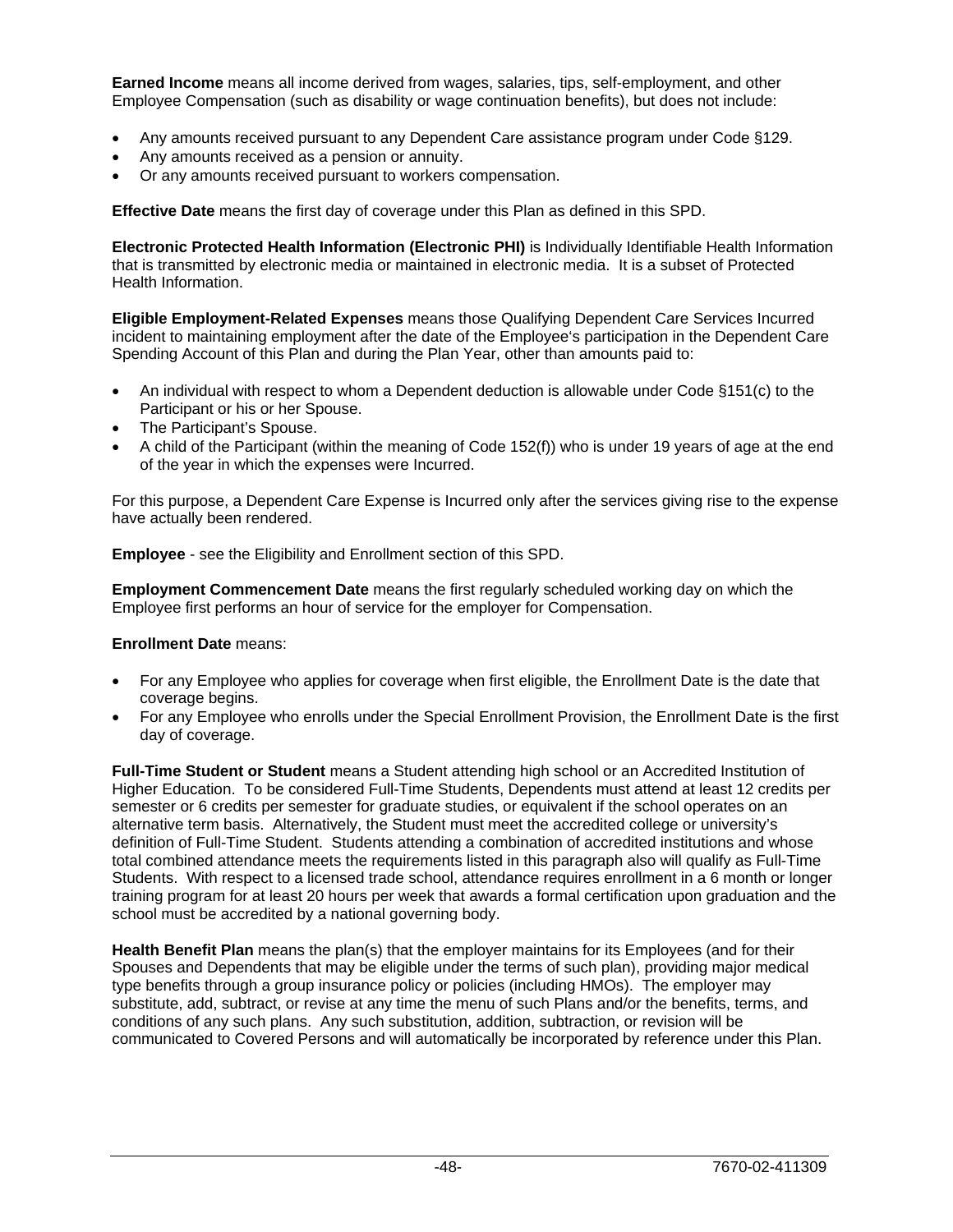**Earned Income** means all income derived from wages, salaries, tips, self-employment, and other Employee Compensation (such as disability or wage continuation benefits), but does not include:

- Any amounts received pursuant to any Dependent Care assistance program under Code §129.
- Any amounts received as a pension or annuity.
- Or any amounts received pursuant to workers compensation.

**Effective Date** means the first day of coverage under this Plan as defined in this SPD.

**Electronic Protected Health Information (Electronic PHI)** is Individually Identifiable Health Information that is transmitted by electronic media or maintained in electronic media. It is a subset of Protected Health Information.

**Eligible Employment-Related Expenses** means those Qualifying Dependent Care Services Incurred incident to maintaining employment after the date of the Employee's participation in the Dependent Care Spending Account of this Plan and during the Plan Year, other than amounts paid to:

- An individual with respect to whom a Dependent deduction is allowable under Code §151(c) to the Participant or his or her Spouse.
- The Participant's Spouse.
- A child of the Participant (within the meaning of Code 152(f)) who is under 19 years of age at the end of the year in which the expenses were Incurred.

For this purpose, a Dependent Care Expense is Incurred only after the services giving rise to the expense have actually been rendered.

**Employee** - see the Eligibility and Enrollment section of this SPD.

**Employment Commencement Date** means the first regularly scheduled working day on which the Employee first performs an hour of service for the employer for Compensation.

**Enrollment Date** means:

- For any Employee who applies for coverage when first eligible, the Enrollment Date is the date that coverage begins.
- For any Employee who enrolls under the Special Enrollment Provision, the Enrollment Date is the first day of coverage.

**Full-Time Student or Student** means a Student attending high school or an Accredited Institution of Higher Education. To be considered Full-Time Students, Dependents must attend at least 12 credits per semester or 6 credits per semester for graduate studies, or equivalent if the school operates on an alternative term basis. Alternatively, the Student must meet the accredited college or university's definition of Full-Time Student. Students attending a combination of accredited institutions and whose total combined attendance meets the requirements listed in this paragraph also will qualify as Full-Time Students. With respect to a licensed trade school, attendance requires enrollment in a 6 month or longer training program for at least 20 hours per week that awards a formal certification upon graduation and the school must be accredited by a national governing body.

**Health Benefit Plan** means the plan(s) that the employer maintains for its Employees (and for their Spouses and Dependents that may be eligible under the terms of such plan), providing major medical type benefits through a group insurance policy or policies (including HMOs). The employer may substitute, add, subtract, or revise at any time the menu of such Plans and/or the benefits, terms, and conditions of any such plans. Any such substitution, addition, subtraction, or revision will be communicated to Covered Persons and will automatically be incorporated by reference under this Plan.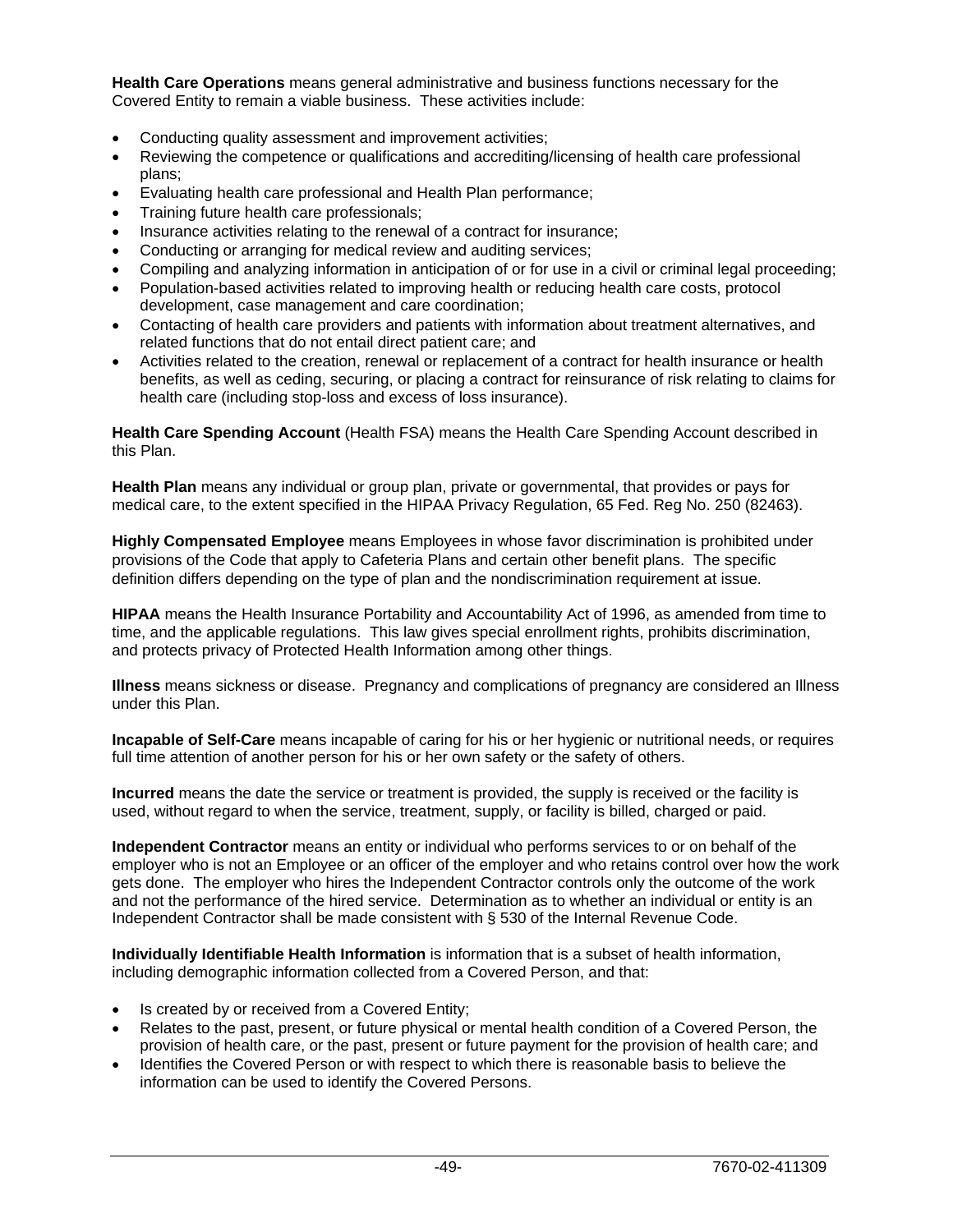**Health Care Operations** means general administrative and business functions necessary for the Covered Entity to remain a viable business. These activities include:

- Conducting quality assessment and improvement activities;
- Reviewing the competence or qualifications and accrediting/licensing of health care professional plans;
- Evaluating health care professional and Health Plan performance;
- Training future health care professionals;
- Insurance activities relating to the renewal of a contract for insurance;
- Conducting or arranging for medical review and auditing services;
- Compiling and analyzing information in anticipation of or for use in a civil or criminal legal proceeding;
- Population-based activities related to improving health or reducing health care costs, protocol development, case management and care coordination;
- Contacting of health care providers and patients with information about treatment alternatives, and related functions that do not entail direct patient care; and
- Activities related to the creation, renewal or replacement of a contract for health insurance or health benefits, as well as ceding, securing, or placing a contract for reinsurance of risk relating to claims for health care (including stop-loss and excess of loss insurance).

**Health Care Spending Account** (Health FSA) means the Health Care Spending Account described in this Plan.

**Health Plan** means any individual or group plan, private or governmental, that provides or pays for medical care, to the extent specified in the HIPAA Privacy Regulation, 65 Fed. Reg No. 250 (82463).

**Highly Compensated Employee** means Employees in whose favor discrimination is prohibited under provisions of the Code that apply to Cafeteria Plans and certain other benefit plans. The specific definition differs depending on the type of plan and the nondiscrimination requirement at issue.

**HIPAA** means the Health Insurance Portability and Accountability Act of 1996, as amended from time to time, and the applicable regulations. This law gives special enrollment rights, prohibits discrimination, and protects privacy of Protected Health Information among other things.

**Illness** means sickness or disease. Pregnancy and complications of pregnancy are considered an Illness under this Plan.

**Incapable of Self-Care** means incapable of caring for his or her hygienic or nutritional needs, or requires full time attention of another person for his or her own safety or the safety of others.

**Incurred** means the date the service or treatment is provided, the supply is received or the facility is used, without regard to when the service, treatment, supply, or facility is billed, charged or paid.

**Independent Contractor** means an entity or individual who performs services to or on behalf of the employer who is not an Employee or an officer of the employer and who retains control over how the work gets done. The employer who hires the Independent Contractor controls only the outcome of the work and not the performance of the hired service. Determination as to whether an individual or entity is an Independent Contractor shall be made consistent with § 530 of the Internal Revenue Code.

**Individually Identifiable Health Information** is information that is a subset of health information, including demographic information collected from a Covered Person, and that:

- Is created by or received from a Covered Entity;
- Relates to the past, present, or future physical or mental health condition of a Covered Person, the provision of health care, or the past, present or future payment for the provision of health care; and
- Identifies the Covered Person or with respect to which there is reasonable basis to believe the information can be used to identify the Covered Persons.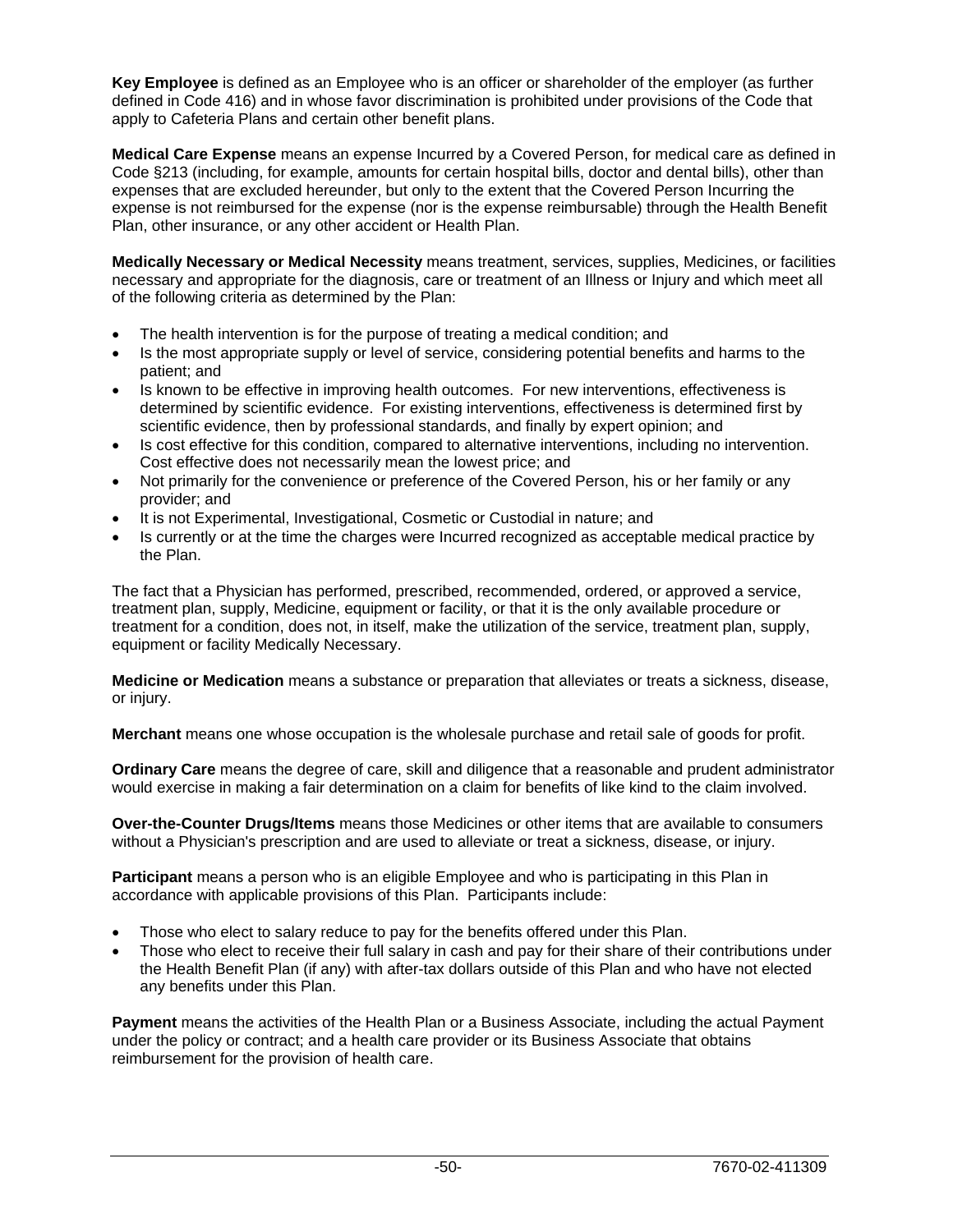**Key Employee** is defined as an Employee who is an officer or shareholder of the employer (as further defined in Code 416) and in whose favor discrimination is prohibited under provisions of the Code that apply to Cafeteria Plans and certain other benefit plans.

**Medical Care Expense** means an expense Incurred by a Covered Person, for medical care as defined in Code §213 (including, for example, amounts for certain hospital bills, doctor and dental bills), other than expenses that are excluded hereunder, but only to the extent that the Covered Person Incurring the expense is not reimbursed for the expense (nor is the expense reimbursable) through the Health Benefit Plan, other insurance, or any other accident or Health Plan.

**Medically Necessary or Medical Necessity** means treatment, services, supplies, Medicines, or facilities necessary and appropriate for the diagnosis, care or treatment of an Illness or Injury and which meet all of the following criteria as determined by the Plan:

- The health intervention is for the purpose of treating a medical condition; and
- Is the most appropriate supply or level of service, considering potential benefits and harms to the patient; and
- Is known to be effective in improving health outcomes. For new interventions, effectiveness is determined by scientific evidence. For existing interventions, effectiveness is determined first by scientific evidence, then by professional standards, and finally by expert opinion; and
- Is cost effective for this condition, compared to alternative interventions, including no intervention. Cost effective does not necessarily mean the lowest price; and
- Not primarily for the convenience or preference of the Covered Person, his or her family or any provider; and
- It is not Experimental, Investigational, Cosmetic or Custodial in nature; and
- Is currently or at the time the charges were Incurred recognized as acceptable medical practice by the Plan.

The fact that a Physician has performed, prescribed, recommended, ordered, or approved a service, treatment plan, supply, Medicine, equipment or facility, or that it is the only available procedure or treatment for a condition, does not, in itself, make the utilization of the service, treatment plan, supply, equipment or facility Medically Necessary.

**Medicine or Medication** means a substance or preparation that alleviates or treats a sickness, disease, or injury.

**Merchant** means one whose occupation is the wholesale purchase and retail sale of goods for profit.

**Ordinary Care** means the degree of care, skill and diligence that a reasonable and prudent administrator would exercise in making a fair determination on a claim for benefits of like kind to the claim involved.

**Over-the-Counter Drugs/Items** means those Medicines or other items that are available to consumers without a Physician's prescription and are used to alleviate or treat a sickness, disease, or injury.

**Participant** means a person who is an eligible Employee and who is participating in this Plan in accordance with applicable provisions of this Plan. Participants include:

- Those who elect to salary reduce to pay for the benefits offered under this Plan.
- Those who elect to receive their full salary in cash and pay for their share of their contributions under the Health Benefit Plan (if any) with after-tax dollars outside of this Plan and who have not elected any benefits under this Plan.

**Payment** means the activities of the Health Plan or a Business Associate, including the actual Payment under the policy or contract; and a health care provider or its Business Associate that obtains reimbursement for the provision of health care.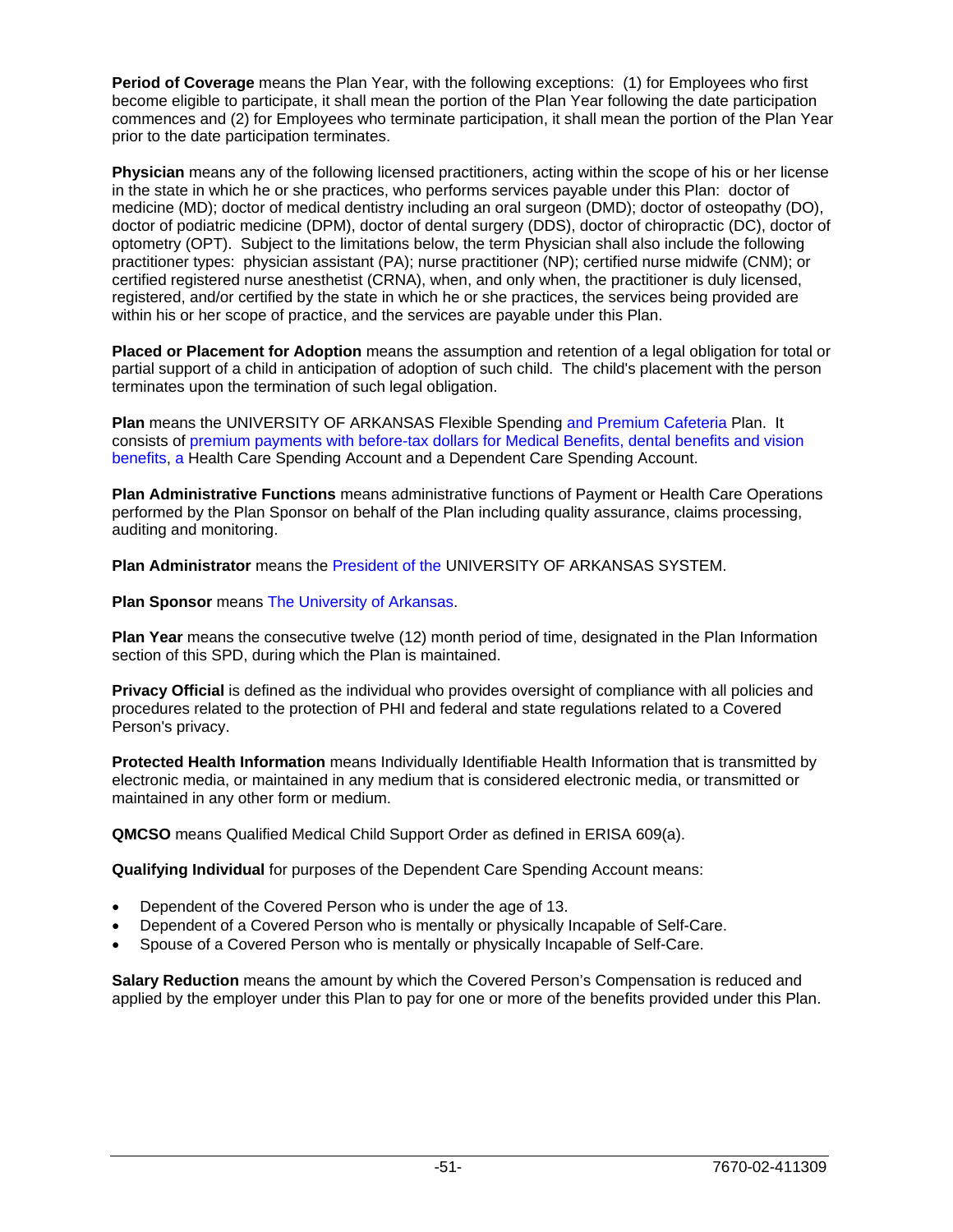**Period of Coverage** means the Plan Year, with the following exceptions: (1) for Employees who first become eligible to participate, it shall mean the portion of the Plan Year following the date participation commences and (2) for Employees who terminate participation, it shall mean the portion of the Plan Year prior to the date participation terminates.

**Physician** means any of the following licensed practitioners, acting within the scope of his or her license in the state in which he or she practices, who performs services payable under this Plan: doctor of medicine (MD); doctor of medical dentistry including an oral surgeon (DMD); doctor of osteopathy (DO), doctor of podiatric medicine (DPM), doctor of dental surgery (DDS), doctor of chiropractic (DC), doctor of optometry (OPT). Subject to the limitations below, the term Physician shall also include the following practitioner types: physician assistant (PA); nurse practitioner (NP); certified nurse midwife (CNM); or certified registered nurse anesthetist (CRNA), when, and only when, the practitioner is duly licensed, registered, and/or certified by the state in which he or she practices, the services being provided are within his or her scope of practice, and the services are payable under this Plan.

**Placed or Placement for Adoption** means the assumption and retention of a legal obligation for total or partial support of a child in anticipation of adoption of such child. The child's placement with the person terminates upon the termination of such legal obligation.

**Plan** means the UNIVERSITY OF ARKANSAS Flexible Spending and Premium Cafeteria Plan. It consists of premium payments with before-tax dollars for Medical Benefits, dental benefits and vision benefits, a Health Care Spending Account and a Dependent Care Spending Account.

**Plan Administrative Functions** means administrative functions of Payment or Health Care Operations performed by the Plan Sponsor on behalf of the Plan including quality assurance, claims processing, auditing and monitoring.

**Plan Administrator** means the President of the UNIVERSITY OF ARKANSAS SYSTEM.

**Plan Sponsor** means The University of Arkansas.

**Plan Year** means the consecutive twelve (12) month period of time, designated in the Plan Information section of this SPD, during which the Plan is maintained.

**Privacy Official** is defined as the individual who provides oversight of compliance with all policies and procedures related to the protection of PHI and federal and state regulations related to a Covered Person's privacy.

**Protected Health Information** means Individually Identifiable Health Information that is transmitted by electronic media, or maintained in any medium that is considered electronic media, or transmitted or maintained in any other form or medium.

**QMCSO** means Qualified Medical Child Support Order as defined in ERISA 609(a).

**Qualifying Individual** for purposes of the Dependent Care Spending Account means:

- Dependent of the Covered Person who is under the age of 13.
- Dependent of a Covered Person who is mentally or physically Incapable of Self-Care.
- Spouse of a Covered Person who is mentally or physically Incapable of Self-Care.

**Salary Reduction** means the amount by which the Covered Person's Compensation is reduced and applied by the employer under this Plan to pay for one or more of the benefits provided under this Plan.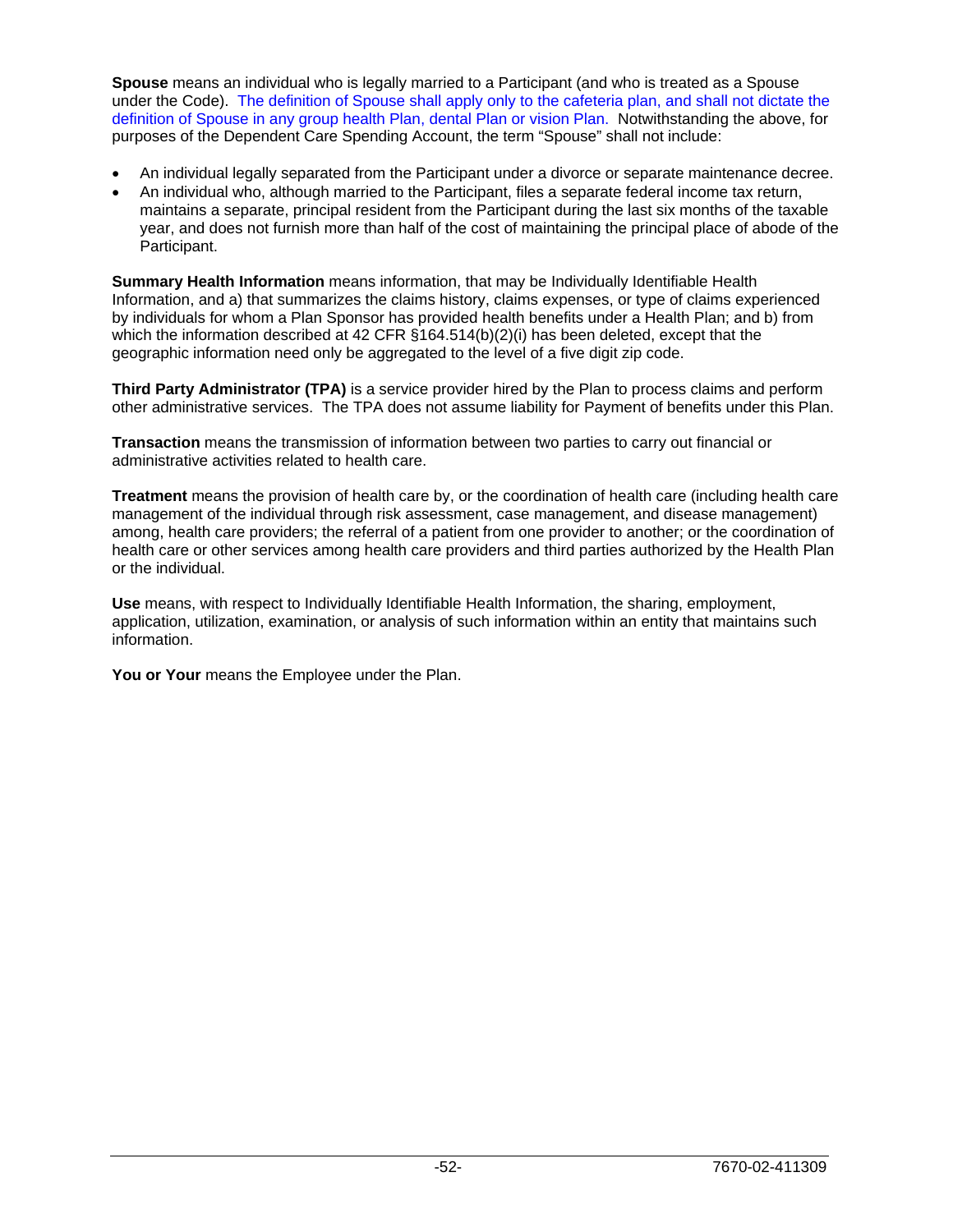**Spouse** means an individual who is legally married to a Participant (and who is treated as a Spouse under the Code). The definition of Spouse shall apply only to the cafeteria plan, and shall not dictate the definition of Spouse in any group health Plan, dental Plan or vision Plan. Notwithstanding the above, for purposes of the Dependent Care Spending Account, the term "Spouse" shall not include:

- An individual legally separated from the Participant under a divorce or separate maintenance decree.
- An individual who, although married to the Participant, files a separate federal income tax return, maintains a separate, principal resident from the Participant during the last six months of the taxable year, and does not furnish more than half of the cost of maintaining the principal place of abode of the Participant.

**Summary Health Information** means information, that may be Individually Identifiable Health Information, and a) that summarizes the claims history, claims expenses, or type of claims experienced by individuals for whom a Plan Sponsor has provided health benefits under a Health Plan; and b) from which the information described at 42 CFR §164.514(b)(2)(i) has been deleted, except that the geographic information need only be aggregated to the level of a five digit zip code.

**Third Party Administrator (TPA)** is a service provider hired by the Plan to process claims and perform other administrative services. The TPA does not assume liability for Payment of benefits under this Plan.

**Transaction** means the transmission of information between two parties to carry out financial or administrative activities related to health care.

**Treatment** means the provision of health care by, or the coordination of health care (including health care management of the individual through risk assessment, case management, and disease management) among, health care providers; the referral of a patient from one provider to another; or the coordination of health care or other services among health care providers and third parties authorized by the Health Plan or the individual.

**Use** means, with respect to Individually Identifiable Health Information, the sharing, employment, application, utilization, examination, or analysis of such information within an entity that maintains such information.

**You or Your** means the Employee under the Plan.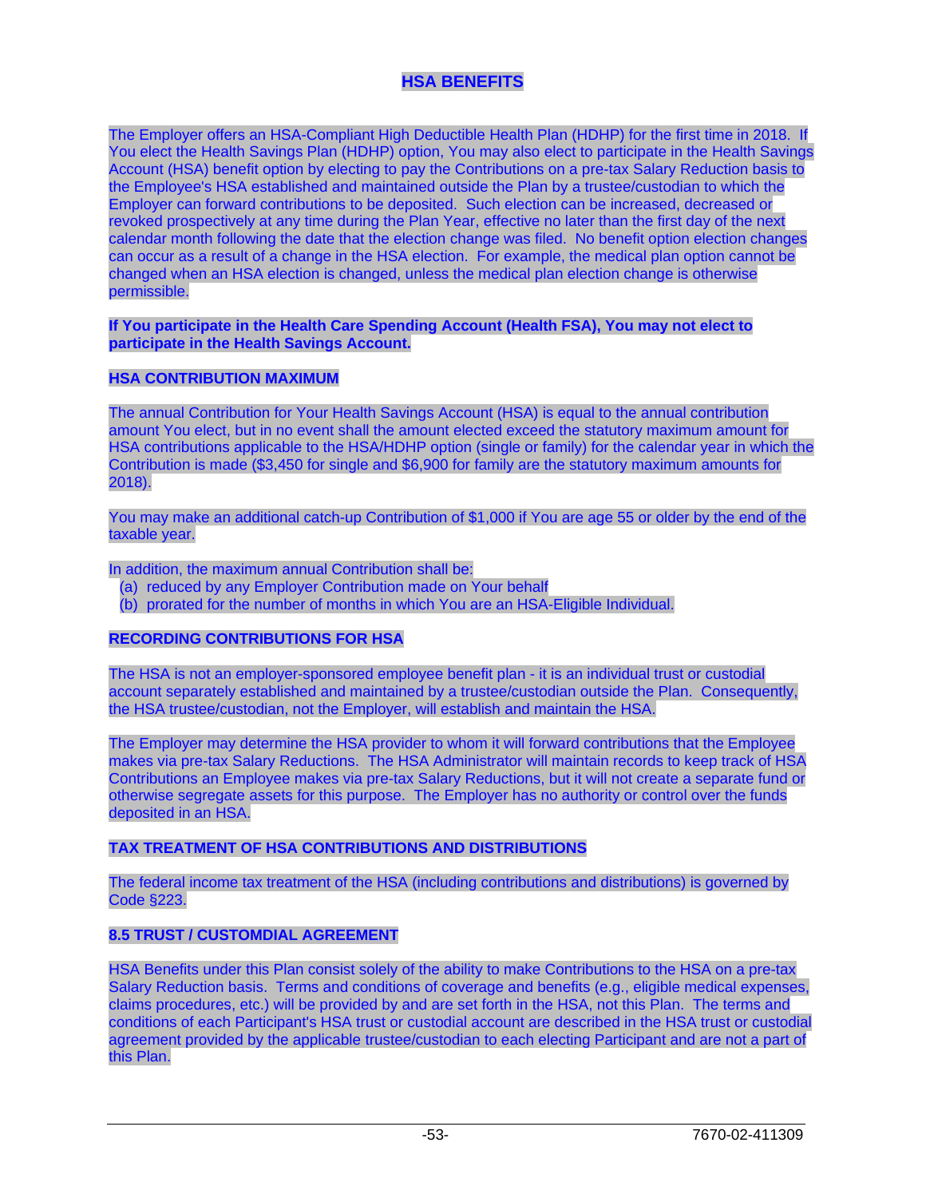## HSA BENEFITS

The Employer offers an HSA-Compliant High Deductible Health Plan (HDHP) for the first time in 2018. If You elect the Health Savings Plan (HDHP) option, You may also elect to participate in the Health Savings Account (HSA) benefit option by electing to pay the Contributions on a pre-tax Salary Reduction basis to the Employee's HSA established and maintained outside the Plan by a trustee/custodian to which the Employer can forward contributions to be deposited. Such election can be increased, decreased or revoked prospectively at any time during the Plan Year, effective no later than the first day of the next calendar month following the date that the election change was filed. No benefit option election changes can occur as a result of a change in the HSA election. For example, the medical plan option cannot be changed when an HSA election is changed, unless the medical plan election change is otherwise permissible.

**If You participate in the Health Care Spending Account (Health FSA), You may not elect to participate in the Health Savings Account.**

### HSA CONTRIBUTION MAXIMUM

The annual Contribution for Your Health Savings Account (HSA) is equal to the annual contribution amount You elect, but in no event shall the amount elected exceed the statutory maximum amount for HSA contributions applicable to the HSA/HDHP option (single or family) for the calendar year in which the Contribution is made ($3,450 for single and $6,900 for family are the statutory maximum amounts for 2018).

You may make an additional catch-up Contribution of $1,000 if You are age 55 or older by the end of the taxable year.

In addition, the maximum annual Contribution shall be:

(a) reduced by any Employer Contribution made on Your behalf
(b) prorated for the number of months in which You are an HSA-Eligible Individual.

### RECORDING CONTRIBUTIONS FOR HSA

The HSA is not an employer-sponsored employee benefit plan - it is an individual trust or custodial account separately established and maintained by a trustee/custodian outside the Plan. Consequently, the HSA trustee/custodian, not the Employer, will establish and maintain the HSA.

The Employer may determine the HSA provider to whom it will forward contributions that the Employee makes via pre-tax Salary Reductions. The HSA Administrator will maintain records to keep track of HSA Contributions an Employee makes via pre-tax Salary Reductions, but it will not create a separate fund or otherwise segregate assets for this purpose. The Employer has no authority or control over the funds deposited in an HSA.

### TAX TREATMENT OF HSA CONTRIBUTIONS AND DISTRIBUTIONS

The federal income tax treatment of the HSA (including contributions and distributions) is governed by Code §223.

### 8.5 TRUST / CUSTOMDIAL AGREEMENT

HSA Benefits under this Plan consist solely of the ability to make Contributions to the HSA on a pre-tax Salary Reduction basis. Terms and conditions of coverage and benefits (e.g., eligible medical expenses, claims procedures, etc.) will be provided by and are set forth in the HSA, not this Plan. The terms and conditions of each Participant's HSA trust or custodial account are described in the HSA trust or custodial agreement provided by the applicable trustee/custodian to each electing Participant and are not a part of this Plan.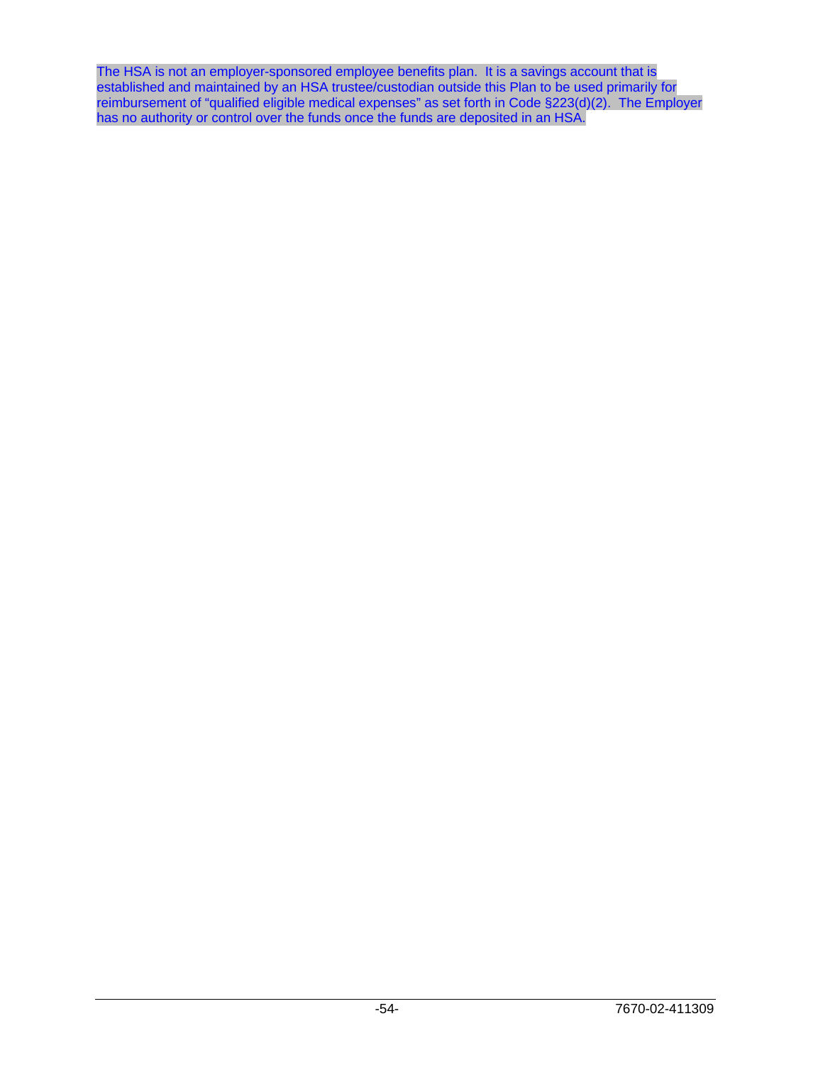The HSA is not an employer-sponsored employee benefits plan. It is a savings account that is established and maintained by an HSA trustee/custodian outside this Plan to be used primarily for reimbursement of "qualified eligible medical expenses" as set forth in Code §223(d)(2). The Employer has no authority or control over the funds once the funds are deposited in an HSA.